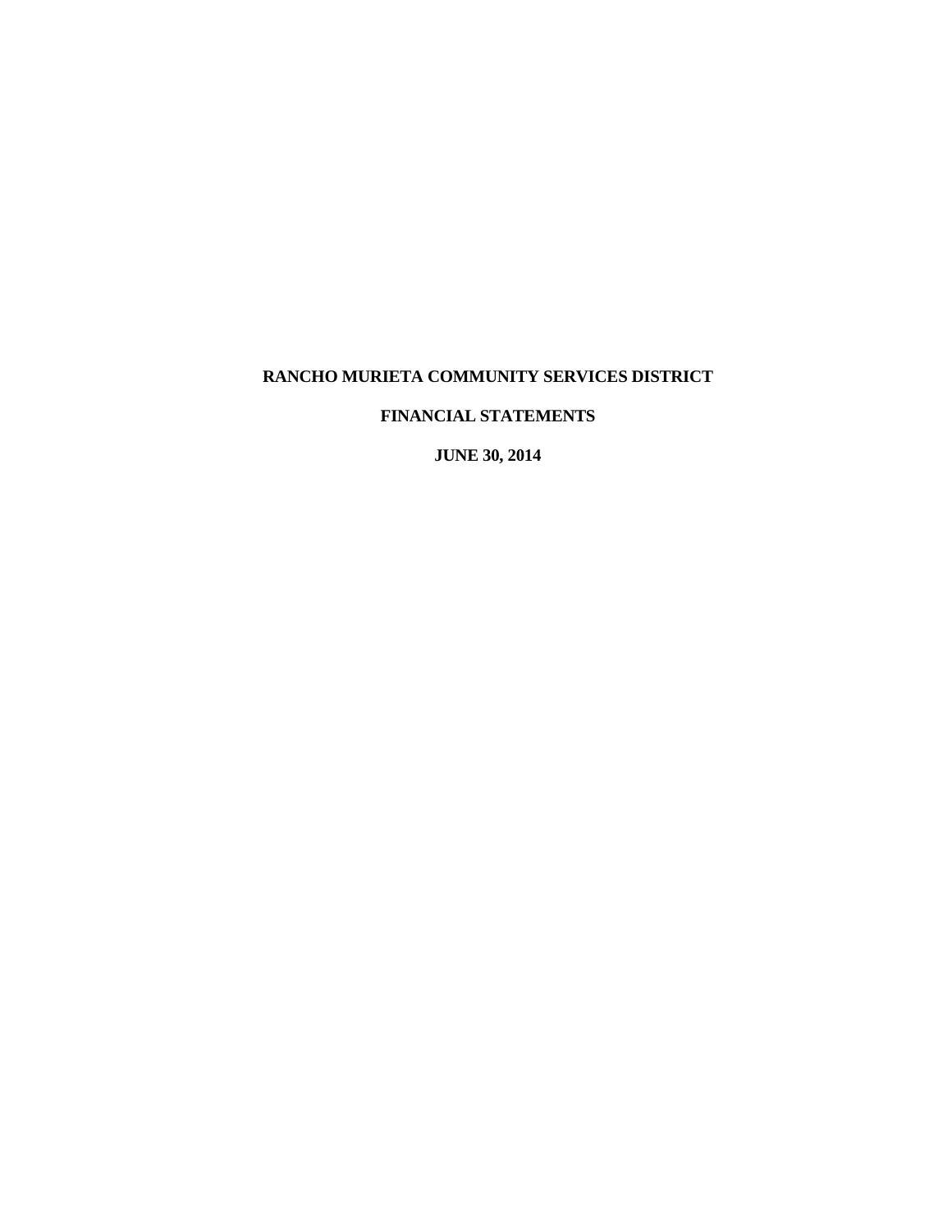# RANCHO MURIETA COMMUNITY SERVICES DISTRICT

## FINANCIAL STATEMENTS

## JUNE 30, 2014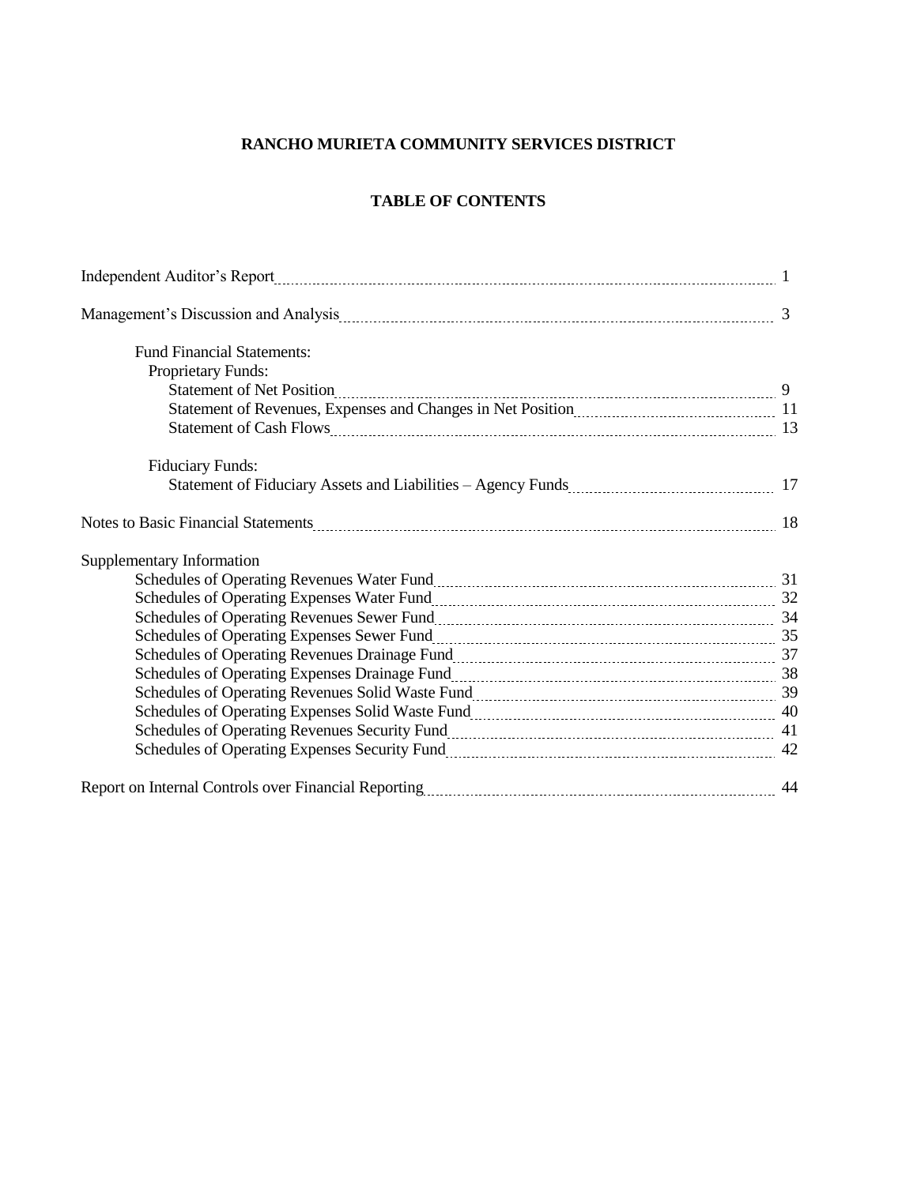# RANCHO MURIETA COMMUNITY SERVICES DISTRICT

## TABLE OF CONTENTS

| | |
|---|---|
| Independent Auditor's Report | 1 |
| Management's Discussion and Analysis | 3 |
| Fund Financial Statements: | |
| Proprietary Funds: | |
| Statement of Net Position | 9 |
| Statement of Revenues, Expenses and Changes in Net Position | 11 |
| Statement of Cash Flows | 13 |
| Fiduciary Funds: | |
| Statement of Fiduciary Assets and Liabilities – Agency Funds | 17 |
| Notes to Basic Financial Statements | 18 |
| Supplementary Information | |
| Schedules of Operating Revenues Water Fund | 31 |
| Schedules of Operating Expenses Water Fund | 32 |
| Schedules of Operating Revenues Sewer Fund | 34 |
| Schedules of Operating Expenses Sewer Fund | 35 |
| Schedules of Operating Revenues Drainage Fund | 37 |
| Schedules of Operating Expenses Drainage Fund | 38 |
| Schedules of Operating Revenues Solid Waste Fund | 39 |
| Schedules of Operating Expenses Solid Waste Fund | 40 |
| Schedules of Operating Revenues Security Fund | 41 |
| Schedules of Operating Expenses Security Fund | 42 |
| Report on Internal Controls over Financial Reporting | 44 |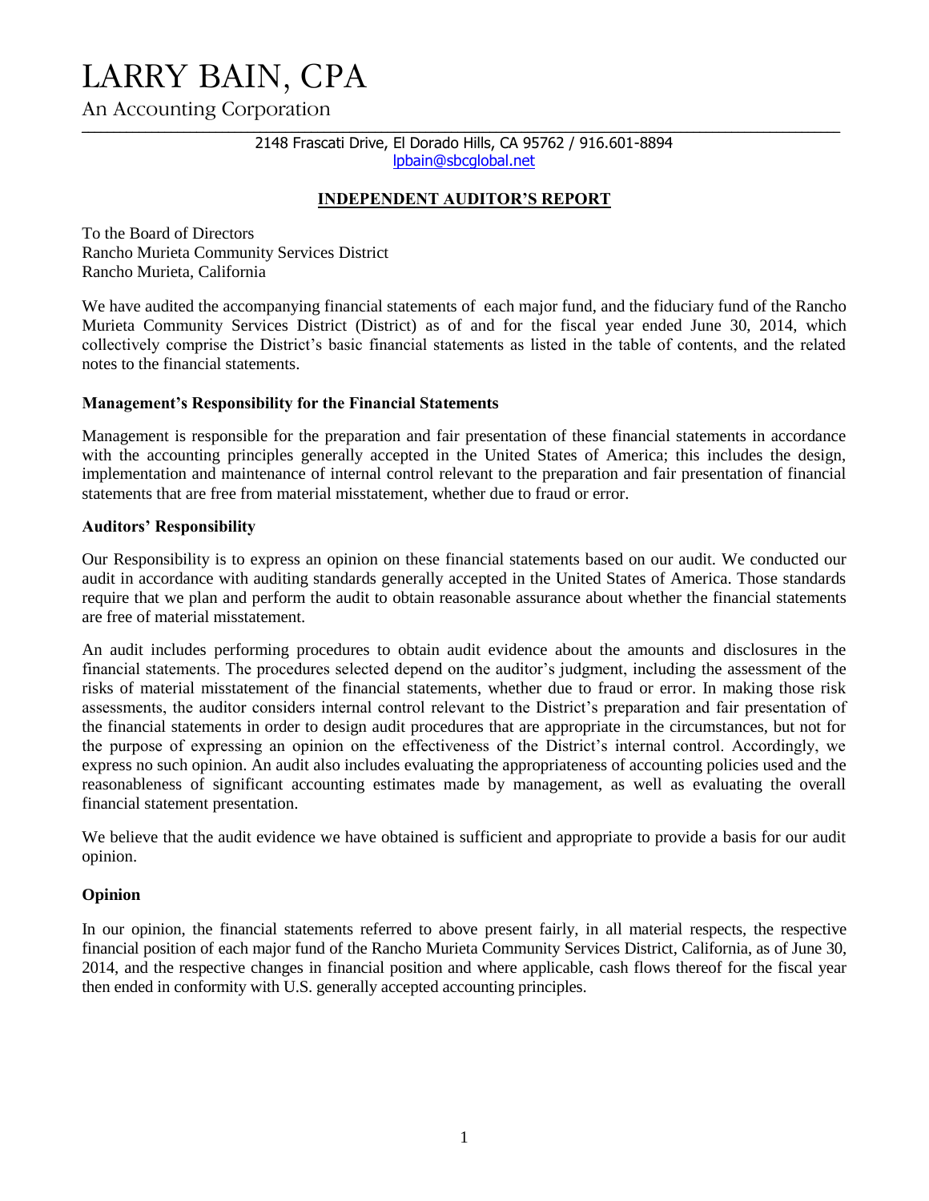# LARRY BAIN, CPA

An Accounting Corporation

2148 Frascati Drive, El Dorado Hills, CA 95762 / 916.601-8894
lpbain@sbcglobal.net

## INDEPENDENT AUDITOR'S REPORT

To the Board of Directors
Rancho Murieta Community Services District
Rancho Murieta, California

We have audited the accompanying financial statements of each major fund, and the fiduciary fund of the Rancho Murieta Community Services District (District) as of and for the fiscal year ended June 30, 2014, which collectively comprise the District's basic financial statements as listed in the table of contents, and the related notes to the financial statements.

### Management's Responsibility for the Financial Statements

Management is responsible for the preparation and fair presentation of these financial statements in accordance with the accounting principles generally accepted in the United States of America; this includes the design, implementation and maintenance of internal control relevant to the preparation and fair presentation of financial statements that are free from material misstatement, whether due to fraud or error.

### Auditors' Responsibility

Our Responsibility is to express an opinion on these financial statements based on our audit. We conducted our audit in accordance with auditing standards generally accepted in the United States of America. Those standards require that we plan and perform the audit to obtain reasonable assurance about whether the financial statements are free of material misstatement.

An audit includes performing procedures to obtain audit evidence about the amounts and disclosures in the financial statements. The procedures selected depend on the auditor's judgment, including the assessment of the risks of material misstatement of the financial statements, whether due to fraud or error. In making those risk assessments, the auditor considers internal control relevant to the District's preparation and fair presentation of the financial statements in order to design audit procedures that are appropriate in the circumstances, but not for the purpose of expressing an opinion on the effectiveness of the District's internal control. Accordingly, we express no such opinion. An audit also includes evaluating the appropriateness of accounting policies used and the reasonableness of significant accounting estimates made by management, as well as evaluating the overall financial statement presentation.

We believe that the audit evidence we have obtained is sufficient and appropriate to provide a basis for our audit opinion.

### Opinion

In our opinion, the financial statements referred to above present fairly, in all material respects, the respective financial position of each major fund of the Rancho Murieta Community Services District, California, as of June 30, 2014, and the respective changes in financial position and where applicable, cash flows thereof for the fiscal year then ended in conformity with U.S. generally accepted accounting principles.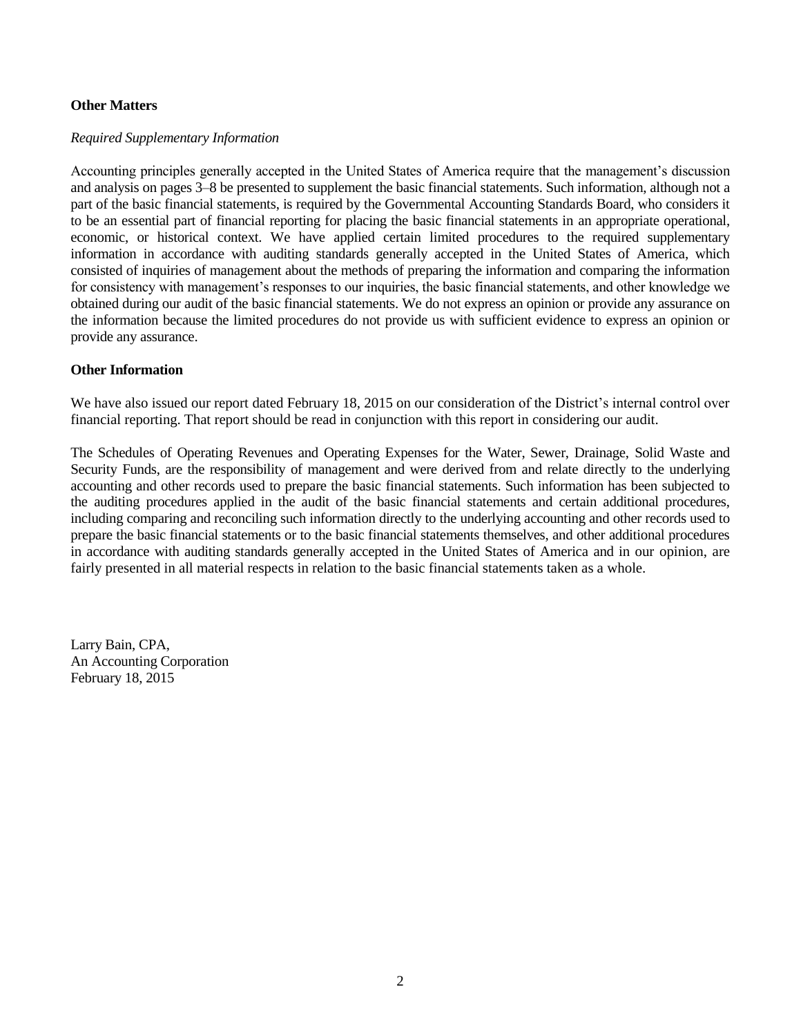**Other Matters**

*Required Supplementary Information*

Accounting principles generally accepted in the United States of America require that the management's discussion and analysis on pages 3–8 be presented to supplement the basic financial statements. Such information, although not a part of the basic financial statements, is required by the Governmental Accounting Standards Board, who considers it to be an essential part of financial reporting for placing the basic financial statements in an appropriate operational, economic, or historical context. We have applied certain limited procedures to the required supplementary information in accordance with auditing standards generally accepted in the United States of America, which consisted of inquiries of management about the methods of preparing the information and comparing the information for consistency with management's responses to our inquiries, the basic financial statements, and other knowledge we obtained during our audit of the basic financial statements. We do not express an opinion or provide any assurance on the information because the limited procedures do not provide us with sufficient evidence to express an opinion or provide any assurance.

**Other Information**

We have also issued our report dated February 18, 2015 on our consideration of the District's internal control over financial reporting. That report should be read in conjunction with this report in considering our audit.

The Schedules of Operating Revenues and Operating Expenses for the Water, Sewer, Drainage, Solid Waste and Security Funds, are the responsibility of management and were derived from and relate directly to the underlying accounting and other records used to prepare the basic financial statements. Such information has been subjected to the auditing procedures applied in the audit of the basic financial statements and certain additional procedures, including comparing and reconciling such information directly to the underlying accounting and other records used to prepare the basic financial statements or to the basic financial statements themselves, and other additional procedures in accordance with auditing standards generally accepted in the United States of America and in our opinion, are fairly presented in all material respects in relation to the basic financial statements taken as a whole.

Larry Bain, CPA,
An Accounting Corporation
February 18, 2015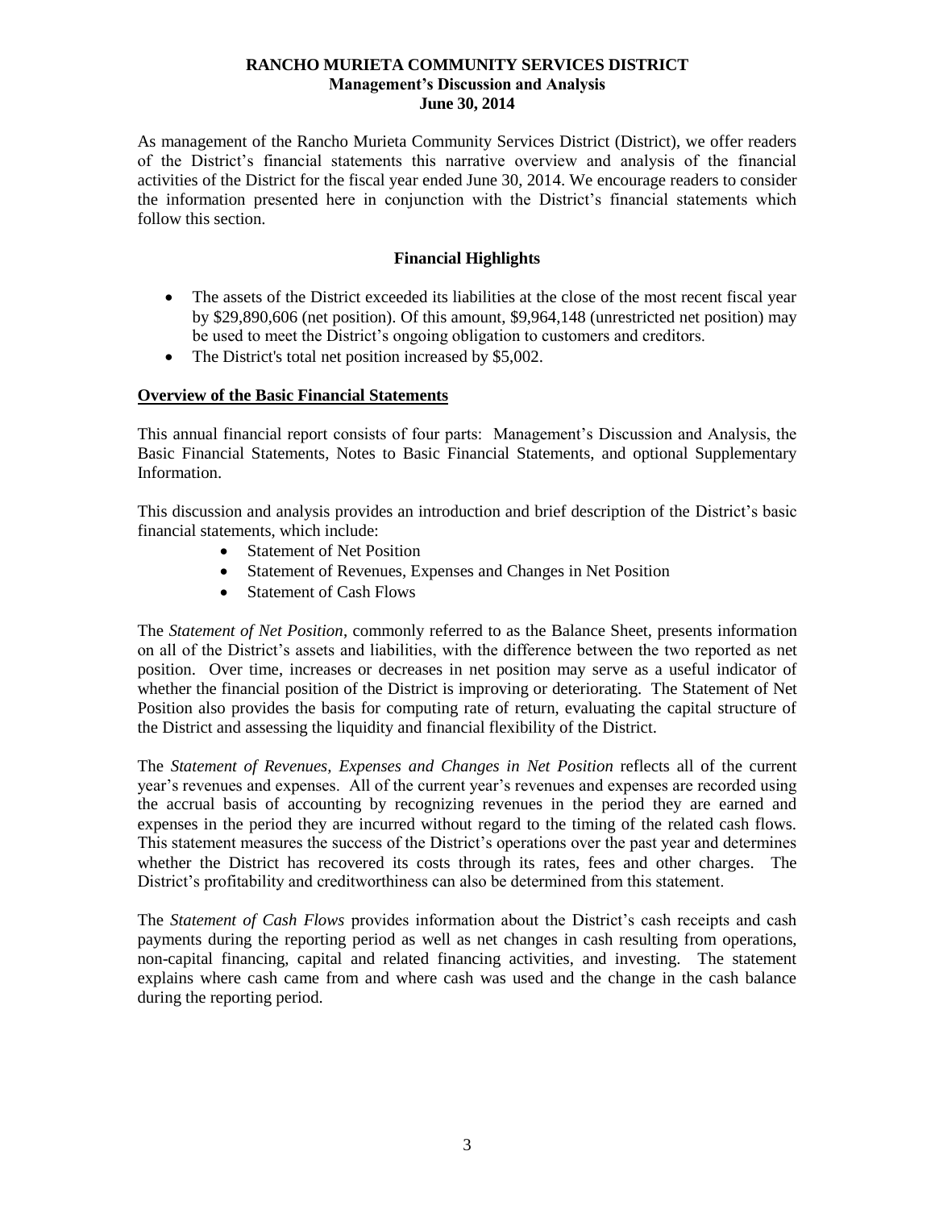**RANCHO MURIETA COMMUNITY SERVICES DISTRICT**
**Management's Discussion and Analysis**
**June 30, 2014**

As management of the Rancho Murieta Community Services District (District), we offer readers of the District's financial statements this narrative overview and analysis of the financial activities of the District for the fiscal year ended June 30, 2014. We encourage readers to consider the information presented here in conjunction with the District's financial statements which follow this section.

## Financial Highlights

- The assets of the District exceeded its liabilities at the close of the most recent fiscal year by $29,890,606 (net position). Of this amount, $9,964,148 (unrestricted net position) may be used to meet the District's ongoing obligation to customers and creditors.
- The District's total net position increased by $5,002.

## Overview of the Basic Financial Statements

This annual financial report consists of four parts: Management's Discussion and Analysis, the Basic Financial Statements, Notes to Basic Financial Statements, and optional Supplementary Information.

This discussion and analysis provides an introduction and brief description of the District's basic financial statements, which include:

- Statement of Net Position
- Statement of Revenues, Expenses and Changes in Net Position
- Statement of Cash Flows

The *Statement of Net Position*, commonly referred to as the Balance Sheet, presents information on all of the District's assets and liabilities, with the difference between the two reported as net position. Over time, increases or decreases in net position may serve as a useful indicator of whether the financial position of the District is improving or deteriorating. The Statement of Net Position also provides the basis for computing rate of return, evaluating the capital structure of the District and assessing the liquidity and financial flexibility of the District.

The *Statement of Revenues, Expenses and Changes in Net Position* reflects all of the current year's revenues and expenses. All of the current year's revenues and expenses are recorded using the accrual basis of accounting by recognizing revenues in the period they are earned and expenses in the period they are incurred without regard to the timing of the related cash flows. This statement measures the success of the District's operations over the past year and determines whether the District has recovered its costs through its rates, fees and other charges. The District's profitability and creditworthiness can also be determined from this statement.

The *Statement of Cash Flows* provides information about the District's cash receipts and cash payments during the reporting period as well as net changes in cash resulting from operations, non-capital financing, capital and related financing activities, and investing. The statement explains where cash came from and where cash was used and the change in the cash balance during the reporting period.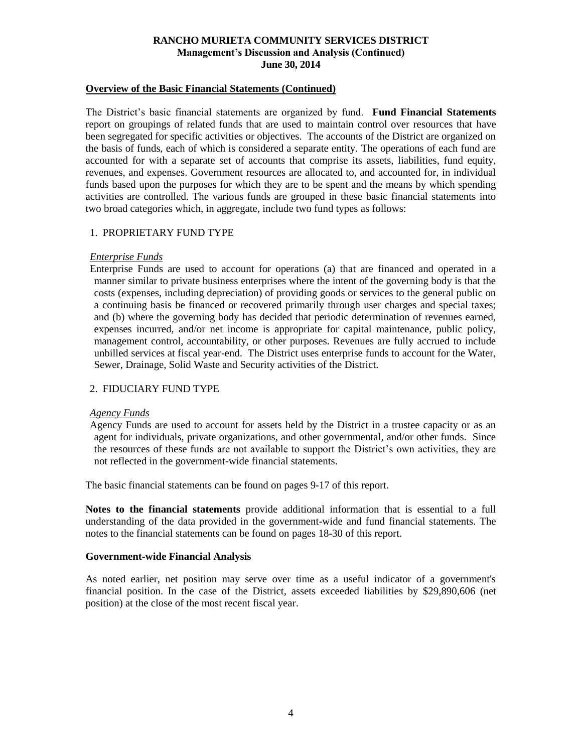## Overview of the Basic Financial Statements (Continued)

The District's basic financial statements are organized by fund. **Fund Financial Statements** report on groupings of related funds that are used to maintain control over resources that have been segregated for specific activities or objectives. The accounts of the District are organized on the basis of funds, each of which is considered a separate entity. The operations of each fund are accounted for with a separate set of accounts that comprise its assets, liabilities, fund equity, revenues, and expenses. Government resources are allocated to, and accounted for, in individual funds based upon the purposes for which they are to be spent and the means by which spending activities are controlled. The various funds are grouped in these basic financial statements into two broad categories which, in aggregate, include two fund types as follows:

1. PROPRIETARY FUND TYPE

*Enterprise Funds*

Enterprise Funds are used to account for operations (a) that are financed and operated in a manner similar to private business enterprises where the intent of the governing body is that the costs (expenses, including depreciation) of providing goods or services to the general public on a continuing basis be financed or recovered primarily through user charges and special taxes; and (b) where the governing body has decided that periodic determination of revenues earned, expenses incurred, and/or net income is appropriate for capital maintenance, public policy, management control, accountability, or other purposes. Revenues are fully accrued to include unbilled services at fiscal year-end. The District uses enterprise funds to account for the Water, Sewer, Drainage, Solid Waste and Security activities of the District.

2. FIDUCIARY FUND TYPE

*Agency Funds*

Agency Funds are used to account for assets held by the District in a trustee capacity or as an agent for individuals, private organizations, and other governmental, and/or other funds. Since the resources of these funds are not available to support the District's own activities, they are not reflected in the government-wide financial statements.

The basic financial statements can be found on pages 9-17 of this report.

**Notes to the financial statements** provide additional information that is essential to a full understanding of the data provided in the government-wide and fund financial statements. The notes to the financial statements can be found on pages 18-30 of this report.

**Government-wide Financial Analysis**

As noted earlier, net position may serve over time as a useful indicator of a government's financial position. In the case of the District, assets exceeded liabilities by $29,890,606 (net position) at the close of the most recent fiscal year.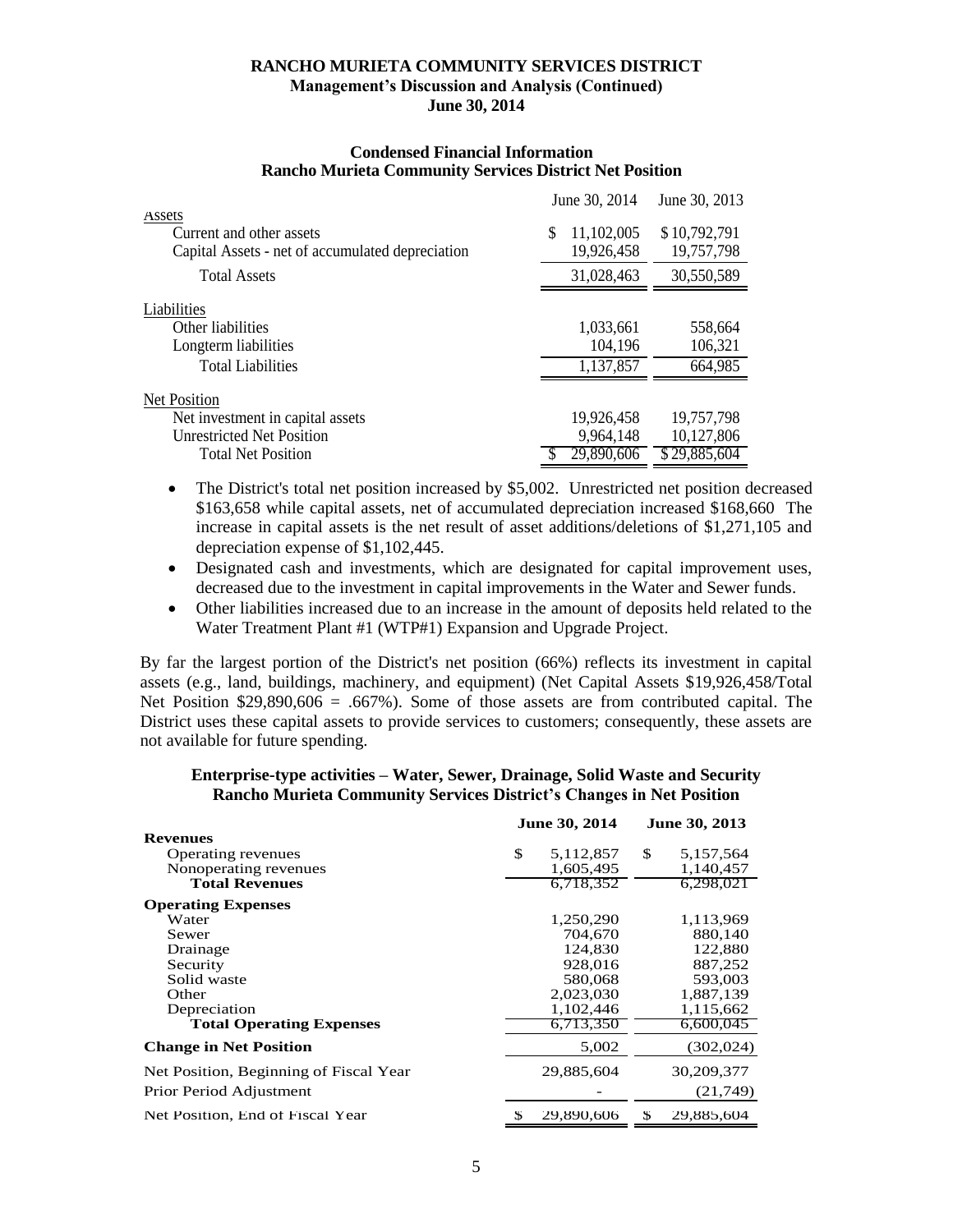# RANCHO MURIETA COMMUNITY SERVICES DISTRICT
## Management's Discussion and Analysis (Continued)
## June 30, 2014

### Condensed Financial Information
### Rancho Murieta Community Services District Net Position

| | June 30, 2014 | June 30, 2013 |
|---|---|---|
| Assets | | |
| Current and other assets | $ 11,102,005 | $ 10,792,791 |
| Capital Assets - net of accumulated depreciation | 19,926,458 | 19,757,798 |
| Total Assets | 31,028,463 | 30,550,589 |
| Liabilities | | |
| Other liabilities | 1,033,661 | 558,664 |
| Longterm liabilities | 104,196 | 106,321 |
| Total Liabilities | 1,137,857 | 664,985 |
| Net Position | | |
| Net investment in capital assets | 19,926,458 | 19,757,798 |
| Unrestricted Net Position | 9,964,148 | 10,127,806 |
| Total Net Position | $ 29,890,606 | $ 29,885,604 |

- The District's total net position increased by $5,002. Unrestricted net position decreased $163,658 while capital assets, net of accumulated depreciation increased $168,660 The increase in capital assets is the net result of asset additions/deletions of $1,271,105 and depreciation expense of $1,102,445.
- Designated cash and investments, which are designated for capital improvement uses, decreased due to the investment in capital improvements in the Water and Sewer funds.
- Other liabilities increased due to an increase in the amount of deposits held related to the Water Treatment Plant #1 (WTP#1) Expansion and Upgrade Project.

By far the largest portion of the District's net position (66%) reflects its investment in capital assets (e.g., land, buildings, machinery, and equipment) (Net Capital Assets $19,926,458/Total Net Position $29,890,606 = .667%). Some of those assets are from contributed capital. The District uses these capital assets to provide services to customers; consequently, these assets are not available for future spending.

### Enterprise-type activities – Water, Sewer, Drainage, Solid Waste and Security
### Rancho Murieta Community Services District's Changes in Net Position

| | June 30, 2014 | June 30, 2013 |
|---|---|---|
| **Revenues** | | |
| Operating revenues | $ 5,112,857 | $ 5,157,564 |
| Nonoperating revenues | 1,605,495 | 1,140,457 |
| **Total Revenues** | 6,718,352 | 6,298,021 |
| **Operating Expenses** | | |
| Water | 1,250,290 | 1,113,969 |
| Sewer | 704,670 | 880,140 |
| Drainage | 124,830 | 122,880 |
| Security | 928,016 | 887,252 |
| Solid waste | 580,068 | 593,003 |
| Other | 2,023,030 | 1,887,139 |
| Depreciation | 1,102,446 | 1,115,662 |
| **Total Operating Expenses** | 6,713,350 | 6,600,045 |
| **Change in Net Position** | 5,002 | (302,024) |
| Net Position, Beginning of Fiscal Year | 29,885,604 | 30,209,377 |
| Prior Period Adjustment | - | (21,749) |
| Net Position, End of Fiscal Year | $ 29,890,606 | $ 29,885,604 |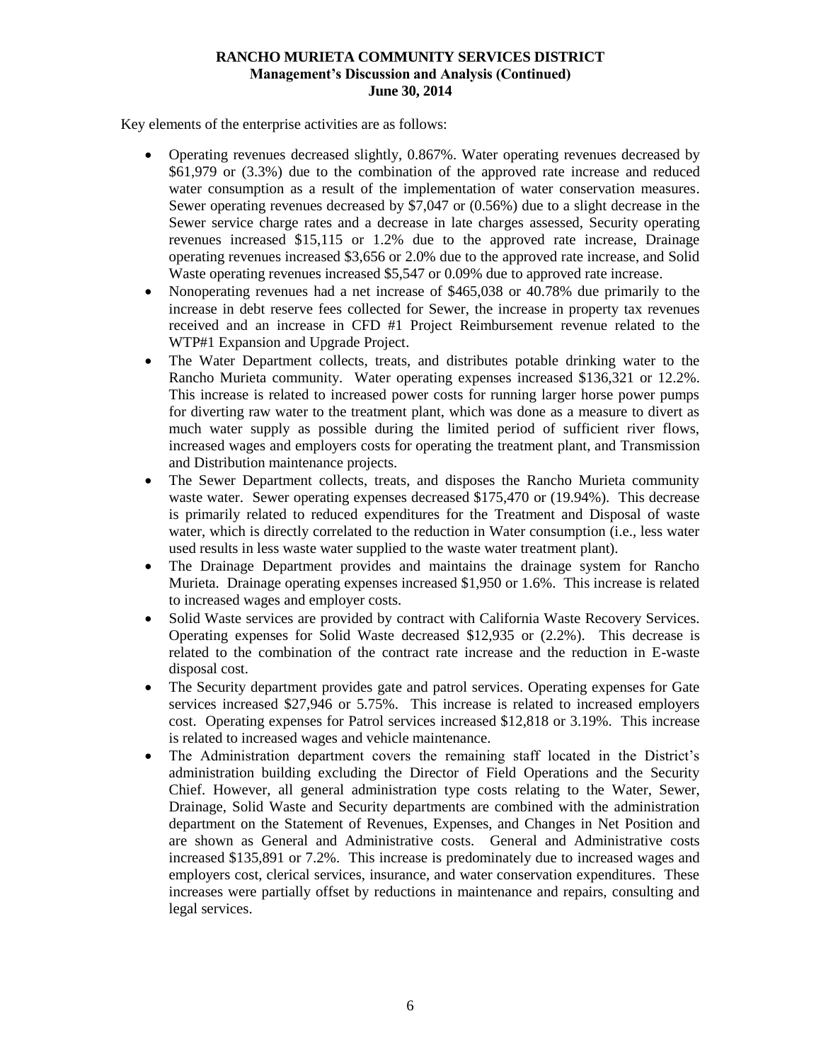Key elements of the enterprise activities are as follows:

- Operating revenues decreased slightly, 0.867%. Water operating revenues decreased by $61,979 or (3.3%) due to the combination of the approved rate increase and reduced water consumption as a result of the implementation of water conservation measures. Sewer operating revenues decreased by $7,047 or (0.56%) due to a slight decrease in the Sewer service charge rates and a decrease in late charges assessed, Security operating revenues increased $15,115 or 1.2% due to the approved rate increase, Drainage operating revenues increased $3,656 or 2.0% due to the approved rate increase, and Solid Waste operating revenues increased $5,547 or 0.09% due to approved rate increase.
- Nonoperating revenues had a net increase of $465,038 or 40.78% due primarily to the increase in debt reserve fees collected for Sewer, the increase in property tax revenues received and an increase in CFD #1 Project Reimbursement revenue related to the WTP#1 Expansion and Upgrade Project.
- The Water Department collects, treats, and distributes potable drinking water to the Rancho Murieta community. Water operating expenses increased $136,321 or 12.2%. This increase is related to increased power costs for running larger horse power pumps for diverting raw water to the treatment plant, which was done as a measure to divert as much water supply as possible during the limited period of sufficient river flows, increased wages and employers costs for operating the treatment plant, and Transmission and Distribution maintenance projects.
- The Sewer Department collects, treats, and disposes the Rancho Murieta community waste water. Sewer operating expenses decreased $175,470 or (19.94%). This decrease is primarily related to reduced expenditures for the Treatment and Disposal of waste water, which is directly correlated to the reduction in Water consumption (i.e., less water used results in less waste water supplied to the waste water treatment plant).
- The Drainage Department provides and maintains the drainage system for Rancho Murieta. Drainage operating expenses increased $1,950 or 1.6%. This increase is related to increased wages and employer costs.
- Solid Waste services are provided by contract with California Waste Recovery Services. Operating expenses for Solid Waste decreased $12,935 or (2.2%). This decrease is related to the combination of the contract rate increase and the reduction in E-waste disposal cost.
- The Security department provides gate and patrol services. Operating expenses for Gate services increased $27,946 or 5.75%. This increase is related to increased employers cost. Operating expenses for Patrol services increased $12,818 or 3.19%. This increase is related to increased wages and vehicle maintenance.
- The Administration department covers the remaining staff located in the District's administration building excluding the Director of Field Operations and the Security Chief. However, all general administration type costs relating to the Water, Sewer, Drainage, Solid Waste and Security departments are combined with the administration department on the Statement of Revenues, Expenses, and Changes in Net Position and are shown as General and Administrative costs. General and Administrative costs increased $135,891 or 7.2%. This increase is predominately due to increased wages and employers cost, clerical services, insurance, and water conservation expenditures. These increases were partially offset by reductions in maintenance and repairs, consulting and legal services.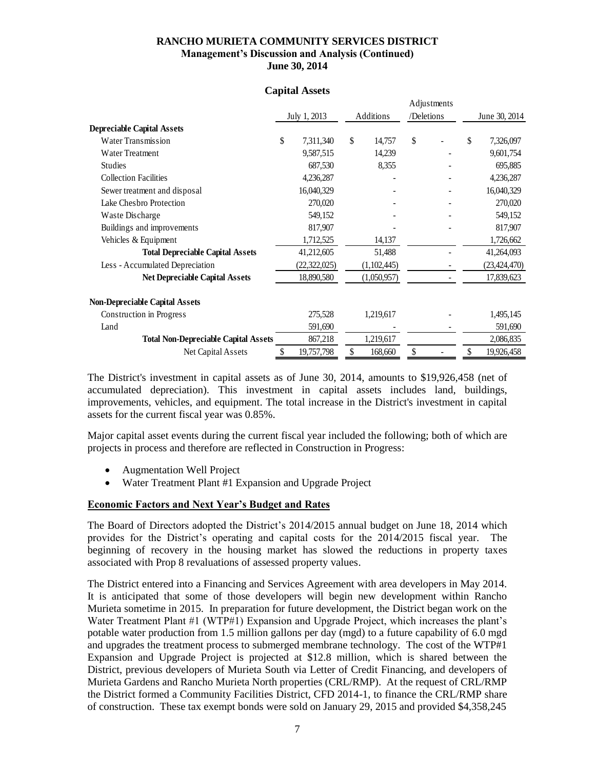# RANCHO MURIETA COMMUNITY SERVICES DISTRICT
## Management's Discussion and Analysis (Continued)
## June 30, 2014

### Capital Assets

| | July 1, 2013 | Additions | Adjustments /Deletions | June 30, 2014 |
|---|---|---|---|---|
| **Depreciable Capital Assets** | | | | |
| Water Transmission | $ 7,311,340 | $ 14,757 | $ - | $ 7,326,097 |
| Water Treatment | 9,587,515 | 14,239 | - | 9,601,754 |
| Studies | 687,530 | 8,355 | - | 695,885 |
| Collection Facilities | 4,236,287 | - | - | 4,236,287 |
| Sewer treatment and disposal | 16,040,329 | - | - | 16,040,329 |
| Lake Chesbro Protection | 270,020 | - | - | 270,020 |
| Waste Discharge | 549,152 | - | - | 549,152 |
| Buildings and improvements | 817,907 | - | - | 817,907 |
| Vehicles & Equipment | 1,712,525 | 14,137 | | 1,726,662 |
| **Total Depreciable Capital Assets** | 41,212,605 | 51,488 | - | 41,264,093 |
| Less - Accumulated Depreciation | (22,322,025) | (1,102,445) | - | (23,424,470) |
| **Net Depreciable Capital Assets** | 18,890,580 | (1,050,957) | - | 17,839,623 |
| **Non-Depreciable Capital Assets** | | | | |
| Construction in Progress | 275,528 | 1,219,617 | - | 1,495,145 |
| Land | 591,690 | - | - | 591,690 |
| **Total Non-Depreciable Capital Assets** | 867,218 | 1,219,617 | | 2,086,835 |
| Net Capital Assets | $ 19,757,798 | $ 168,660 | $ - | $ 19,926,458 |

The District's investment in capital assets as of June 30, 2014, amounts to $19,926,458 (net of accumulated depreciation). This investment in capital assets includes land, buildings, improvements, vehicles, and equipment. The total increase in the District's investment in capital assets for the current fiscal year was 0.85%.

Major capital asset events during the current fiscal year included the following; both of which are projects in process and therefore are reflected in Construction in Progress:

- Augmentation Well Project
- Water Treatment Plant #1 Expansion and Upgrade Project

### Economic Factors and Next Year's Budget and Rates

The Board of Directors adopted the District's 2014/2015 annual budget on June 18, 2014 which provides for the District's operating and capital costs for the 2014/2015 fiscal year. The beginning of recovery in the housing market has slowed the reductions in property taxes associated with Prop 8 revaluations of assessed property values.

The District entered into a Financing and Services Agreement with area developers in May 2014. It is anticipated that some of those developers will begin new development within Rancho Murieta sometime in 2015. In preparation for future development, the District began work on the Water Treatment Plant #1 (WTP#1) Expansion and Upgrade Project, which increases the plant's potable water production from 1.5 million gallons per day (mgd) to a future capability of 6.0 mgd and upgrades the treatment process to submerged membrane technology. The cost of the WTP#1 Expansion and Upgrade Project is projected at $12.8 million, which is shared between the District, previous developers of Murieta South via Letter of Credit Financing, and developers of Murieta Gardens and Rancho Murieta North properties (CRL/RMP). At the request of CRL/RMP the District formed a Community Facilities District, CFD 2014-1, to finance the CRL/RMP share of construction. These tax exempt bonds were sold on January 29, 2015 and provided $4,358,245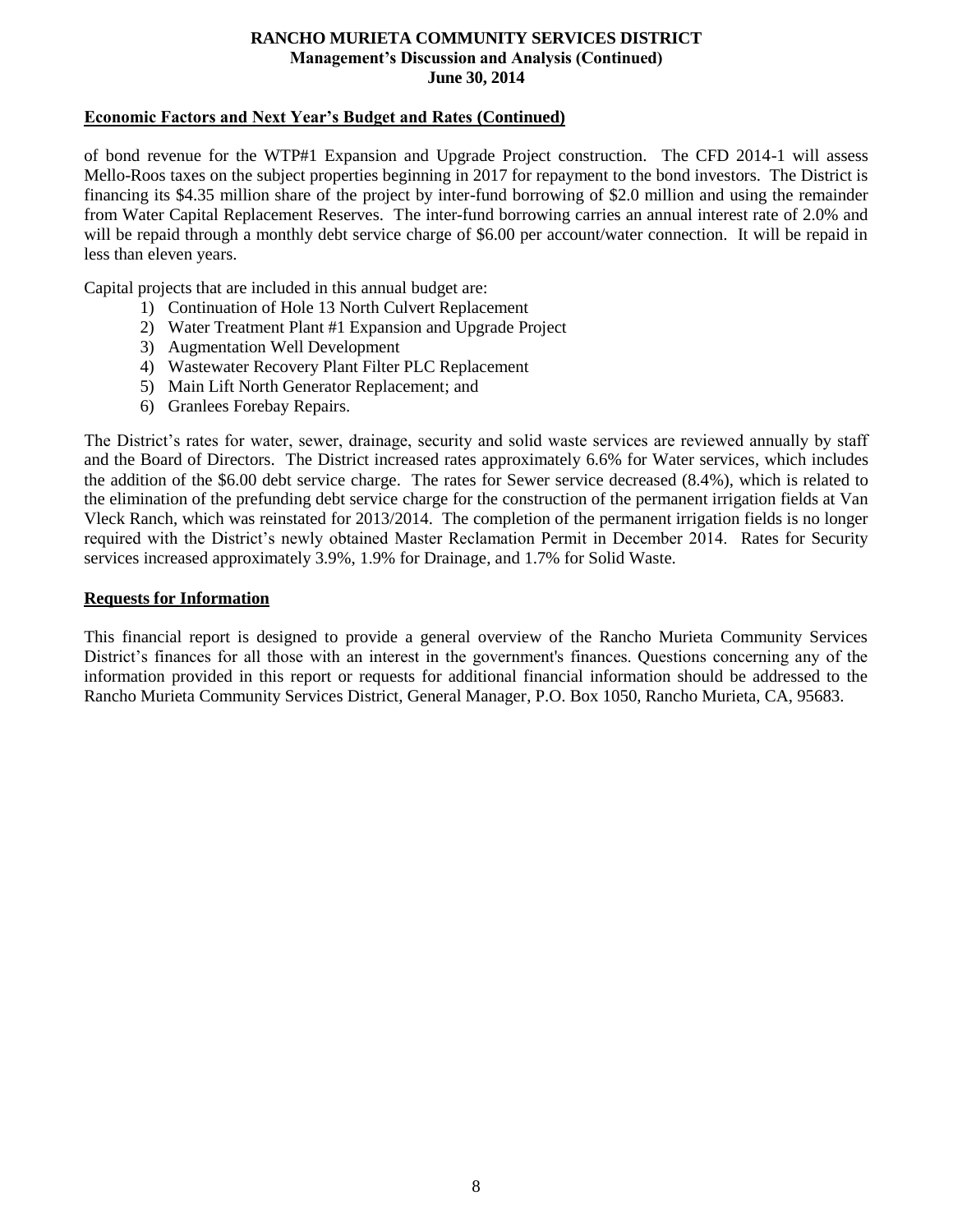### Economic Factors and Next Year's Budget and Rates (Continued)

of bond revenue for the WTP#1 Expansion and Upgrade Project construction. The CFD 2014-1 will assess Mello-Roos taxes on the subject properties beginning in 2017 for repayment to the bond investors. The District is financing its $4.35 million share of the project by inter-fund borrowing of $2.0 million and using the remainder from Water Capital Replacement Reserves. The inter-fund borrowing carries an annual interest rate of 2.0% and will be repaid through a monthly debt service charge of $6.00 per account/water connection. It will be repaid in less than eleven years.

Capital projects that are included in this annual budget are:

1) Continuation of Hole 13 North Culvert Replacement
2) Water Treatment Plant #1 Expansion and Upgrade Project
3) Augmentation Well Development
4) Wastewater Recovery Plant Filter PLC Replacement
5) Main Lift North Generator Replacement; and
6) Granlees Forebay Repairs.

The District's rates for water, sewer, drainage, security and solid waste services are reviewed annually by staff and the Board of Directors. The District increased rates approximately 6.6% for Water services, which includes the addition of the $6.00 debt service charge. The rates for Sewer service decreased (8.4%), which is related to the elimination of the prefunding debt service charge for the construction of the permanent irrigation fields at Van Vleck Ranch, which was reinstated for 2013/2014. The completion of the permanent irrigation fields is no longer required with the District's newly obtained Master Reclamation Permit in December 2014. Rates for Security services increased approximately 3.9%, 1.9% for Drainage, and 1.7% for Solid Waste.

### Requests for Information

This financial report is designed to provide a general overview of the Rancho Murieta Community Services District's finances for all those with an interest in the government's finances. Questions concerning any of the information provided in this report or requests for additional financial information should be addressed to the Rancho Murieta Community Services District, General Manager, P.O. Box 1050, Rancho Murieta, CA, 95683.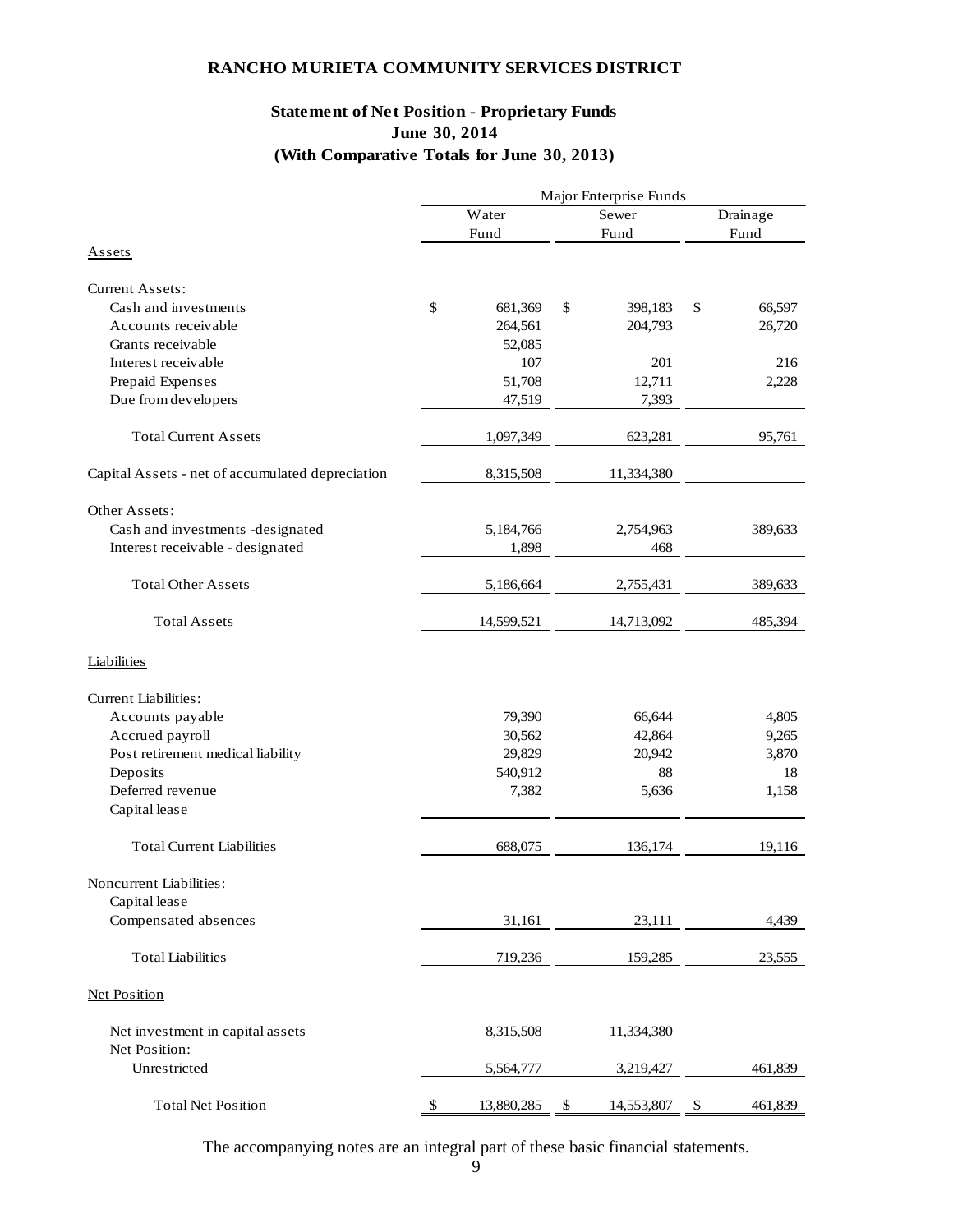# RANCHO MURIETA COMMUNITY SERVICES DISTRICT

## Statement of Net Position - Proprietary Funds
## June 30, 2014
## (With Comparative Totals for June 30, 2013)

| | Major Enterprise Funds | | |
|---|---|---|---|
| | Water Fund | Sewer Fund | Drainage Fund |
| **Assets** | | | |
| Current Assets: | | | |
| Cash and investments | $ 681,369 | $ 398,183 | $ 66,597 |
| Accounts receivable | 264,561 | 204,793 | 26,720 |
| Grants receivable | 52,085 | | |
| Interest receivable | 107 | 201 | 216 |
| Prepaid Expenses | 51,708 | 12,711 | 2,228 |
| Due from developers | 47,519 | 7,393 | |
| Total Current Assets | 1,097,349 | 623,281 | 95,761 |
| Capital Assets - net of accumulated depreciation | 8,315,508 | 11,334,380 | |
| Other Assets: | | | |
| Cash and investments -designated | 5,184,766 | 2,754,963 | 389,633 |
| Interest receivable - designated | 1,898 | 468 | |
| Total Other Assets | 5,186,664 | 2,755,431 | 389,633 |
| Total Assets | 14,599,521 | 14,713,092 | 485,394 |
| **Liabilities** | | | |
| Current Liabilities: | | | |
| Accounts payable | 79,390 | 66,644 | 4,805 |
| Accrued payroll | 30,562 | 42,864 | 9,265 |
| Post retirement medical liability | 29,829 | 20,942 | 3,870 |
| Deposits | 540,912 | 88 | 18 |
| Deferred revenue | 7,382 | 5,636 | 1,158 |
| Capital lease | | | |
| Total Current Liabilities | 688,075 | 136,174 | 19,116 |
| Noncurrent Liabilities: | | | |
| Capital lease | | | |
| Compensated absences | 31,161 | 23,111 | 4,439 |
| Total Liabilities | 719,236 | 159,285 | 23,555 |
| **Net Position** | | | |
| Net investment in capital assets | 8,315,508 | 11,334,380 | |
| Net Position: | | | |
| Unrestricted | 5,564,777 | 3,219,427 | 461,839 |
| Total Net Position | $ 13,880,285 | $ 14,553,807 | $ 461,839 |

The accompanying notes are an integral part of these basic financial statements.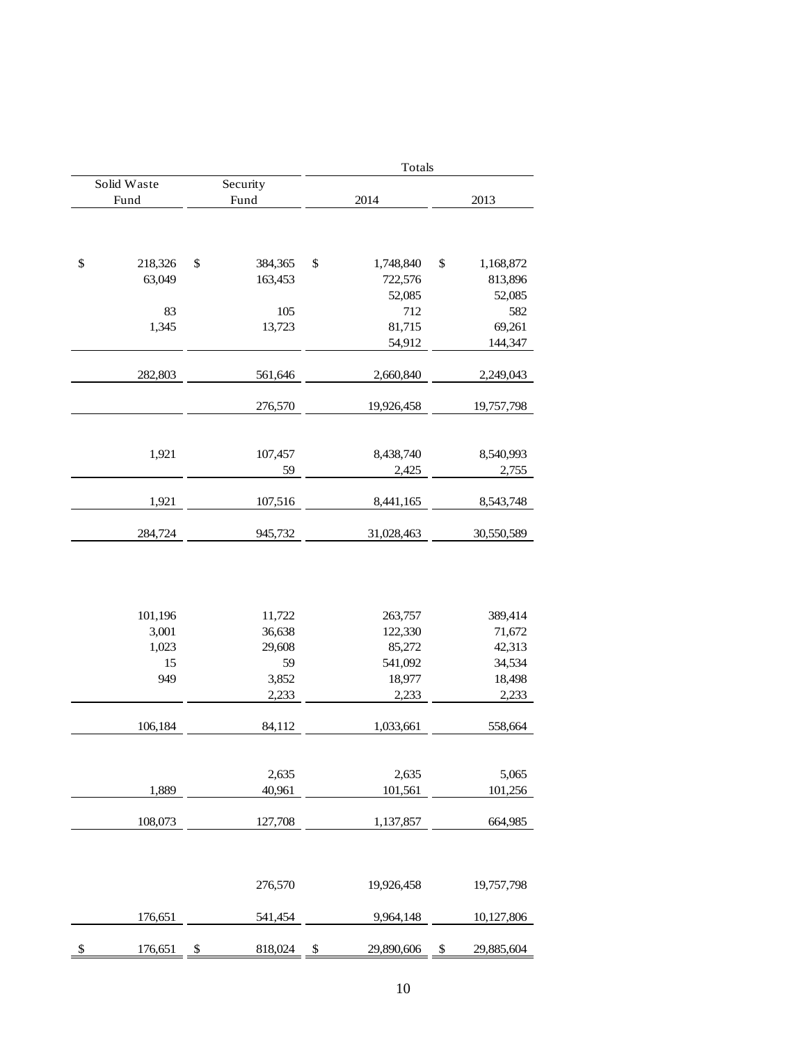| Solid Waste Fund | Security Fund | Totals 2014 | Totals 2013 |
|---|---|---|---|
| | | | |
| $ 218,326 | $ 384,365 | $ 1,748,840 | $ 1,168,872 |
| 63,049 | 163,453 | 722,576 | 813,896 |
| | | 52,085 | 52,085 |
| 83 | 105 | 712 | 582 |
| 1,345 | 13,723 | 81,715 | 69,261 |
| | | 54,912 | 144,347 |
| 282,803 | 561,646 | 2,660,840 | 2,249,043 |
| | 276,570 | 19,926,458 | 19,757,798 |
| | | | |
| 1,921 | 107,457 | 8,438,740 | 8,540,993 |
| | 59 | 2,425 | 2,755 |
| 1,921 | 107,516 | 8,441,165 | 8,543,748 |
| 284,724 | 945,732 | 31,028,463 | 30,550,589 |
| | | | |
| 101,196 | 11,722 | 263,757 | 389,414 |
| 3,001 | 36,638 | 122,330 | 71,672 |
| 1,023 | 29,608 | 85,272 | 42,313 |
| 15 | 59 | 541,092 | 34,534 |
| 949 | 3,852 | 18,977 | 18,498 |
| | 2,233 | 2,233 | 2,233 |
| 106,184 | 84,112 | 1,033,661 | 558,664 |
| | | | |
| | 2,635 | 2,635 | 5,065 |
| 1,889 | 40,961 | 101,561 | 101,256 |
| 108,073 | 127,708 | 1,137,857 | 664,985 |
| | | | |
| | 276,570 | 19,926,458 | 19,757,798 |
| 176,651 | 541,454 | 9,964,148 | 10,127,806 |
| $ 176,651 | $ 818,024 | $ 29,890,606 | $ 29,885,604 |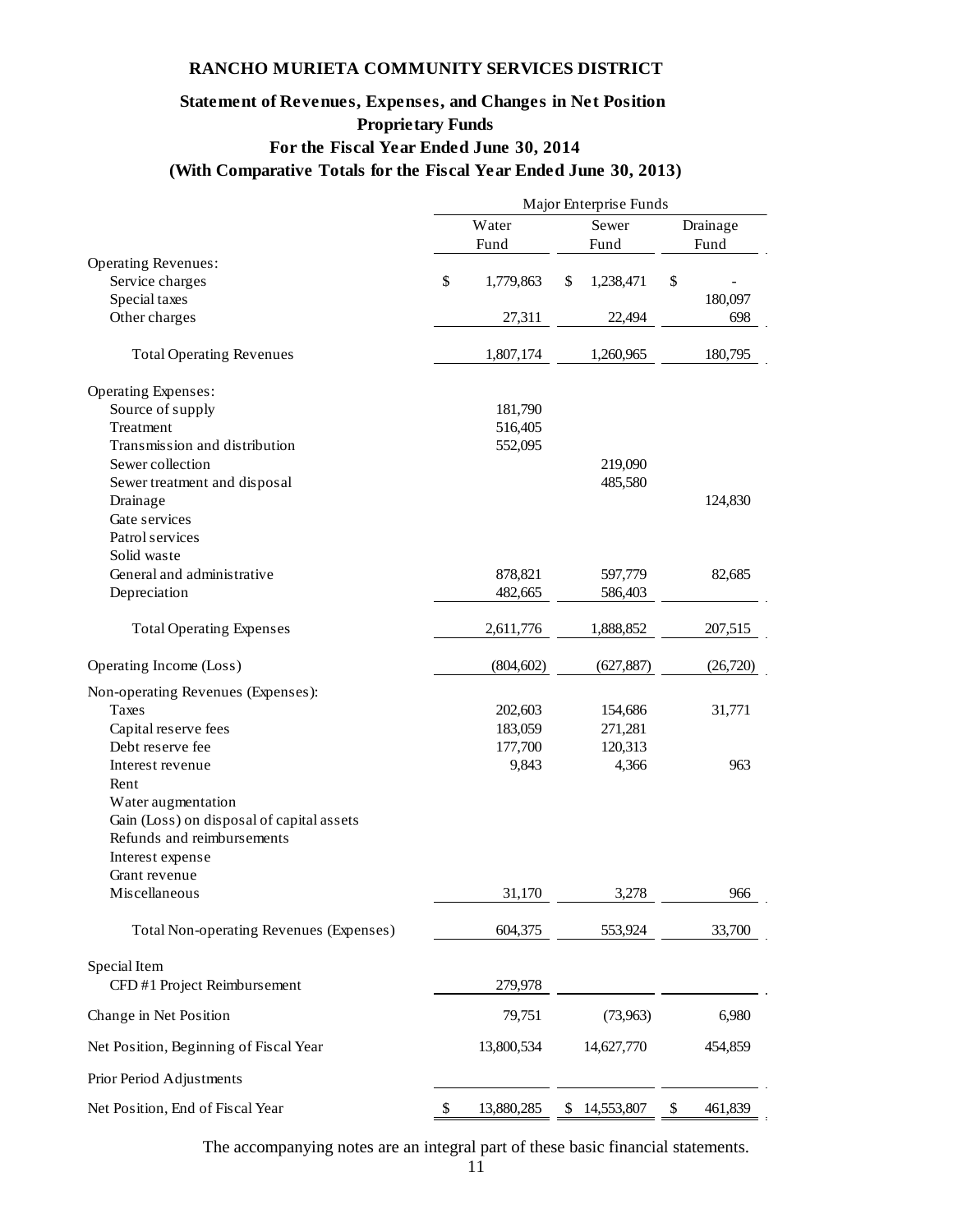**RANCHO MURIETA COMMUNITY SERVICES DISTRICT**

**Statement of Revenues, Expenses, and Changes in Net Position**

**Proprietary Funds**

**For the Fiscal Year Ended June 30, 2014**

**(With Comparative Totals for the Fiscal Year Ended June 30, 2013)**

| | Major Enterprise Funds | | |
|---|---|---|---|
| | Water Fund | Sewer Fund | Drainage Fund |
| Operating Revenues: | | | |
| Service charges | $ 1,779,863 | $ 1,238,471 | $ - |
| Special taxes | | | 180,097 |
| Other charges | 27,311 | 22,494 | 698 |
| Total Operating Revenues | 1,807,174 | 1,260,965 | 180,795 |
| Operating Expenses: | | | |
| Source of supply | 181,790 | | |
| Treatment | 516,405 | | |
| Transmission and distribution | 552,095 | | |
| Sewer collection | | 219,090 | |
| Sewer treatment and disposal | | 485,580 | |
| Drainage | | | 124,830 |
| Gate services | | | |
| Patrol services | | | |
| Solid waste | | | |
| General and administrative | 878,821 | 597,779 | 82,685 |
| Depreciation | 482,665 | 586,403 | |
| Total Operating Expenses | 2,611,776 | 1,888,852 | 207,515 |
| Operating Income (Loss) | (804,602) | (627,887) | (26,720) |
| Non-operating Revenues (Expenses): | | | |
| Taxes | 202,603 | 154,686 | 31,771 |
| Capital reserve fees | 183,059 | 271,281 | |
| Debt reserve fee | 177,700 | 120,313 | |
| Interest revenue | 9,843 | 4,366 | 963 |
| Rent | | | |
| Water augmentation | | | |
| Gain (Loss) on disposal of capital assets | | | |
| Refunds and reimbursements | | | |
| Interest expense | | | |
| Grant revenue | | | |
| Miscellaneous | 31,170 | 3,278 | 966 |
| Total Non-operating Revenues (Expenses) | 604,375 | 553,924 | 33,700 |
| Special Item | | | |
| CFD #1 Project Reimbursement | 279,978 | | |
| Change in Net Position | 79,751 | (73,963) | 6,980 |
| Net Position, Beginning of Fiscal Year | 13,800,534 | 14,627,770 | 454,859 |
| Prior Period Adjustments | | | |
| Net Position, End of Fiscal Year | $ 13,880,285 | $ 14,553,807 | $ 461,839 |

The accompanying notes are an integral part of these basic financial statements.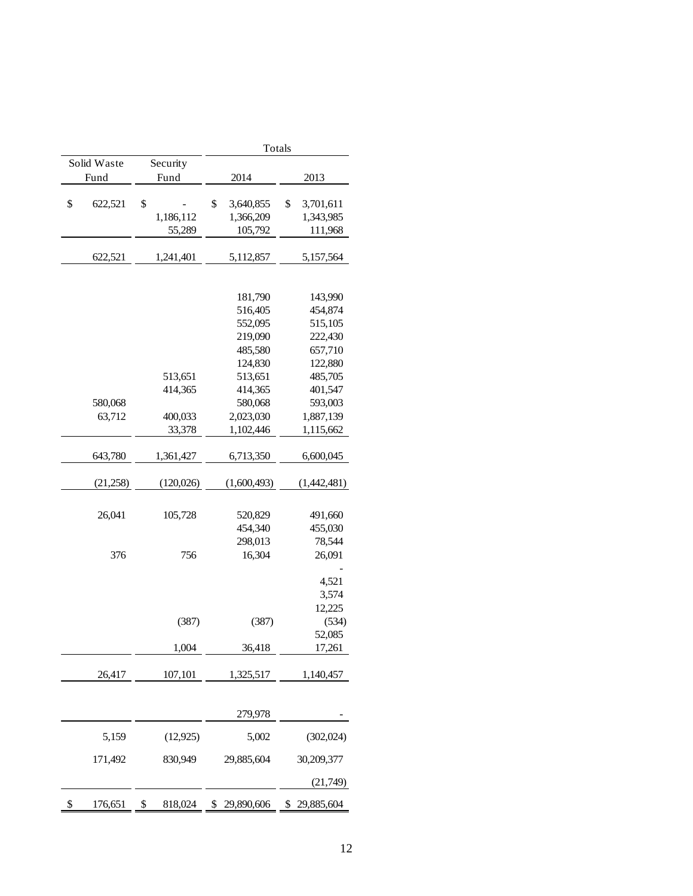| Solid Waste Fund | Security Fund | Totals 2014 | Totals 2013 |
|---|---|---|---|
| $ 622,521 | $ - | $ 3,640,855 | $ 3,701,611 |
| | 1,186,112 | 1,366,209 | 1,343,985 |
| | 55,289 | 105,792 | 111,968 |
| 622,521 | 1,241,401 | 5,112,857 | 5,157,564 |
| | | | |
| | | 181,790 | 143,990 |
| | | 516,405 | 454,874 |
| | | 552,095 | 515,105 |
| | | 219,090 | 222,430 |
| | | 485,580 | 657,710 |
| | | 124,830 | 122,880 |
| | 513,651 | 513,651 | 485,705 |
| | 414,365 | 414,365 | 401,547 |
| 580,068 | | 580,068 | 593,003 |
| 63,712 | 400,033 | 2,023,030 | 1,887,139 |
| | 33,378 | 1,102,446 | 1,115,662 |
| 643,780 | 1,361,427 | 6,713,350 | 6,600,045 |
| (21,258) | (120,026) | (1,600,493) | (1,442,481) |
| | | | |
| 26,041 | 105,728 | 520,829 | 491,660 |
| | | 454,340 | 455,030 |
| | | 298,013 | 78,544 |
| 376 | 756 | 16,304 | 26,091 |
| | | | - |
| | | | 4,521 |
| | | | 3,574 |
| | | | 12,225 |
| | (387) | (387) | (534) |
| | | | 52,085 |
| | 1,004 | 36,418 | 17,261 |
| 26,417 | 107,101 | 1,325,517 | 1,140,457 |
| | | | |
| | | 279,978 | - |
| 5,159 | (12,925) | 5,002 | (302,024) |
| 171,492 | 830,949 | 29,885,604 | 30,209,377 |
| | | | (21,749) |
| $ 176,651 | $ 818,024 | $ 29,890,606 | $ 29,885,604 |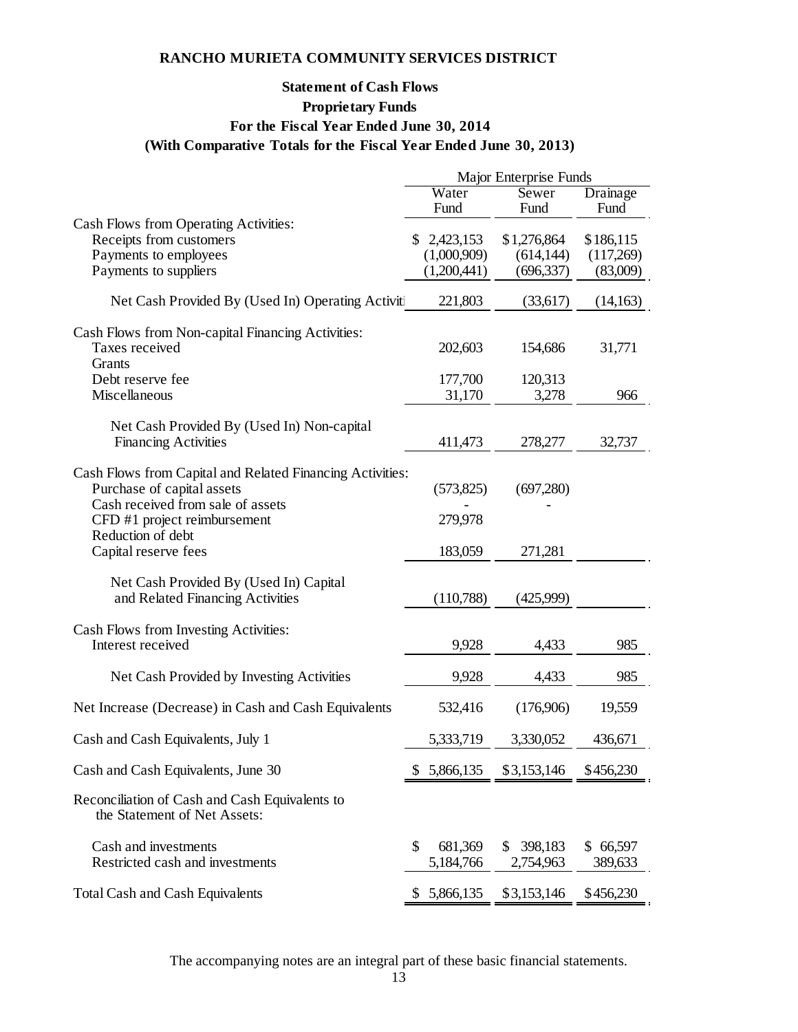**RANCHO MURIETA COMMUNITY SERVICES DISTRICT**

**Statement of Cash Flows**

**Proprietary Funds**

**For the Fiscal Year Ended June 30, 2014**

**(With Comparative Totals for the Fiscal Year Ended June 30, 2013)**

| | Major Enterprise Funds | | |
|---|---|---|---|
| | Water Fund | Sewer Fund | Drainage Fund |
| Cash Flows from Operating Activities: | | | |
| Receipts from customers | $ 2,423,153 | $1,276,864 | $186,115 |
| Payments to employees | (1,000,909) | (614,144) | (117,269) |
| Payments to suppliers | (1,200,441) | (696,337) | (83,009) |
| Net Cash Provided By (Used In) Operating Activiti | 221,803 | (33,617) | (14,163) |
| Cash Flows from Non-capital Financing Activities: | | | |
| Taxes received | 202,603 | 154,686 | 31,771 |
| Grants | | | |
| Debt reserve fee | 177,700 | 120,313 | |
| Miscellaneous | 31,170 | 3,278 | 966 |
| Net Cash Provided By (Used In) Non-capital Financing Activities | 411,473 | 278,277 | 32,737 |
| Cash Flows from Capital and Related Financing Activities: | | | |
| Purchase of capital assets | (573,825) | (697,280) | |
| Cash received from sale of assets | - | - | |
| CFD #1 project reimbursement | 279,978 | | |
| Reduction of debt | | | |
| Capital reserve fees | 183,059 | 271,281 | |
| Net Cash Provided By (Used In) Capital and Related Financing Activities | (110,788) | (425,999) | |
| Cash Flows from Investing Activities: | | | |
| Interest received | 9,928 | 4,433 | 985 |
| Net Cash Provided by Investing Activities | 9,928 | 4,433 | 985 |
| Net Increase (Decrease) in Cash and Cash Equivalents | 532,416 | (176,906) | 19,559 |
| Cash and Cash Equivalents, July 1 | 5,333,719 | 3,330,052 | 436,671 |
| Cash and Cash Equivalents, June 30 | $ 5,866,135 | $3,153,146 | $456,230 |
| Reconciliation of Cash and Cash Equivalents to the Statement of Net Assets: | | | |
| Cash and investments | $ 681,369 | $ 398,183 | $ 66,597 |
| Restricted cash and investments | 5,184,766 | 2,754,963 | 389,633 |
| Total Cash and Cash Equivalents | $ 5,866,135 | $3,153,146 | $456,230 |

The accompanying notes are an integral part of these basic financial statements.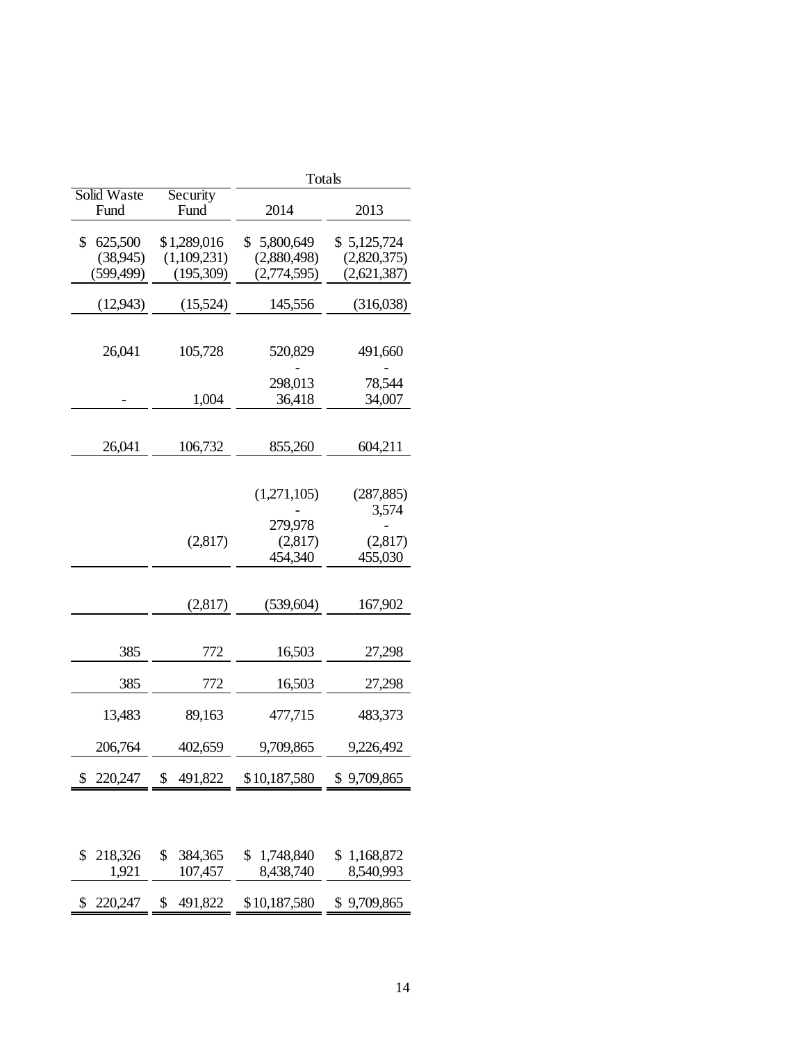| Solid Waste Fund | Security Fund | Totals 2014 | 2013 |
|---|---|---|---|
| $ 625,500 | $ 1,289,016 | $ 5,800,649 | $ 5,125,724 |
| (38,945) | (1,109,231) | (2,880,498) | (2,820,375) |
| (599,499) | (195,309) | (2,774,595) | (2,621,387) |
| (12,943) | (15,524) | 145,556 | (316,038) |
| | | | |
| 26,041 | 105,728 | 520,829 | 491,660 |
| | | - | - |
| | | 298,013 | 78,544 |
| - | 1,004 | 36,418 | 34,007 |
| | | | |
| 26,041 | 106,732 | 855,260 | 604,211 |
| | | | |
| | | (1,271,105) | (287,885) |
| | | - | 3,574 |
| | | 279,978 | - |
| | (2,817) | (2,817) | (2,817) |
| | | 454,340 | 455,030 |
| | | | |
| | (2,817) | (539,604) | 167,902 |
| | | | |
| 385 | 772 | 16,503 | 27,298 |
| 385 | 772 | 16,503 | 27,298 |
| 13,483 | 89,163 | 477,715 | 483,373 |
| 206,764 | 402,659 | 9,709,865 | 9,226,492 |
| $ 220,247 | $ 491,822 | $ 10,187,580 | $ 9,709,865 |
| | | | |
| $ 218,326 | $ 384,365 | $ 1,748,840 | $ 1,168,872 |
| 1,921 | 107,457 | 8,438,740 | 8,540,993 |
| $ 220,247 | $ 491,822 | $ 10,187,580 | $ 9,709,865 |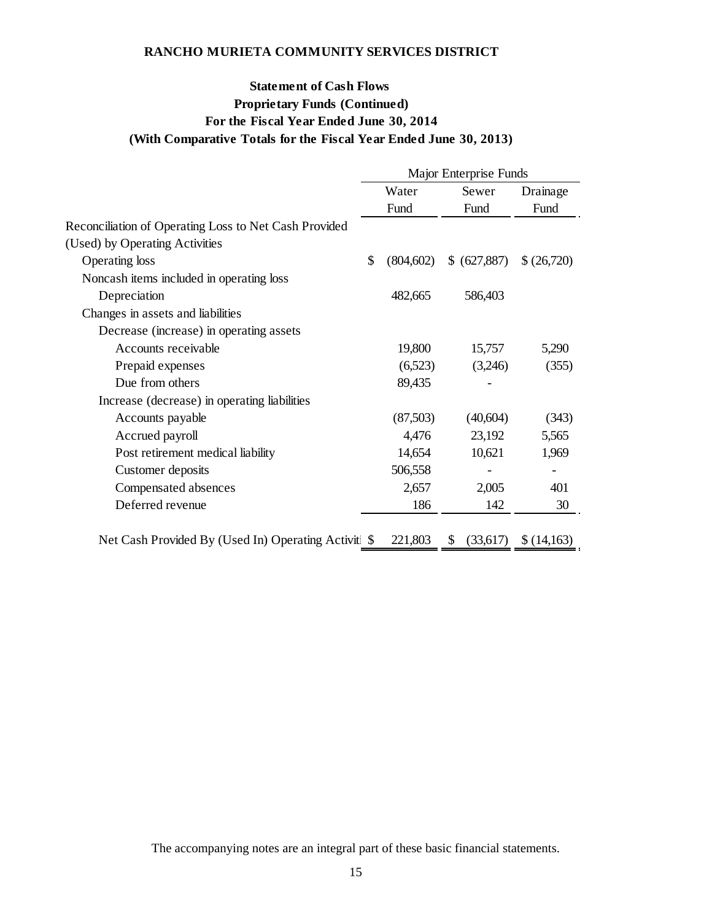**RANCHO MURIETA COMMUNITY SERVICES DISTRICT**

**Statement of Cash Flows**
**Proprietary Funds (Continued)**
**For the Fiscal Year Ended June 30, 2014**
**(With Comparative Totals for the Fiscal Year Ended June 30, 2013)**

| | Major Enterprise Funds | | |
|---|---|---|---|
| | Water Fund | Sewer Fund | Drainage Fund |
| Reconciliation of Operating Loss to Net Cash Provided (Used) by Operating Activities | | | |
| Operating loss | $ (804,602) | $ (627,887) | $ (26,720) |
| Noncash items included in operating loss | | | |
| Depreciation | 482,665 | 586,403 | |
| Changes in assets and liabilities | | | |
| Decrease (increase) in operating assets | | | |
| Accounts receivable | 19,800 | 15,757 | 5,290 |
| Prepaid expenses | (6,523) | (3,246) | (355) |
| Due from others | 89,435 | - | |
| Increase (decrease) in operating liabilities | | | |
| Accounts payable | (87,503) | (40,604) | (343) |
| Accrued payroll | 4,476 | 23,192 | 5,565 |
| Post retirement medical liability | 14,654 | 10,621 | 1,969 |
| Customer deposits | 506,558 | - | - |
| Compensated absences | 2,657 | 2,005 | 401 |
| Deferred revenue | 186 | 142 | 30 |
| Net Cash Provided By (Used In) Operating Activiti | $ 221,803 | $ (33,617) | $ (14,163) |

The accompanying notes are an integral part of these basic financial statements.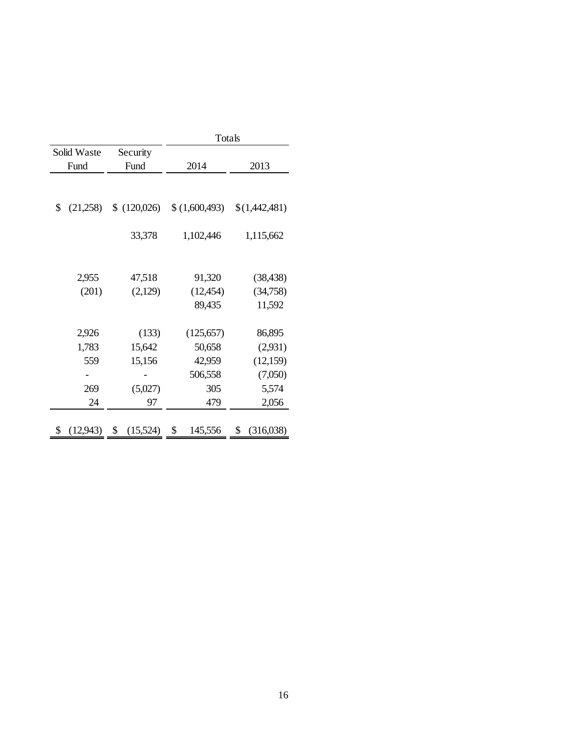| Solid Waste Fund | Security Fund | Totals 2014 | Totals 2013 |
|---|---|---|---|
| $ (21,258) | $ (120,026) | $ (1,600,493) | $ (1,442,481) |
| | 33,378 | 1,102,446 | 1,115,662 |
| 2,955 | 47,518 | 91,320 | (38,438) |
| (201) | (2,129) | (12,454) | (34,758) |
| | | 89,435 | 11,592 |
| 2,926 | (133) | (125,657) | 86,895 |
| 1,783 | 15,642 | 50,658 | (2,931) |
| 559 | 15,156 | 42,959 | (12,159) |
| - | - | 506,558 | (7,050) |
| 269 | (5,027) | 305 | 5,574 |
| 24 | 97 | 479 | 2,056 |
| $ (12,943) | $ (15,524) | $ 145,556 | $ (316,038) |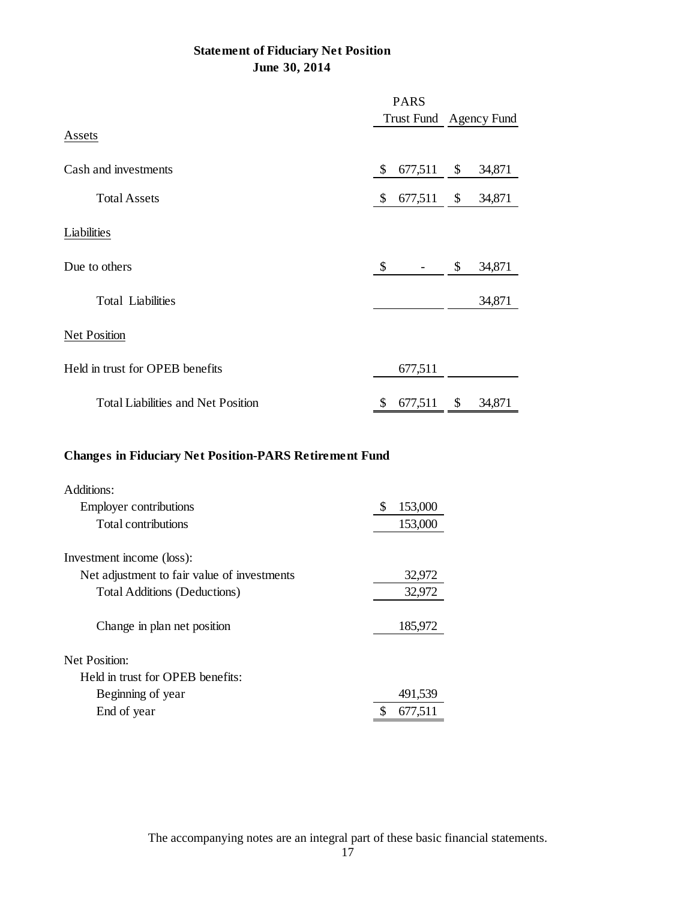## Statement of Fiduciary Net Position
## June 30, 2014

| | PARS Trust Fund | Agency Fund |
|---|---|---|
| Assets | | |
| Cash and investments | $ 677,511 | $ 34,871 |
| Total Assets | $ 677,511 | $ 34,871 |
| Liabilities | | |
| Due to others | $ - | $ 34,871 |
| Total Liabilities | | 34,871 |
| Net Position | | |
| Held in trust for OPEB benefits | 677,511 | |
| Total Liabilities and Net Position | $ 677,511 | $ 34,871 |

## Changes in Fiduciary Net Position-PARS Retirement Fund

| | |
|---|---|
| Additions: | |
| Employer contributions | $ 153,000 |
| Total contributions | 153,000 |
| Investment income (loss): | |
| Net adjustment to fair value of investments | 32,972 |
| Total Additions (Deductions) | 32,972 |
| Change in plan net position | 185,972 |
| Net Position: | |
| Held in trust for OPEB benefits: | |
| Beginning of year | 491,539 |
| End of year | $ 677,511 |

The accompanying notes are an integral part of these basic financial statements.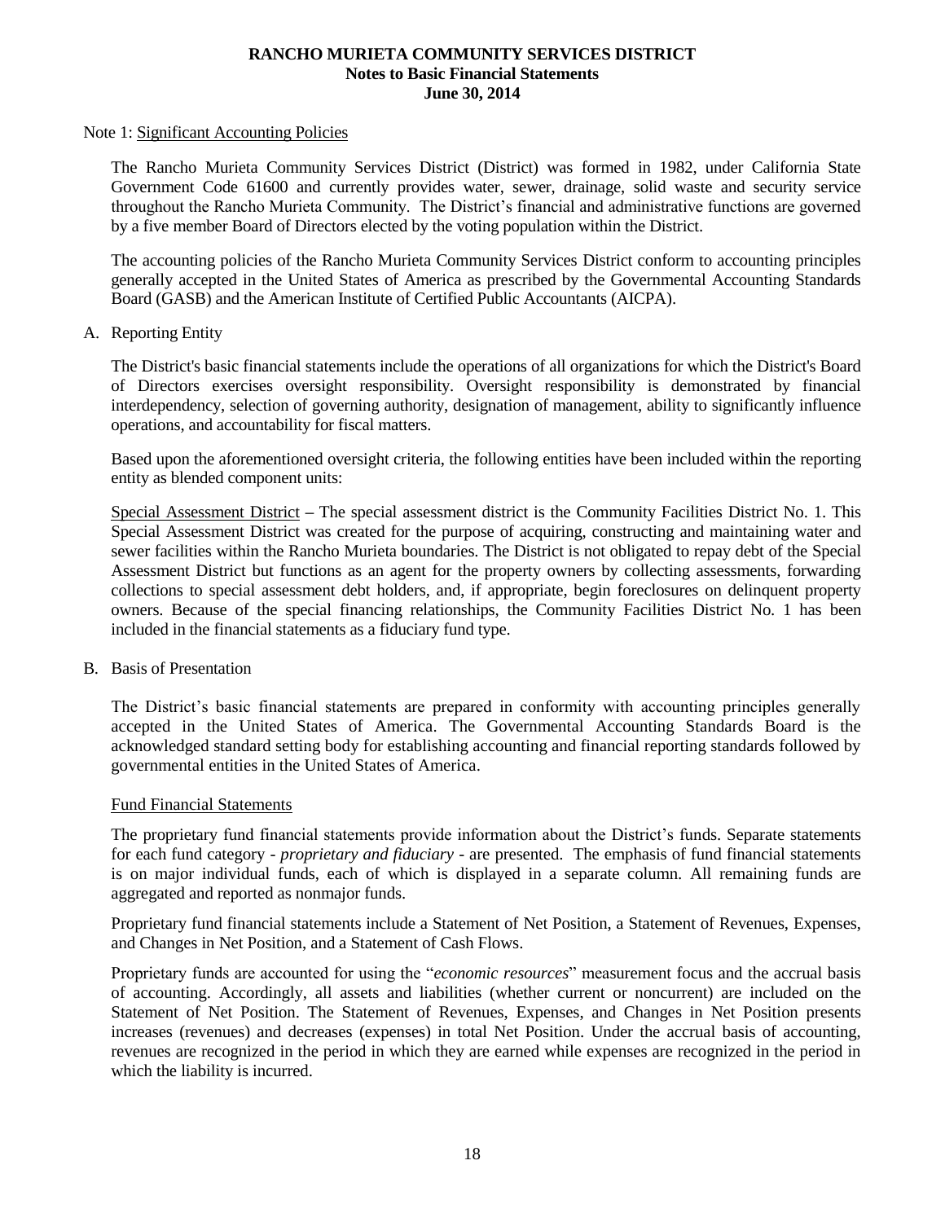# RANCHO MURIETA COMMUNITY SERVICES DISTRICT
## Notes to Basic Financial Statements
## June 30, 2014

Note 1: Significant Accounting Policies

The Rancho Murieta Community Services District (District) was formed in 1982, under California State Government Code 61600 and currently provides water, sewer, drainage, solid waste and security service throughout the Rancho Murieta Community. The District's financial and administrative functions are governed by a five member Board of Directors elected by the voting population within the District.

The accounting policies of the Rancho Murieta Community Services District conform to accounting principles generally accepted in the United States of America as prescribed by the Governmental Accounting Standards Board (GASB) and the American Institute of Certified Public Accountants (AICPA).

A. Reporting Entity

The District's basic financial statements include the operations of all organizations for which the District's Board of Directors exercises oversight responsibility. Oversight responsibility is demonstrated by financial interdependency, selection of governing authority, designation of management, ability to significantly influence operations, and accountability for fiscal matters.

Based upon the aforementioned oversight criteria, the following entities have been included within the reporting entity as blended component units:

Special Assessment District – The special assessment district is the Community Facilities District No. 1. This Special Assessment District was created for the purpose of acquiring, constructing and maintaining water and sewer facilities within the Rancho Murieta boundaries. The District is not obligated to repay debt of the Special Assessment District but functions as an agent for the property owners by collecting assessments, forwarding collections to special assessment debt holders, and, if appropriate, begin foreclosures on delinquent property owners. Because of the special financing relationships, the Community Facilities District No. 1 has been included in the financial statements as a fiduciary fund type.

B. Basis of Presentation

The District's basic financial statements are prepared in conformity with accounting principles generally accepted in the United States of America. The Governmental Accounting Standards Board is the acknowledged standard setting body for establishing accounting and financial reporting standards followed by governmental entities in the United States of America.

Fund Financial Statements

The proprietary fund financial statements provide information about the District's funds. Separate statements for each fund category - *proprietary and fiduciary* - are presented. The emphasis of fund financial statements is on major individual funds, each of which is displayed in a separate column. All remaining funds are aggregated and reported as nonmajor funds.

Proprietary fund financial statements include a Statement of Net Position, a Statement of Revenues, Expenses, and Changes in Net Position, and a Statement of Cash Flows.

Proprietary funds are accounted for using the "*economic resources*" measurement focus and the accrual basis of accounting. Accordingly, all assets and liabilities (whether current or noncurrent) are included on the Statement of Net Position. The Statement of Revenues, Expenses, and Changes in Net Position presents increases (revenues) and decreases (expenses) in total Net Position. Under the accrual basis of accounting, revenues are recognized in the period in which they are earned while expenses are recognized in the period in which the liability is incurred.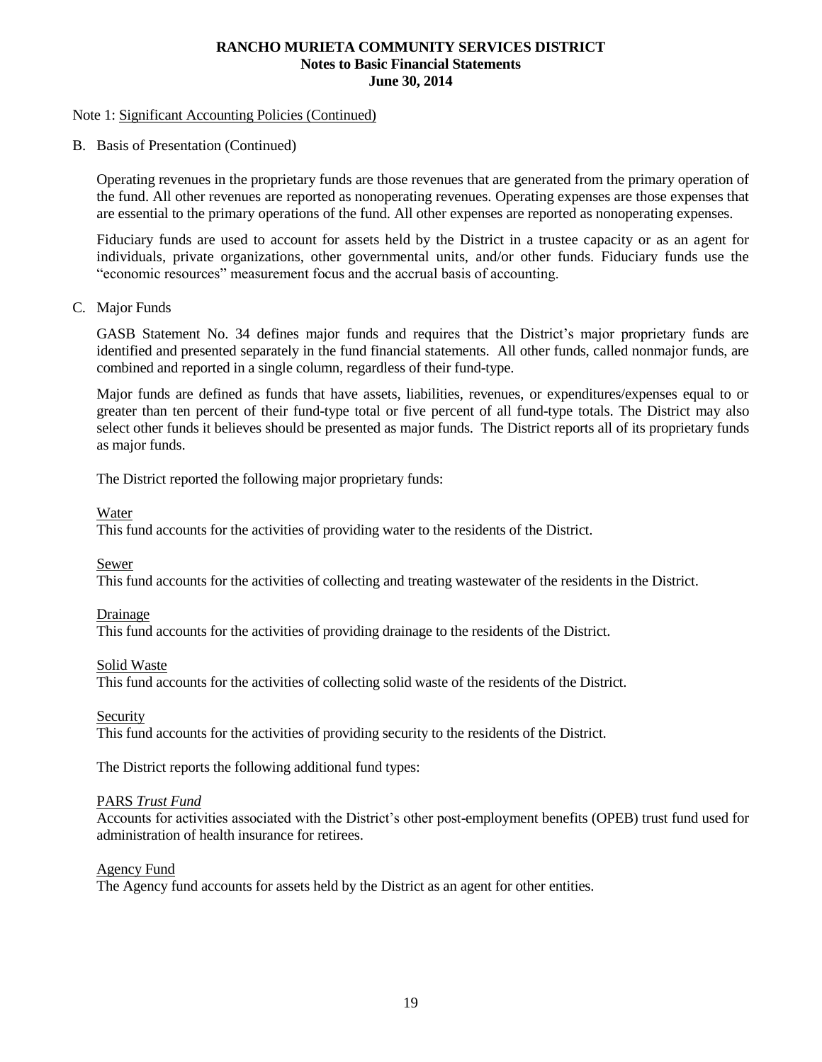# RANCHO MURIETA COMMUNITY SERVICES DISTRICT
## Notes to Basic Financial Statements
## June 30, 2014

Note 1: Significant Accounting Policies (Continued)

B. Basis of Presentation (Continued)

Operating revenues in the proprietary funds are those revenues that are generated from the primary operation of the fund. All other revenues are reported as nonoperating revenues. Operating expenses are those expenses that are essential to the primary operations of the fund. All other expenses are reported as nonoperating expenses.

Fiduciary funds are used to account for assets held by the District in a trustee capacity or as an agent for individuals, private organizations, other governmental units, and/or other funds. Fiduciary funds use the "economic resources" measurement focus and the accrual basis of accounting.

C. Major Funds

GASB Statement No. 34 defines major funds and requires that the District's major proprietary funds are identified and presented separately in the fund financial statements. All other funds, called nonmajor funds, are combined and reported in a single column, regardless of their fund-type.

Major funds are defined as funds that have assets, liabilities, revenues, or expenditures/expenses equal to or greater than ten percent of their fund-type total or five percent of all fund-type totals. The District may also select other funds it believes should be presented as major funds. The District reports all of its proprietary funds as major funds.

The District reported the following major proprietary funds:

Water
This fund accounts for the activities of providing water to the residents of the District.

Sewer
This fund accounts for the activities of collecting and treating wastewater of the residents in the District.

Drainage
This fund accounts for the activities of providing drainage to the residents of the District.

Solid Waste
This fund accounts for the activities of collecting solid waste of the residents of the District.

Security
This fund accounts for the activities of providing security to the residents of the District.

The District reports the following additional fund types:

PARS *Trust Fund*
Accounts for activities associated with the District's other post-employment benefits (OPEB) trust fund used for administration of health insurance for retirees.

Agency Fund
The Agency fund accounts for assets held by the District as an agent for other entities.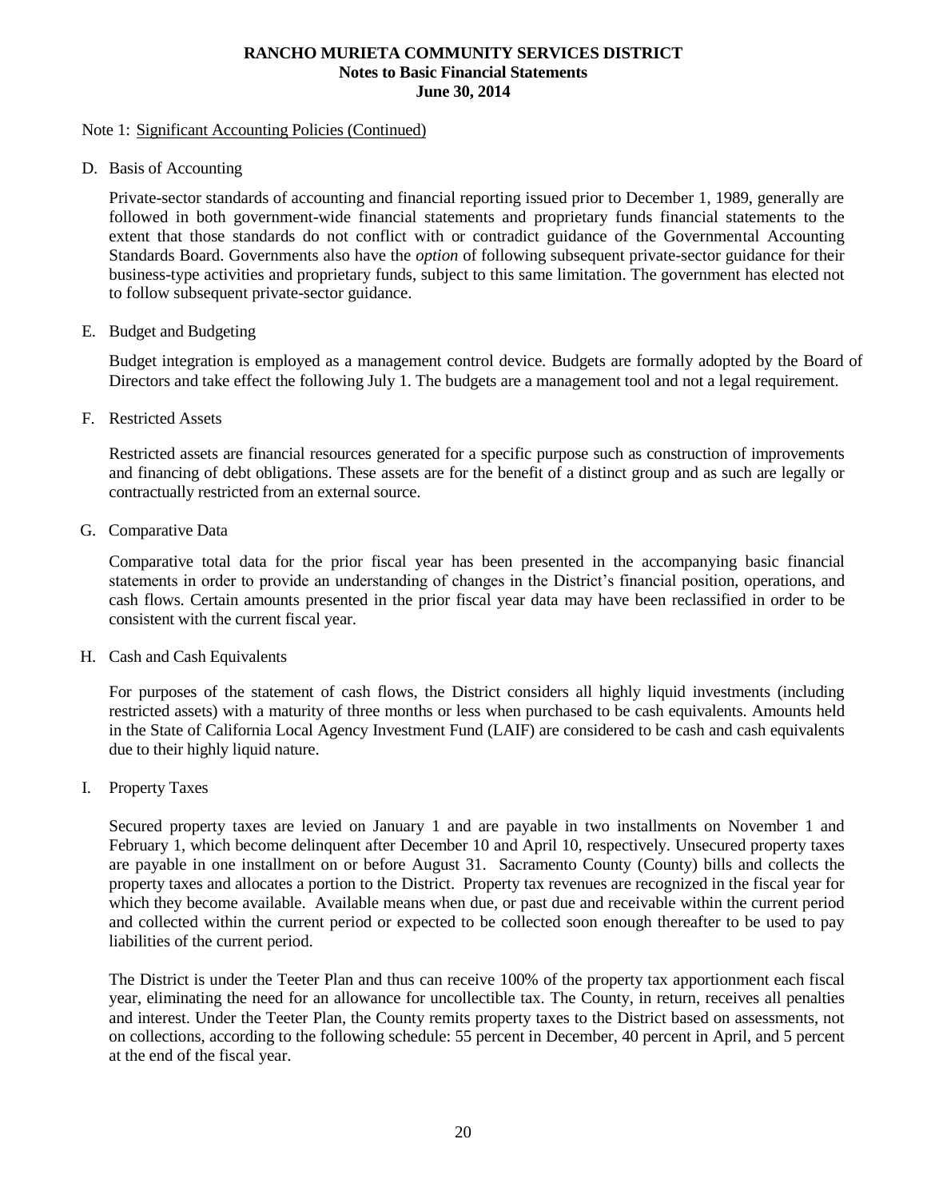# RANCHO MURIETA COMMUNITY SERVICES DISTRICT
## Notes to Basic Financial Statements
## June 30, 2014

Note 1: Significant Accounting Policies (Continued)

D. Basis of Accounting

Private-sector standards of accounting and financial reporting issued prior to December 1, 1989, generally are followed in both government-wide financial statements and proprietary funds financial statements to the extent that those standards do not conflict with or contradict guidance of the Governmental Accounting Standards Board. Governments also have the *option* of following subsequent private-sector guidance for their business-type activities and proprietary funds, subject to this same limitation. The government has elected not to follow subsequent private-sector guidance.

E. Budget and Budgeting

Budget integration is employed as a management control device. Budgets are formally adopted by the Board of Directors and take effect the following July 1. The budgets are a management tool and not a legal requirement.

F. Restricted Assets

Restricted assets are financial resources generated for a specific purpose such as construction of improvements and financing of debt obligations. These assets are for the benefit of a distinct group and as such are legally or contractually restricted from an external source.

G. Comparative Data

Comparative total data for the prior fiscal year has been presented in the accompanying basic financial statements in order to provide an understanding of changes in the District's financial position, operations, and cash flows. Certain amounts presented in the prior fiscal year data may have been reclassified in order to be consistent with the current fiscal year.

H. Cash and Cash Equivalents

For purposes of the statement of cash flows, the District considers all highly liquid investments (including restricted assets) with a maturity of three months or less when purchased to be cash equivalents. Amounts held in the State of California Local Agency Investment Fund (LAIF) are considered to be cash and cash equivalents due to their highly liquid nature.

I. Property Taxes

Secured property taxes are levied on January 1 and are payable in two installments on November 1 and February 1, which become delinquent after December 10 and April 10, respectively. Unsecured property taxes are payable in one installment on or before August 31. Sacramento County (County) bills and collects the property taxes and allocates a portion to the District. Property tax revenues are recognized in the fiscal year for which they become available. Available means when due, or past due and receivable within the current period and collected within the current period or expected to be collected soon enough thereafter to be used to pay liabilities of the current period.

The District is under the Teeter Plan and thus can receive 100% of the property tax apportionment each fiscal year, eliminating the need for an allowance for uncollectible tax. The County, in return, receives all penalties and interest. Under the Teeter Plan, the County remits property taxes to the District based on assessments, not on collections, according to the following schedule: 55 percent in December, 40 percent in April, and 5 percent at the end of the fiscal year.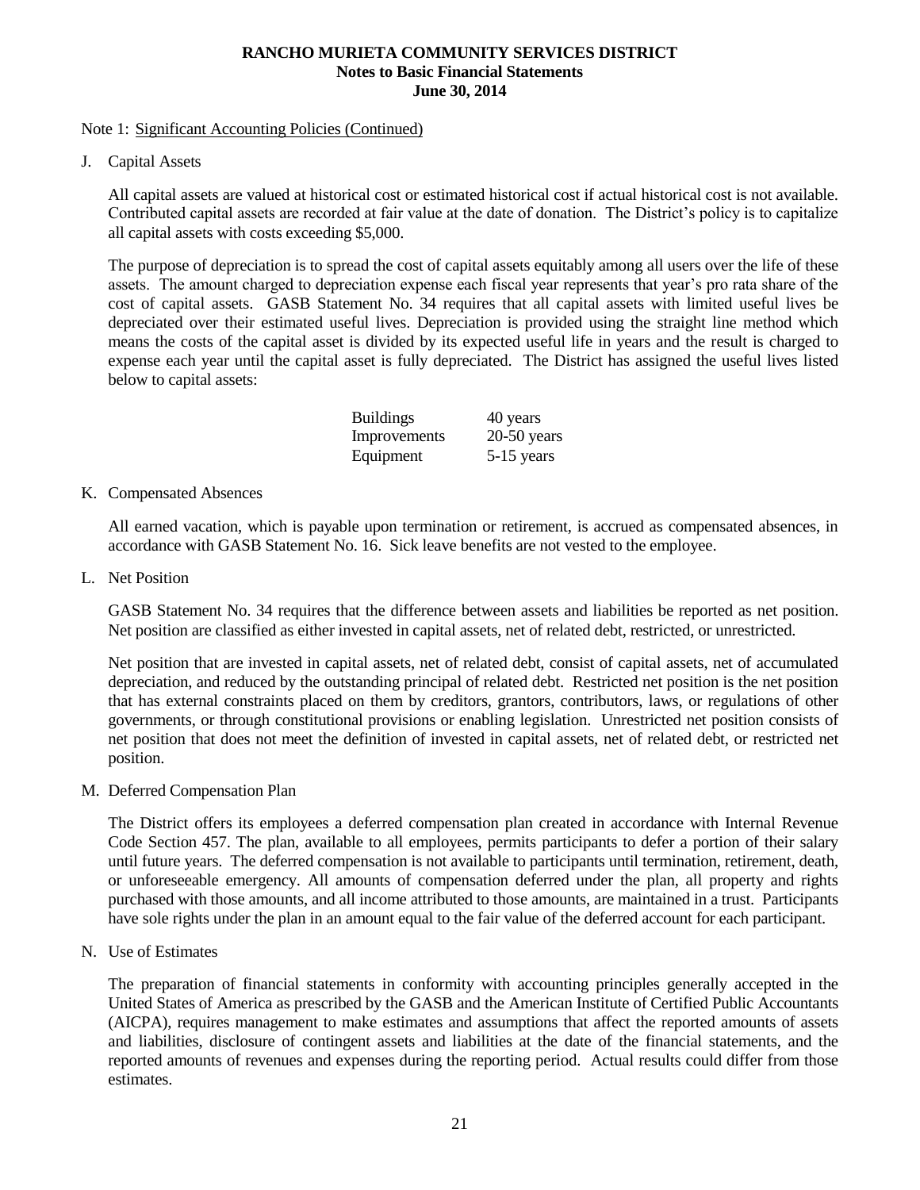Note 1: Significant Accounting Policies (Continued)

J. Capital Assets

All capital assets are valued at historical cost or estimated historical cost if actual historical cost is not available. Contributed capital assets are recorded at fair value at the date of donation. The District's policy is to capitalize all capital assets with costs exceeding $5,000.

The purpose of depreciation is to spread the cost of capital assets equitably among all users over the life of these assets. The amount charged to depreciation expense each fiscal year represents that year's pro rata share of the cost of capital assets. GASB Statement No. 34 requires that all capital assets with limited useful lives be depreciated over their estimated useful lives. Depreciation is provided using the straight line method which means the costs of the capital asset is divided by its expected useful life in years and the result is charged to expense each year until the capital asset is fully depreciated. The District has assigned the useful lives listed below to capital assets:

| | |
|---|---|
| Buildings | 40 years |
| Improvements | 20-50 years |
| Equipment | 5-15 years |

K. Compensated Absences

All earned vacation, which is payable upon termination or retirement, is accrued as compensated absences, in accordance with GASB Statement No. 16. Sick leave benefits are not vested to the employee.

L. Net Position

GASB Statement No. 34 requires that the difference between assets and liabilities be reported as net position. Net position are classified as either invested in capital assets, net of related debt, restricted, or unrestricted.

Net position that are invested in capital assets, net of related debt, consist of capital assets, net of accumulated depreciation, and reduced by the outstanding principal of related debt. Restricted net position is the net position that has external constraints placed on them by creditors, grantors, contributors, laws, or regulations of other governments, or through constitutional provisions or enabling legislation. Unrestricted net position consists of net position that does not meet the definition of invested in capital assets, net of related debt, or restricted net position.

M. Deferred Compensation Plan

The District offers its employees a deferred compensation plan created in accordance with Internal Revenue Code Section 457. The plan, available to all employees, permits participants to defer a portion of their salary until future years. The deferred compensation is not available to participants until termination, retirement, death, or unforeseeable emergency. All amounts of compensation deferred under the plan, all property and rights purchased with those amounts, and all income attributed to those amounts, are maintained in a trust. Participants have sole rights under the plan in an amount equal to the fair value of the deferred account for each participant.

N. Use of Estimates

The preparation of financial statements in conformity with accounting principles generally accepted in the United States of America as prescribed by the GASB and the American Institute of Certified Public Accountants (AICPA), requires management to make estimates and assumptions that affect the reported amounts of assets and liabilities, disclosure of contingent assets and liabilities at the date of the financial statements, and the reported amounts of revenues and expenses during the reporting period. Actual results could differ from those estimates.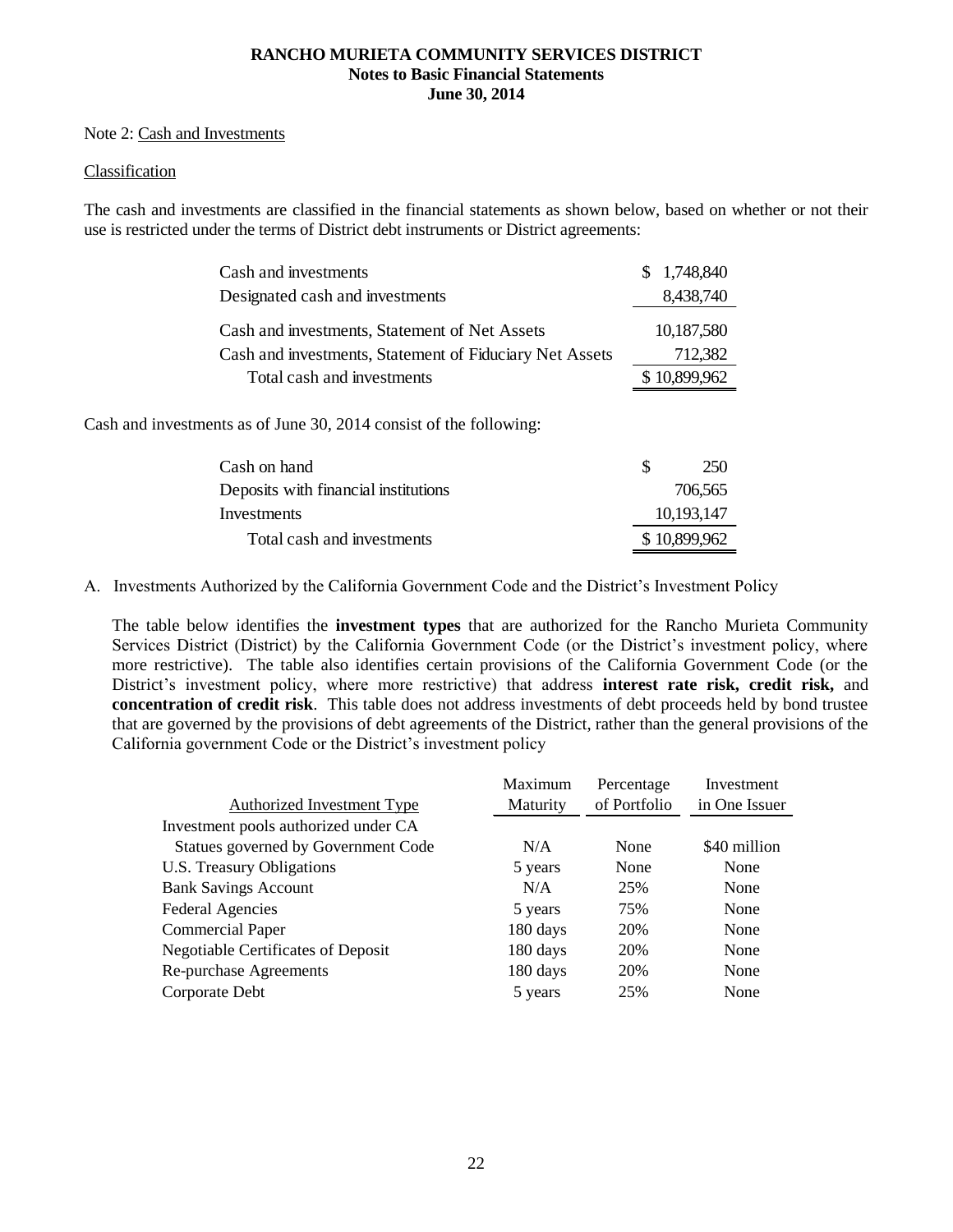Note 2: Cash and Investments

Classification

The cash and investments are classified in the financial statements as shown below, based on whether or not their use is restricted under the terms of District debt instruments or District agreements:

| | |
|---|---|
| Cash and investments | $ 1,748,840 |
| Designated cash and investments | 8,438,740 |
| Cash and investments, Statement of Net Assets | 10,187,580 |
| Cash and investments, Statement of Fiduciary Net Assets | 712,382 |
| Total cash and investments | $ 10,899,962 |

Cash and investments as of June 30, 2014 consist of the following:

| | |
|---|---|
| Cash on hand | $ 250 |
| Deposits with financial institutions | 706,565 |
| Investments | 10,193,147 |
| Total cash and investments | $ 10,899,962 |

A. Investments Authorized by the California Government Code and the District's Investment Policy

The table below identifies the **investment types** that are authorized for the Rancho Murieta Community Services District (District) by the California Government Code (or the District's investment policy, where more restrictive). The table also identifies certain provisions of the California Government Code (or the District's investment policy, where more restrictive) that address **interest rate risk, credit risk,** and **concentration of credit risk**. This table does not address investments of debt proceeds held by bond trustee that are governed by the provisions of debt agreements of the District, rather than the general provisions of the California government Code or the District's investment policy

| Authorized Investment Type | Maximum Maturity | Percentage of Portfolio | Investment in One Issuer |
|---|---|---|---|
| Investment pools authorized under CA Statues governed by Government Code | N/A | None | $40 million |
| U.S. Treasury Obligations | 5 years | None | None |
| Bank Savings Account | N/A | 25% | None |
| Federal Agencies | 5 years | 75% | None |
| Commercial Paper | 180 days | 20% | None |
| Negotiable Certificates of Deposit | 180 days | 20% | None |
| Re-purchase Agreements | 180 days | 20% | None |
| Corporate Debt | 5 years | 25% | None |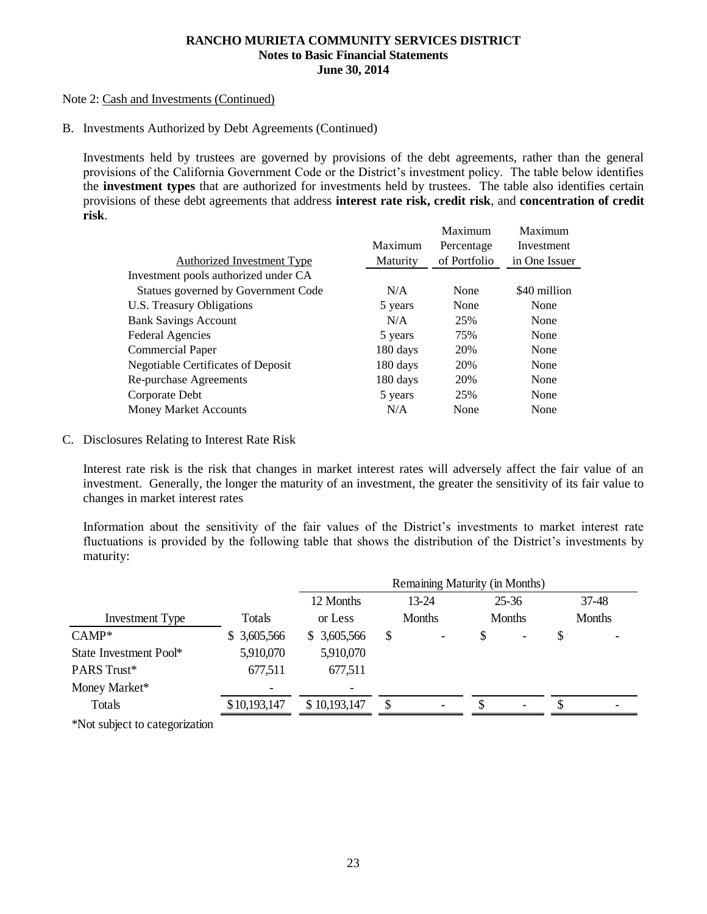**RANCHO MURIETA COMMUNITY SERVICES DISTRICT**
**Notes to Basic Financial Statements**
**June 30, 2014**

Note 2: Cash and Investments (Continued)

B. Investments Authorized by Debt Agreements (Continued)

Investments held by trustees are governed by provisions of the debt agreements, rather than the general provisions of the California Government Code or the District's investment policy. The table below identifies the **investment types** that are authorized for investments held by trustees. The table also identifies certain provisions of these debt agreements that address **interest rate risk, credit risk**, and **concentration of credit risk**.

| Authorized Investment Type | Maximum Maturity | Maximum Percentage of Portfolio | Maximum Investment in One Issuer |
|---|---|---|---|
| Investment pools authorized under CA Statues governed by Government Code | N/A | None | $40 million |
| U.S. Treasury Obligations | 5 years | None | None |
| Bank Savings Account | N/A | 25% | None |
| Federal Agencies | 5 years | 75% | None |
| Commercial Paper | 180 days | 20% | None |
| Negotiable Certificates of Deposit | 180 days | 20% | None |
| Re-purchase Agreements | 180 days | 20% | None |
| Corporate Debt | 5 years | 25% | None |
| Money Market Accounts | N/A | None | None |

C. Disclosures Relating to Interest Rate Risk

Interest rate risk is the risk that changes in market interest rates will adversely affect the fair value of an investment. Generally, the longer the maturity of an investment, the greater the sensitivity of its fair value to changes in market interest rates

Information about the sensitivity of the fair values of the District's investments to market interest rate fluctuations is provided by the following table that shows the distribution of the District's investments by maturity:

| | | Remaining Maturity (in Months) | | | |
|---|---|---|---|---|---|
| Investment Type | Totals | 12 Months or Less | 13-24 Months | 25-36 Months | 37-48 Months |
| CAMP* | $ 3,605,566 | $ 3,605,566 | $ - | $ - | $ - |
| State Investment Pool* | 5,910,070 | 5,910,070 | | | |
| PARS Trust* | 677,511 | 677,511 | | | |
| Money Market* | - | - | | | |
| Totals | $10,193,147 | $ 10,193,147 | $ - | $ - | $ - |

*Not subject to categorization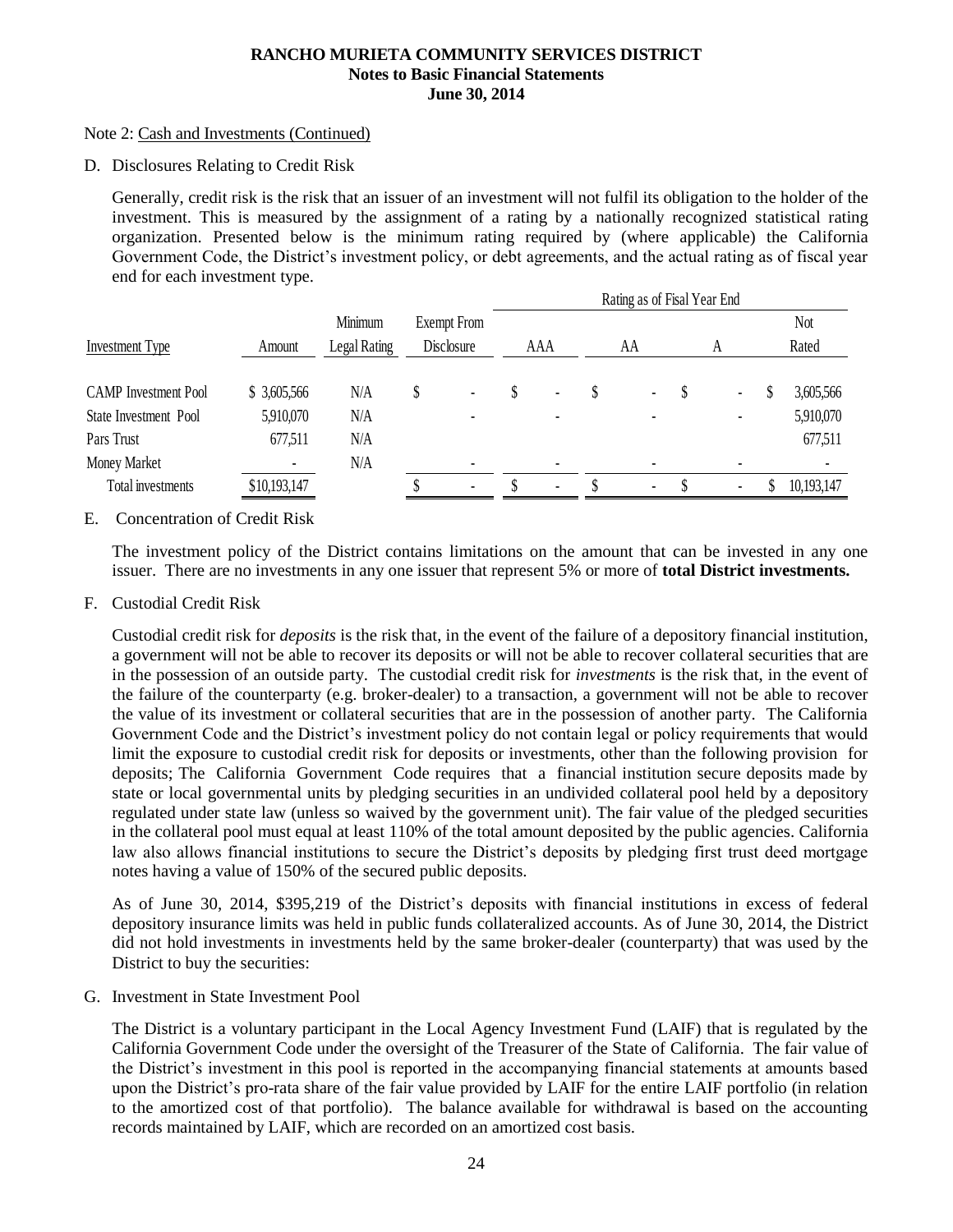**RANCHO MURIETA COMMUNITY SERVICES DISTRICT**
**Notes to Basic Financial Statements**
**June 30, 2014**

Note 2: Cash and Investments (Continued)

D. Disclosures Relating to Credit Risk

Generally, credit risk is the risk that an issuer of an investment will not fulfil its obligation to the holder of the investment. This is measured by the assignment of a rating by a nationally recognized statistical rating organization. Presented below is the minimum rating required by (where applicable) the California Government Code, the District's investment policy, or debt agreements, and the actual rating as of fiscal year end for each investment type.

| | | | | Rating as of Fisal Year End | | | |
|---|---|---|---|---|---|---|---|
| Investment Type | Amount | Minimum Legal Rating | Exempt From Disclosure | AAA | AA | A | Not Rated |
| CAMP Investment Pool | $ 3,605,566 | N/A | $ - | $ - | $ - | $ - | $ 3,605,566 |
| State Investment Pool | 5,910,070 | N/A | - | - | - | - | 5,910,070 |
| Pars Trust | 677,511 | N/A | | | | | 677,511 |
| Money Market | - | N/A | - | - | - | - | - |
| Total investments | $10,193,147 | | $ - | $ - | $ - | $ - | $ 10,193,147 |

E. Concentration of Credit Risk

The investment policy of the District contains limitations on the amount that can be invested in any one issuer. There are no investments in any one issuer that represent 5% or more of **total District investments.**

F. Custodial Credit Risk

Custodial credit risk for *deposits* is the risk that, in the event of the failure of a depository financial institution, a government will not be able to recover its deposits or will not be able to recover collateral securities that are in the possession of an outside party. The custodial credit risk for *investments* is the risk that, in the event of the failure of the counterparty (e.g. broker-dealer) to a transaction, a government will not be able to recover the value of its investment or collateral securities that are in the possession of another party. The California Government Code and the District's investment policy do not contain legal or policy requirements that would limit the exposure to custodial credit risk for deposits or investments, other than the following provision for deposits; The California Government Code requires that a financial institution secure deposits made by state or local governmental units by pledging securities in an undivided collateral pool held by a depository regulated under state law (unless so waived by the government unit). The fair value of the pledged securities in the collateral pool must equal at least 110% of the total amount deposited by the public agencies. California law also allows financial institutions to secure the District's deposits by pledging first trust deed mortgage notes having a value of 150% of the secured public deposits.

As of June 30, 2014, $395,219 of the District's deposits with financial institutions in excess of federal depository insurance limits was held in public funds collateralized accounts. As of June 30, 2014, the District did not hold investments in investments held by the same broker-dealer (counterparty) that was used by the District to buy the securities:

G. Investment in State Investment Pool

The District is a voluntary participant in the Local Agency Investment Fund (LAIF) that is regulated by the California Government Code under the oversight of the Treasurer of the State of California. The fair value of the District's investment in this pool is reported in the accompanying financial statements at amounts based upon the District's pro-rata share of the fair value provided by LAIF for the entire LAIF portfolio (in relation to the amortized cost of that portfolio). The balance available for withdrawal is based on the accounting records maintained by LAIF, which are recorded on an amortized cost basis.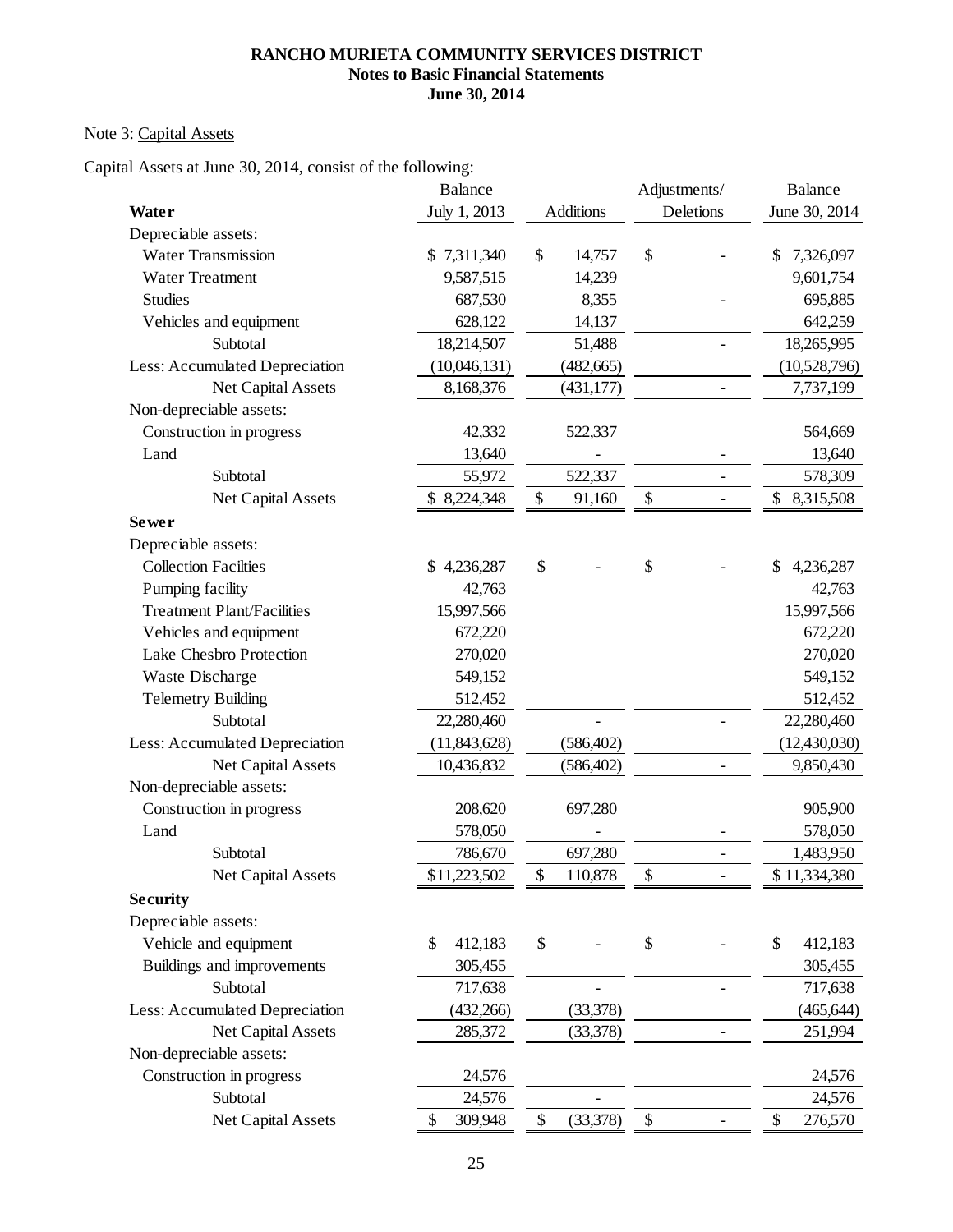**RANCHO MURIETA COMMUNITY SERVICES DISTRICT**
**Notes to Basic Financial Statements**
**June 30, 2014**

Note 3: Capital Assets

Capital Assets at June 30, 2014, consist of the following:

| | Balance July 1, 2013 | Additions | Adjustments/ Deletions | Balance June 30, 2014 |
|---|---|---|---|---|
| **Water** | | | | |
| Depreciable assets: | | | | |
| Water Transmission | $ 7,311,340 | $ 14,757 | $ - | $ 7,326,097 |
| Water Treatment | 9,587,515 | 14,239 | | 9,601,754 |
| Studies | 687,530 | 8,355 | - | 695,885 |
| Vehicles and equipment | 628,122 | 14,137 | | 642,259 |
| Subtotal | 18,214,507 | 51,488 | - | 18,265,995 |
| Less: Accumulated Depreciation | (10,046,131) | (482,665) | | (10,528,796) |
| Net Capital Assets | 8,168,376 | (431,177) | - | 7,737,199 |
| Non-depreciable assets: | | | | |
| Construction in progress | 42,332 | 522,337 | | 564,669 |
| Land | 13,640 | - | - | 13,640 |
| Subtotal | 55,972 | 522,337 | - | 578,309 |
| Net Capital Assets | $ 8,224,348 | $ 91,160 | $ - | $ 8,315,508 |
| **Sewer** | | | | |
| Depreciable assets: | | | | |
| Collection Facilties | $ 4,236,287 | $ - | $ - | $ 4,236,287 |
| Pumping facility | 42,763 | | | 42,763 |
| Treatment Plant/Facilities | 15,997,566 | | | 15,997,566 |
| Vehicles and equipment | 672,220 | | | 672,220 |
| Lake Chesbro Protection | 270,020 | | | 270,020 |
| Waste Discharge | 549,152 | | | 549,152 |
| Telemetry Building | 512,452 | | | 512,452 |
| Subtotal | 22,280,460 | - | - | 22,280,460 |
| Less: Accumulated Depreciation | (11,843,628) | (586,402) | | (12,430,030) |
| Net Capital Assets | 10,436,832 | (586,402) | - | 9,850,430 |
| Non-depreciable assets: | | | | |
| Construction in progress | 208,620 | 697,280 | | 905,900 |
| Land | 578,050 | - | - | 578,050 |
| Subtotal | 786,670 | 697,280 | - | 1,483,950 |
| Net Capital Assets | $11,223,502 | $ 110,878 | $ - | $ 11,334,380 |
| **Security** | | | | |
| Depreciable assets: | | | | |
| Vehicle and equipment | $ 412,183 | $ - | $ - | $ 412,183 |
| Buildings and improvements | 305,455 | | | 305,455 |
| Subtotal | 717,638 | - | - | 717,638 |
| Less: Accumulated Depreciation | (432,266) | (33,378) | | (465,644) |
| Net Capital Assets | 285,372 | (33,378) | - | 251,994 |
| Non-depreciable assets: | | | | |
| Construction in progress | 24,576 | | | 24,576 |
| Subtotal | 24,576 | - | | 24,576 |
| Net Capital Assets | $ 309,948 | $ (33,378) | $ - | $ 276,570 |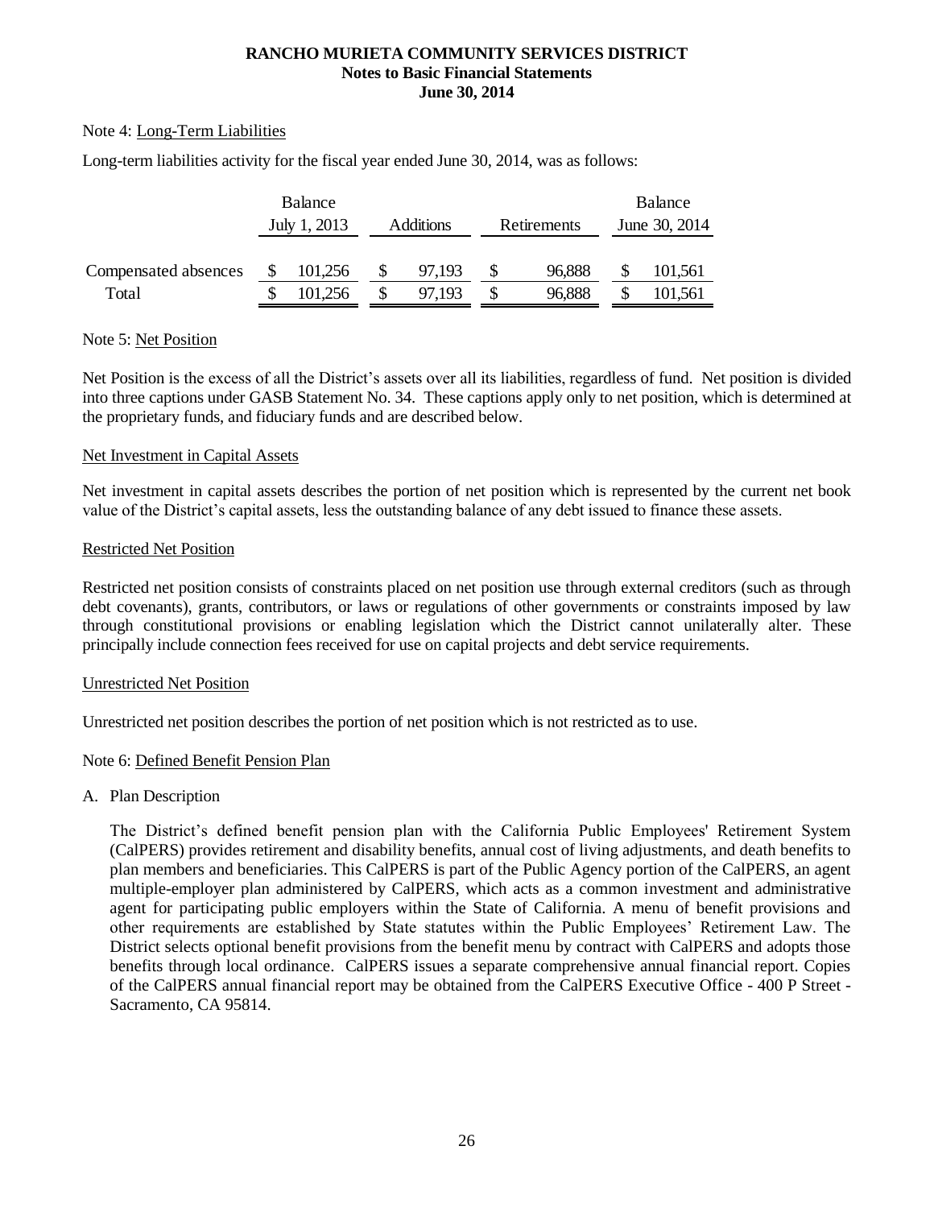Note 4: Long-Term Liabilities

Long-term liabilities activity for the fiscal year ended June 30, 2014, was as follows:

| | Balance July 1, 2013 | Additions | Retirements | Balance June 30, 2014 |
|---|---|---|---|---|
| Compensated absences | $ 101,256 | $ 97,193 | $ 96,888 | $ 101,561 |
| Total | $ 101,256 | $ 97,193 | $ 96,888 | $ 101,561 |

Note 5: Net Position

Net Position is the excess of all the District's assets over all its liabilities, regardless of fund. Net position is divided into three captions under GASB Statement No. 34. These captions apply only to net position, which is determined at the proprietary funds, and fiduciary funds and are described below.

Net Investment in Capital Assets

Net investment in capital assets describes the portion of net position which is represented by the current net book value of the District's capital assets, less the outstanding balance of any debt issued to finance these assets.

Restricted Net Position

Restricted net position consists of constraints placed on net position use through external creditors (such as through debt covenants), grants, contributors, or laws or regulations of other governments or constraints imposed by law through constitutional provisions or enabling legislation which the District cannot unilaterally alter. These principally include connection fees received for use on capital projects and debt service requirements.

Unrestricted Net Position

Unrestricted net position describes the portion of net position which is not restricted as to use.

Note 6: Defined Benefit Pension Plan

A. Plan Description

The District's defined benefit pension plan with the California Public Employees' Retirement System (CalPERS) provides retirement and disability benefits, annual cost of living adjustments, and death benefits to plan members and beneficiaries. This CalPERS is part of the Public Agency portion of the CalPERS, an agent multiple-employer plan administered by CalPERS, which acts as a common investment and administrative agent for participating public employers within the State of California. A menu of benefit provisions and other requirements are established by State statutes within the Public Employees' Retirement Law. The District selects optional benefit provisions from the benefit menu by contract with CalPERS and adopts those benefits through local ordinance. CalPERS issues a separate comprehensive annual financial report. Copies of the CalPERS annual financial report may be obtained from the CalPERS Executive Office - 400 P Street - Sacramento, CA 95814.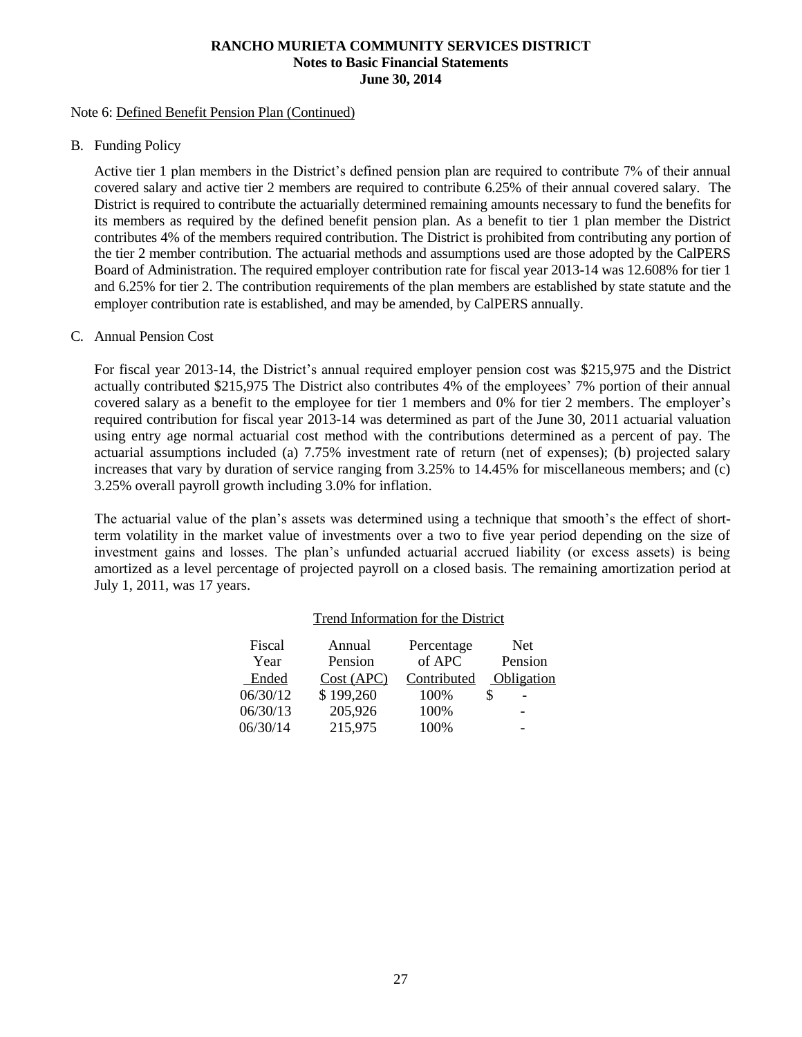Note 6: Defined Benefit Pension Plan (Continued)

B. Funding Policy

Active tier 1 plan members in the District's defined pension plan are required to contribute 7% of their annual covered salary and active tier 2 members are required to contribute 6.25% of their annual covered salary. The District is required to contribute the actuarially determined remaining amounts necessary to fund the benefits for its members as required by the defined benefit pension plan. As a benefit to tier 1 plan member the District contributes 4% of the members required contribution. The District is prohibited from contributing any portion of the tier 2 member contribution. The actuarial methods and assumptions used are those adopted by the CalPERS Board of Administration. The required employer contribution rate for fiscal year 2013-14 was 12.608% for tier 1 and 6.25% for tier 2. The contribution requirements of the plan members are established by state statute and the employer contribution rate is established, and may be amended, by CalPERS annually.

C. Annual Pension Cost

For fiscal year 2013-14, the District's annual required employer pension cost was $215,975 and the District actually contributed $215,975 The District also contributes 4% of the employees' 7% portion of their annual covered salary as a benefit to the employee for tier 1 members and 0% for tier 2 members. The employer's required contribution for fiscal year 2013-14 was determined as part of the June 30, 2011 actuarial valuation using entry age normal actuarial cost method with the contributions determined as a percent of pay. The actuarial assumptions included (a) 7.75% investment rate of return (net of expenses); (b) projected salary increases that vary by duration of service ranging from 3.25% to 14.45% for miscellaneous members; and (c) 3.25% overall payroll growth including 3.0% for inflation.

The actuarial value of the plan's assets was determined using a technique that smooth's the effect of short-term volatility in the market value of investments over a two to five year period depending on the size of investment gains and losses. The plan's unfunded actuarial accrued liability (or excess assets) is being amortized as a level percentage of projected payroll on a closed basis. The remaining amortization period at July 1, 2011, was 17 years.

Trend Information for the District

| Fiscal Year Ended | Annual Pension Cost (APC) | Percentage of APC Contributed | Net Pension Obligation |
|---|---|---|---|
| 06/30/12 | $ 199,260 | 100% | $ - |
| 06/30/13 | 205,926 | 100% | - |
| 06/30/14 | 215,975 | 100% | - |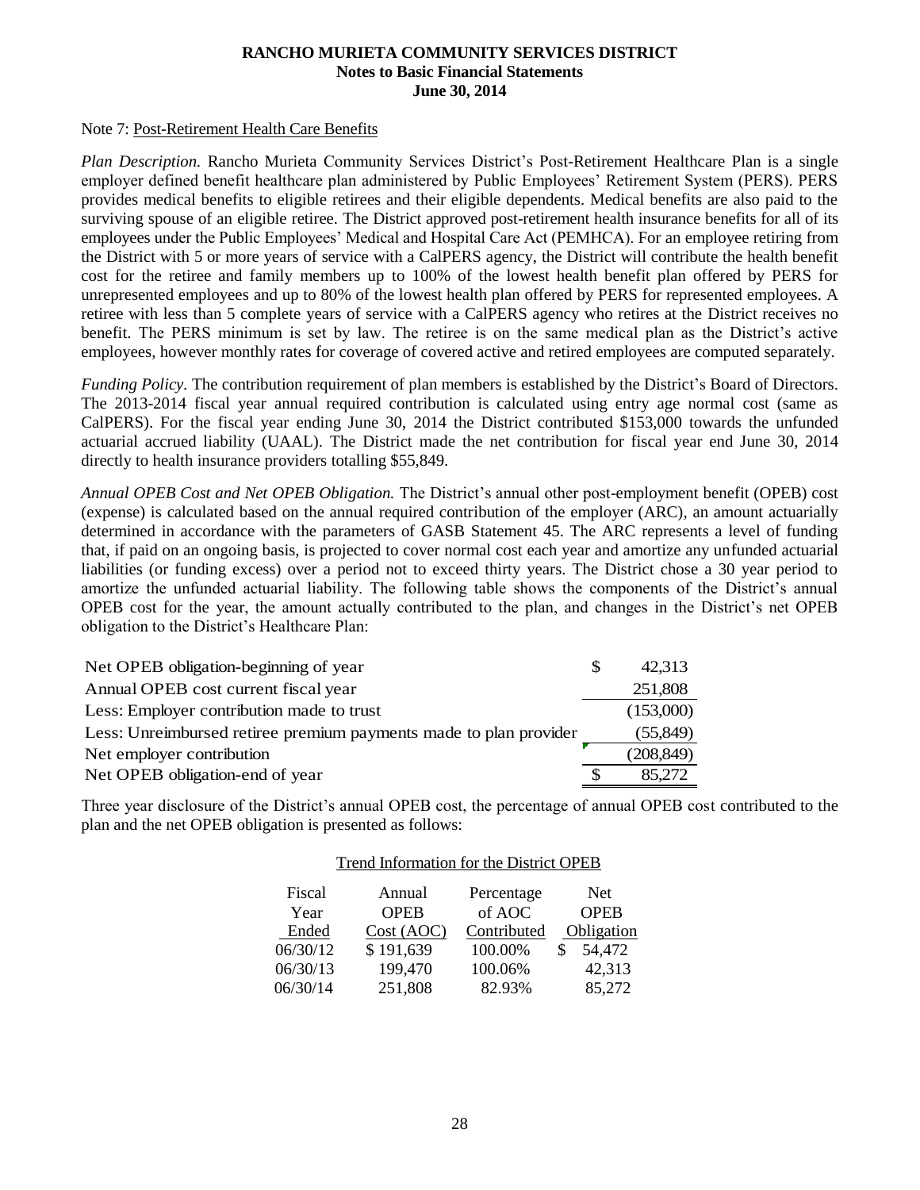# RANCHO MURIETA COMMUNITY SERVICES DISTRICT
## Notes to Basic Financial Statements
## June 30, 2014

Note 7: Post-Retirement Health Care Benefits

*Plan Description.* Rancho Murieta Community Services District's Post-Retirement Healthcare Plan is a single employer defined benefit healthcare plan administered by Public Employees' Retirement System (PERS). PERS provides medical benefits to eligible retirees and their eligible dependents. Medical benefits are also paid to the surviving spouse of an eligible retiree. The District approved post-retirement health insurance benefits for all of its employees under the Public Employees' Medical and Hospital Care Act (PEMHCA). For an employee retiring from the District with 5 or more years of service with a CalPERS agency, the District will contribute the health benefit cost for the retiree and family members up to 100% of the lowest health benefit plan offered by PERS for unrepresented employees and up to 80% of the lowest health plan offered by PERS for represented employees. A retiree with less than 5 complete years of service with a CalPERS agency who retires at the District receives no benefit. The PERS minimum is set by law. The retiree is on the same medical plan as the District's active employees, however monthly rates for coverage of covered active and retired employees are computed separately.

*Funding Policy*. The contribution requirement of plan members is established by the District's Board of Directors. The 2013-2014 fiscal year annual required contribution is calculated using entry age normal cost (same as CalPERS). For the fiscal year ending June 30, 2014 the District contributed $153,000 towards the unfunded actuarial accrued liability (UAAL). The District made the net contribution for fiscal year end June 30, 2014 directly to health insurance providers totalling $55,849.

*Annual OPEB Cost and Net OPEB Obligation.* The District's annual other post-employment benefit (OPEB) cost (expense) is calculated based on the annual required contribution of the employer (ARC), an amount actuarially determined in accordance with the parameters of GASB Statement 45. The ARC represents a level of funding that, if paid on an ongoing basis, is projected to cover normal cost each year and amortize any unfunded actuarial liabilities (or funding excess) over a period not to exceed thirty years. The District chose a 30 year period to amortize the unfunded actuarial liability. The following table shows the components of the District's annual OPEB cost for the year, the amount actually contributed to the plan, and changes in the District's net OPEB obligation to the District's Healthcare Plan:

| | |
|---|---|
| Net OPEB obligation-beginning of year | $ 42,313 |
| Annual OPEB cost current fiscal year | 251,808 |
| Less: Employer contribution made to trust | (153,000) |
| Less: Unreimbursed retiree premium payments made to plan provider | (55,849) |
| Net employer contribution | (208,849) |
| Net OPEB obligation-end of year | $ 85,272 |

Three year disclosure of the District's annual OPEB cost, the percentage of annual OPEB cost contributed to the plan and the net OPEB obligation is presented as follows:

Trend Information for the District OPEB

| Fiscal Year Ended | Annual OPEB Cost (AOC) | Percentage of AOC Contributed | Net OPEB Obligation |
|---|---|---|---|
| 06/30/12 | $ 191,639 | 100.00% | $ 54,472 |
| 06/30/13 | 199,470 | 100.06% | 42,313 |
| 06/30/14 | 251,808 | 82.93% | 85,272 |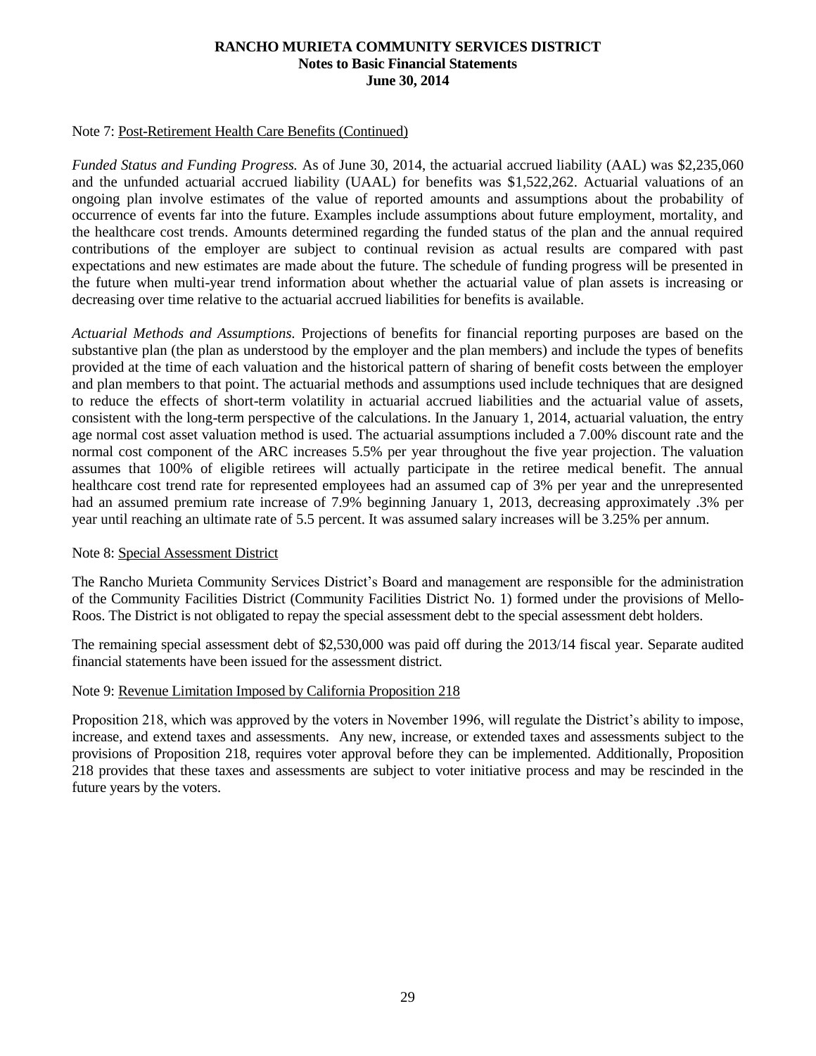Note 7: Post-Retirement Health Care Benefits (Continued)

*Funded Status and Funding Progress.* As of June 30, 2014, the actuarial accrued liability (AAL) was $2,235,060 and the unfunded actuarial accrued liability (UAAL) for benefits was $1,522,262. Actuarial valuations of an ongoing plan involve estimates of the value of reported amounts and assumptions about the probability of occurrence of events far into the future. Examples include assumptions about future employment, mortality, and the healthcare cost trends. Amounts determined regarding the funded status of the plan and the annual required contributions of the employer are subject to continual revision as actual results are compared with past expectations and new estimates are made about the future. The schedule of funding progress will be presented in the future when multi-year trend information about whether the actuarial value of plan assets is increasing or decreasing over time relative to the actuarial accrued liabilities for benefits is available.

*Actuarial Methods and Assumptions.* Projections of benefits for financial reporting purposes are based on the substantive plan (the plan as understood by the employer and the plan members) and include the types of benefits provided at the time of each valuation and the historical pattern of sharing of benefit costs between the employer and plan members to that point. The actuarial methods and assumptions used include techniques that are designed to reduce the effects of short-term volatility in actuarial accrued liabilities and the actuarial value of assets, consistent with the long-term perspective of the calculations. In the January 1, 2014, actuarial valuation, the entry age normal cost asset valuation method is used. The actuarial assumptions included a 7.00% discount rate and the normal cost component of the ARC increases 5.5% per year throughout the five year projection. The valuation assumes that 100% of eligible retirees will actually participate in the retiree medical benefit. The annual healthcare cost trend rate for represented employees had an assumed cap of 3% per year and the unrepresented had an assumed premium rate increase of 7.9% beginning January 1, 2013, decreasing approximately .3% per year until reaching an ultimate rate of 5.5 percent. It was assumed salary increases will be 3.25% per annum.

Note 8: Special Assessment District

The Rancho Murieta Community Services District's Board and management are responsible for the administration of the Community Facilities District (Community Facilities District No. 1) formed under the provisions of Mello-Roos. The District is not obligated to repay the special assessment debt to the special assessment debt holders.

The remaining special assessment debt of $2,530,000 was paid off during the 2013/14 fiscal year. Separate audited financial statements have been issued for the assessment district.

Note 9: Revenue Limitation Imposed by California Proposition 218

Proposition 218, which was approved by the voters in November 1996, will regulate the District's ability to impose, increase, and extend taxes and assessments. Any new, increase, or extended taxes and assessments subject to the provisions of Proposition 218, requires voter approval before they can be implemented. Additionally, Proposition 218 provides that these taxes and assessments are subject to voter initiative process and may be rescinded in the future years by the voters.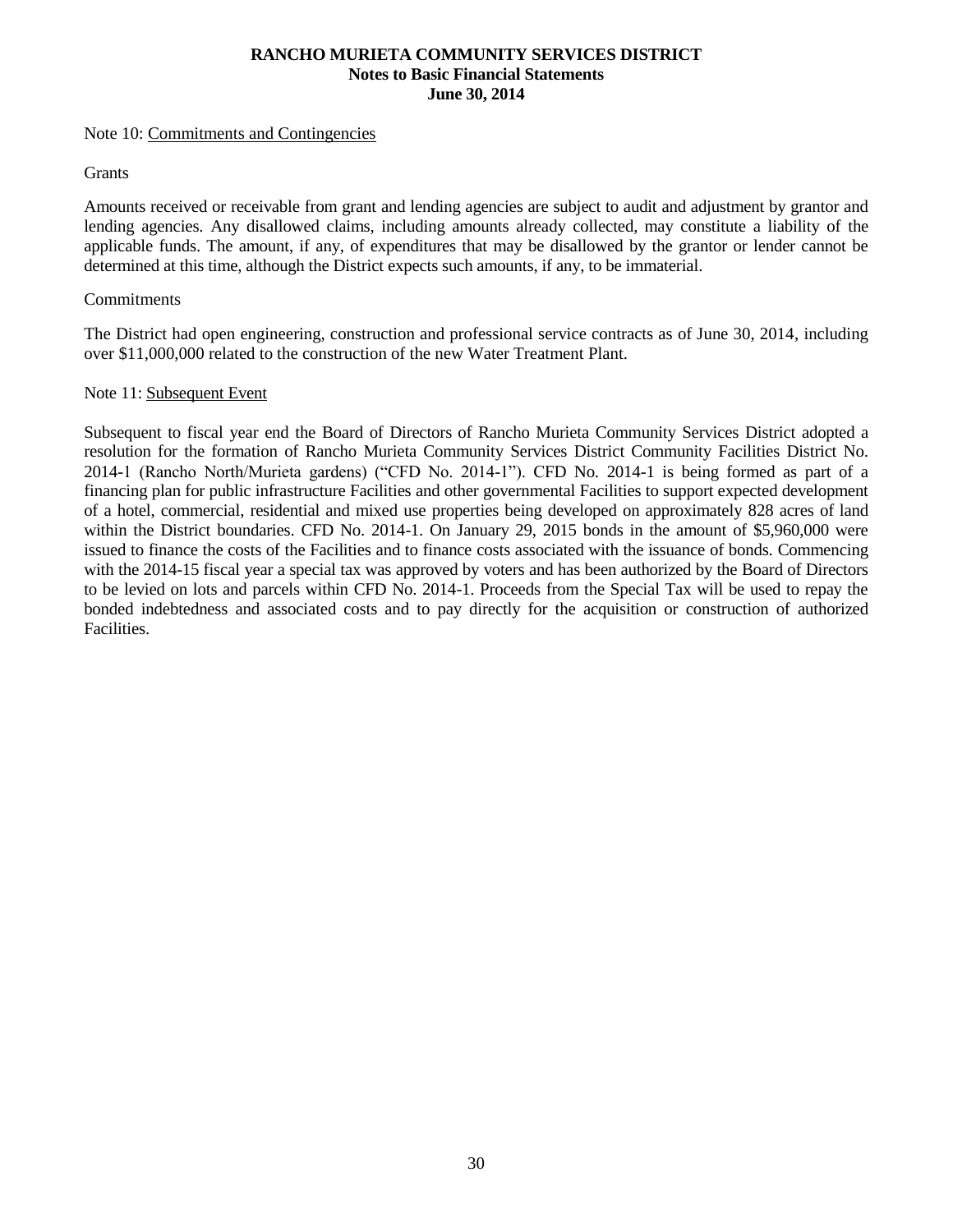Note 10: Commitments and Contingencies

Grants

Amounts received or receivable from grant and lending agencies are subject to audit and adjustment by grantor and lending agencies. Any disallowed claims, including amounts already collected, may constitute a liability of the applicable funds. The amount, if any, of expenditures that may be disallowed by the grantor or lender cannot be determined at this time, although the District expects such amounts, if any, to be immaterial.

Commitments

The District had open engineering, construction and professional service contracts as of June 30, 2014, including over $11,000,000 related to the construction of the new Water Treatment Plant.

Note 11: Subsequent Event

Subsequent to fiscal year end the Board of Directors of Rancho Murieta Community Services District adopted a resolution for the formation of Rancho Murieta Community Services District Community Facilities District No. 2014-1 (Rancho North/Murieta gardens) ("CFD No. 2014-1"). CFD No. 2014-1 is being formed as part of a financing plan for public infrastructure Facilities and other governmental Facilities to support expected development of a hotel, commercial, residential and mixed use properties being developed on approximately 828 acres of land within the District boundaries. CFD No. 2014-1. On January 29, 2015 bonds in the amount of $5,960,000 were issued to finance the costs of the Facilities and to finance costs associated with the issuance of bonds. Commencing with the 2014-15 fiscal year a special tax was approved by voters and has been authorized by the Board of Directors to be levied on lots and parcels within CFD No. 2014-1. Proceeds from the Special Tax will be used to repay the bonded indebtedness and associated costs and to pay directly for the acquisition or construction of authorized Facilities.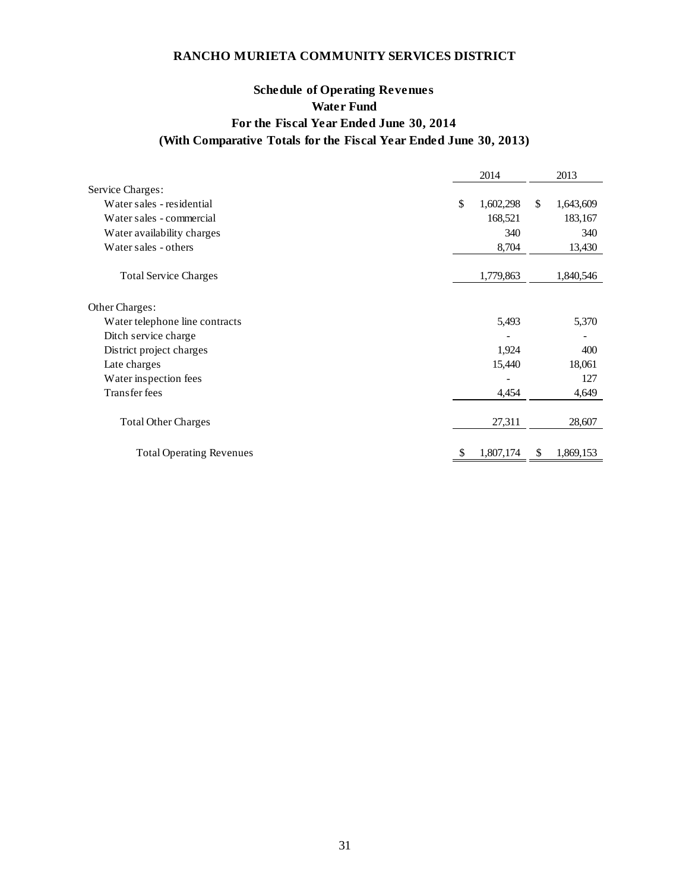# RANCHO MURIETA COMMUNITY SERVICES DISTRICT

## Schedule of Operating Revenues
## Water Fund
## For the Fiscal Year Ended June 30, 2014
## (With Comparative Totals for the Fiscal Year Ended June 30, 2013)

| | 2014 | 2013 |
|---|---|---|
| Service Charges: | | |
| Water sales - residential | $ 1,602,298 | $ 1,643,609 |
| Water sales - commercial | 168,521 | 183,167 |
| Water availability charges | 340 | 340 |
| Water sales - others | 8,704 | 13,430 |
| Total Service Charges | 1,779,863 | 1,840,546 |
| Other Charges: | | |
| Water telephone line contracts | 5,493 | 5,370 |
| Ditch service charge | - | - |
| District project charges | 1,924 | 400 |
| Late charges | 15,440 | 18,061 |
| Water inspection fees | - | 127 |
| Transfer fees | 4,454 | 4,649 |
| Total Other Charges | 27,311 | 28,607 |
| Total Operating Revenues | $ 1,807,174 | $ 1,869,153 |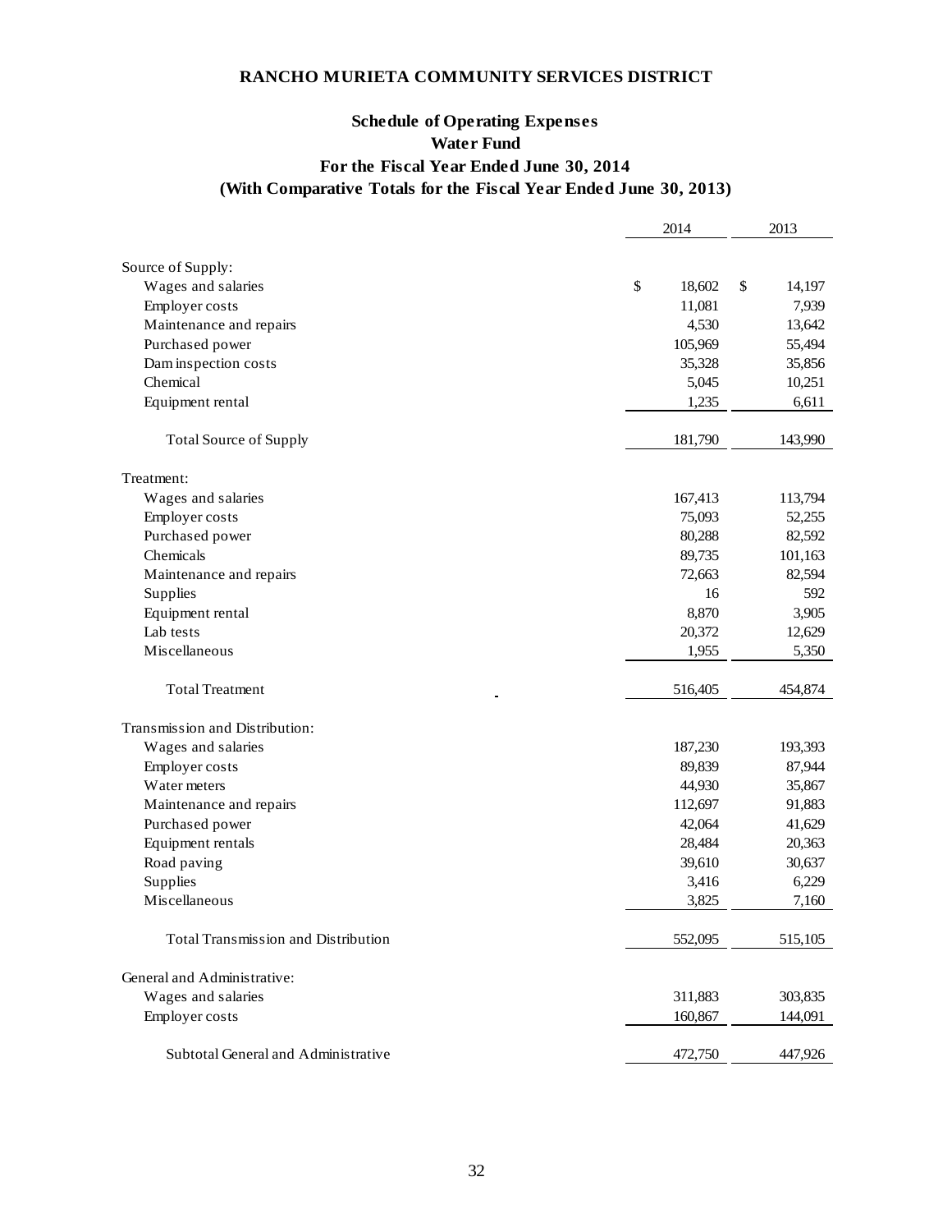# RANCHO MURIETA COMMUNITY SERVICES DISTRICT

## Schedule of Operating Expenses
## Water Fund
## For the Fiscal Year Ended June 30, 2014
## (With Comparative Totals for the Fiscal Year Ended June 30, 2013)

| | 2014 | 2013 |
|---|---|---|
| Source of Supply: | | |
| Wages and salaries | $ 18,602 | $ 14,197 |
| Employer costs | 11,081 | 7,939 |
| Maintenance and repairs | 4,530 | 13,642 |
| Purchased power | 105,969 | 55,494 |
| Dam inspection costs | 35,328 | 35,856 |
| Chemical | 5,045 | 10,251 |
| Equipment rental | 1,235 | 6,611 |
| Total Source of Supply | 181,790 | 143,990 |
| Treatment: | | |
| Wages and salaries | 167,413 | 113,794 |
| Employer costs | 75,093 | 52,255 |
| Purchased power | 80,288 | 82,592 |
| Chemicals | 89,735 | 101,163 |
| Maintenance and repairs | 72,663 | 82,594 |
| Supplies | 16 | 592 |
| Equipment rental | 8,870 | 3,905 |
| Lab tests | 20,372 | 12,629 |
| Miscellaneous | 1,955 | 5,350 |
| Total Treatment | 516,405 | 454,874 |
| Transmission and Distribution: | | |
| Wages and salaries | 187,230 | 193,393 |
| Employer costs | 89,839 | 87,944 |
| Water meters | 44,930 | 35,867 |
| Maintenance and repairs | 112,697 | 91,883 |
| Purchased power | 42,064 | 41,629 |
| Equipment rentals | 28,484 | 20,363 |
| Road paving | 39,610 | 30,637 |
| Supplies | 3,416 | 6,229 |
| Miscellaneous | 3,825 | 7,160 |
| Total Transmission and Distribution | 552,095 | 515,105 |
| General and Administrative: | | |
| Wages and salaries | 311,883 | 303,835 |
| Employer costs | 160,867 | 144,091 |
| Subtotal General and Administrative | 472,750 | 447,926 |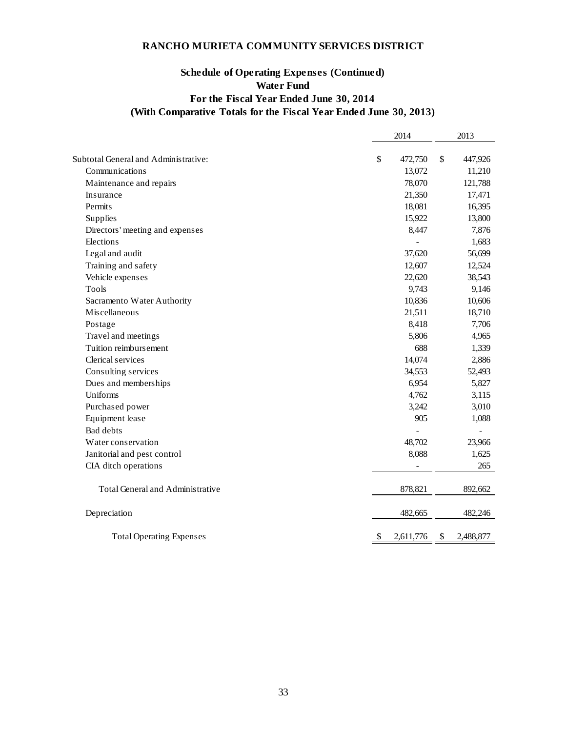# RANCHO MURIETA COMMUNITY SERVICES DISTRICT

## Schedule of Operating Expenses (Continued)
## Water Fund
## For the Fiscal Year Ended June 30, 2014
## (With Comparative Totals for the Fiscal Year Ended June 30, 2013)

| | 2014 | 2013 |
|---|---|---|
| Subtotal General and Administrative: | $ 472,750 | $ 447,926 |
| Communications | 13,072 | 11,210 |
| Maintenance and repairs | 78,070 | 121,788 |
| Insurance | 21,350 | 17,471 |
| Permits | 18,081 | 16,395 |
| Supplies | 15,922 | 13,800 |
| Directors' meeting and expenses | 8,447 | 7,876 |
| Elections | - | 1,683 |
| Legal and audit | 37,620 | 56,699 |
| Training and safety | 12,607 | 12,524 |
| Vehicle expenses | 22,620 | 38,543 |
| Tools | 9,743 | 9,146 |
| Sacramento Water Authority | 10,836 | 10,606 |
| Miscellaneous | 21,511 | 18,710 |
| Postage | 8,418 | 7,706 |
| Travel and meetings | 5,806 | 4,965 |
| Tuition reimbursement | 688 | 1,339 |
| Clerical services | 14,074 | 2,886 |
| Consulting services | 34,553 | 52,493 |
| Dues and memberships | 6,954 | 5,827 |
| Uniforms | 4,762 | 3,115 |
| Purchased power | 3,242 | 3,010 |
| Equipment lease | 905 | 1,088 |
| Bad debts | - | - |
| Water conservation | 48,702 | 23,966 |
| Janitorial and pest control | 8,088 | 1,625 |
| CIA ditch operations | - | 265 |
| Total General and Administrative | 878,821 | 892,662 |
| Depreciation | 482,665 | 482,246 |
| Total Operating Expenses | $ 2,611,776 | $ 2,488,877 |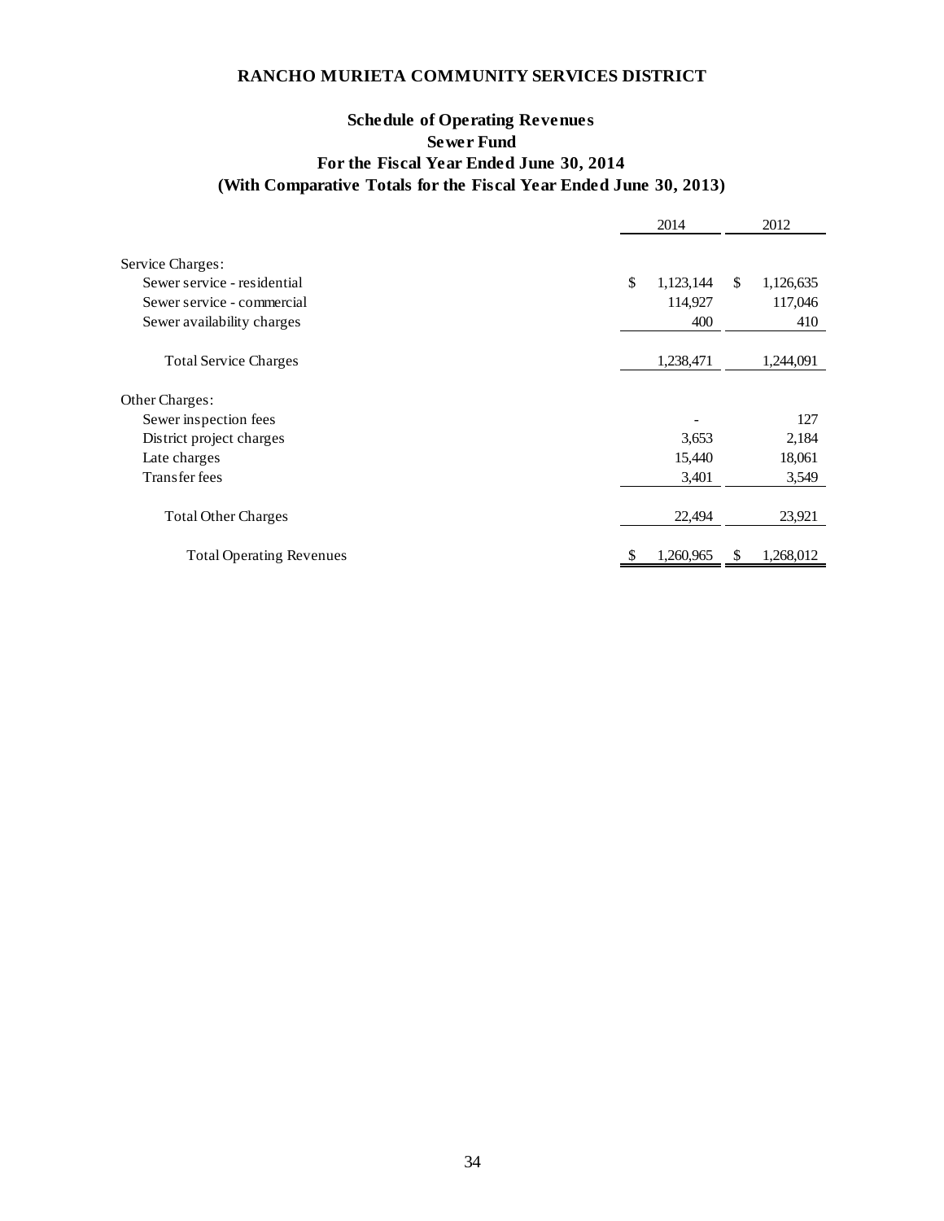# RANCHO MURIETA COMMUNITY SERVICES DISTRICT

## Schedule of Operating Revenues
## Sewer Fund
## For the Fiscal Year Ended June 30, 2014
## (With Comparative Totals for the Fiscal Year Ended June 30, 2013)

| | 2014 | 2012 |
|---|---|---|
| Service Charges: | | |
| Sewer service - residential | $ 1,123,144 | $ 1,126,635 |
| Sewer service - commercial | 114,927 | 117,046 |
| Sewer availability charges | 400 | 410 |
| Total Service Charges | 1,238,471 | 1,244,091 |
| Other Charges: | | |
| Sewer inspection fees | - | 127 |
| District project charges | 3,653 | 2,184 |
| Late charges | 15,440 | 18,061 |
| Transfer fees | 3,401 | 3,549 |
| Total Other Charges | 22,494 | 23,921 |
| Total Operating Revenues | $ 1,260,965 | $ 1,268,012 |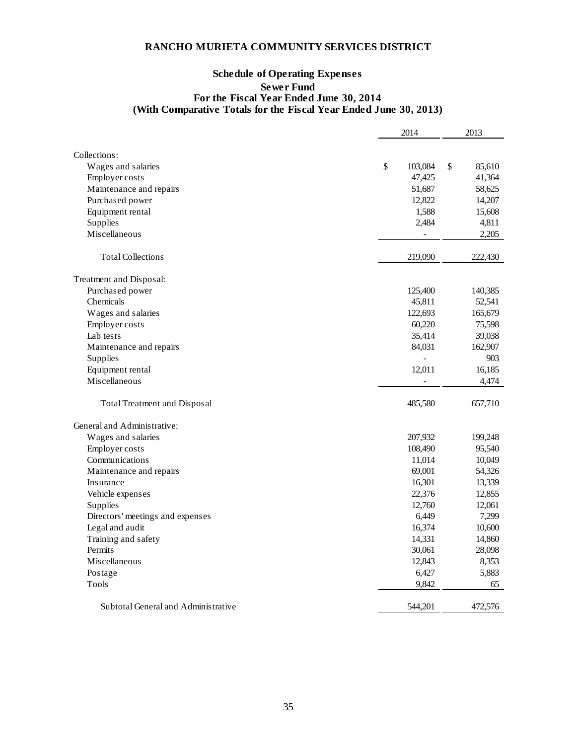# RANCHO MURIETA COMMUNITY SERVICES DISTRICT

## Schedule of Operating Expenses

### Sewer Fund

### For the Fiscal Year Ended June 30, 2014

### (With Comparative Totals for the Fiscal Year Ended June 30, 2013)

| | 2014 | 2013 |
|---|---|---|
| Collections: | | |
| Wages and salaries | $ 103,084 | $ 85,610 |
| Employer costs | 47,425 | 41,364 |
| Maintenance and repairs | 51,687 | 58,625 |
| Purchased power | 12,822 | 14,207 |
| Equipment rental | 1,588 | 15,608 |
| Supplies | 2,484 | 4,811 |
| Miscellaneous | - | 2,205 |
| Total Collections | 219,090 | 222,430 |
| Treatment and Disposal: | | |
| Purchased power | 125,400 | 140,385 |
| Chemicals | 45,811 | 52,541 |
| Wages and salaries | 122,693 | 165,679 |
| Employer costs | 60,220 | 75,598 |
| Lab tests | 35,414 | 39,038 |
| Maintenance and repairs | 84,031 | 162,907 |
| Supplies | - | 903 |
| Equipment rental | 12,011 | 16,185 |
| Miscellaneous | - | 4,474 |
| Total Treatment and Disposal | 485,580 | 657,710 |
| General and Administrative: | | |
| Wages and salaries | 207,932 | 199,248 |
| Employer costs | 108,490 | 95,540 |
| Communications | 11,014 | 10,049 |
| Maintenance and repairs | 69,001 | 54,326 |
| Insurance | 16,301 | 13,339 |
| Vehicle expenses | 22,376 | 12,855 |
| Supplies | 12,760 | 12,061 |
| Directors' meetings and expenses | 6,449 | 7,299 |
| Legal and audit | 16,374 | 10,600 |
| Training and safety | 14,331 | 14,860 |
| Permits | 30,061 | 28,098 |
| Miscellaneous | 12,843 | 8,353 |
| Postage | 6,427 | 5,883 |
| Tools | 9,842 | 65 |
| Subtotal General and Administrative | 544,201 | 472,576 |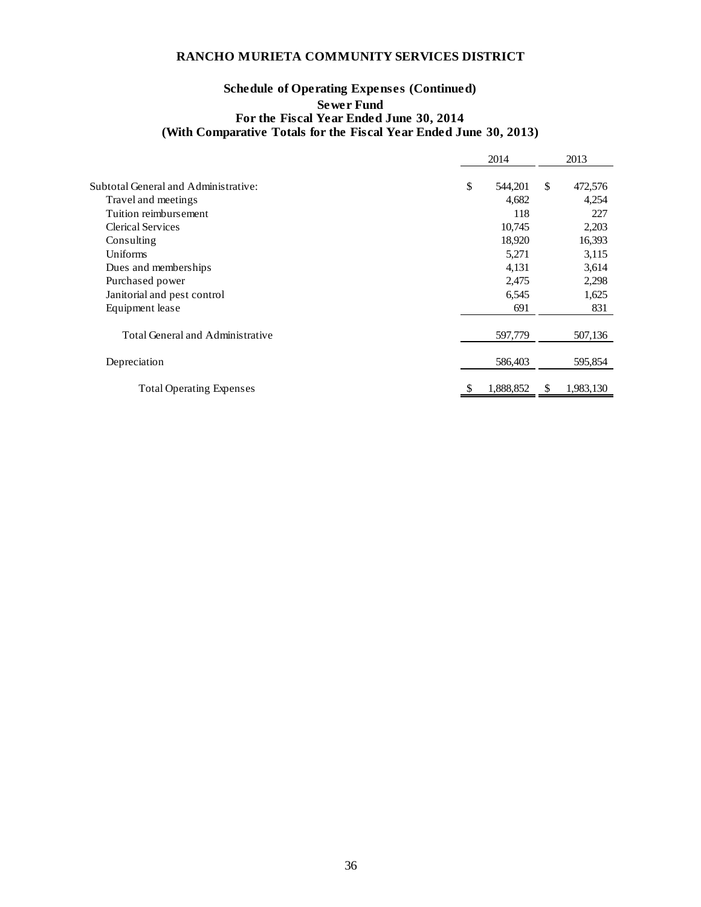# RANCHO MURIETA COMMUNITY SERVICES DISTRICT

## Schedule of Operating Expenses (Continued)

### Sewer Fund
### For the Fiscal Year Ended June 30, 2014
### (With Comparative Totals for the Fiscal Year Ended June 30, 2013)

| | 2014 | 2013 |
|---|---|---|
| Subtotal General and Administrative: | $ 544,201 | $ 472,576 |
| Travel and meetings | 4,682 | 4,254 |
| Tuition reimbursement | 118 | 227 |
| Clerical Services | 10,745 | 2,203 |
| Consulting | 18,920 | 16,393 |
| Uniforms | 5,271 | 3,115 |
| Dues and memberships | 4,131 | 3,614 |
| Purchased power | 2,475 | 2,298 |
| Janitorial and pest control | 6,545 | 1,625 |
| Equipment lease | 691 | 831 |
| Total General and Administrative | 597,779 | 507,136 |
| Depreciation | 586,403 | 595,854 |
| Total Operating Expenses | $ 1,888,852 | $ 1,983,130 |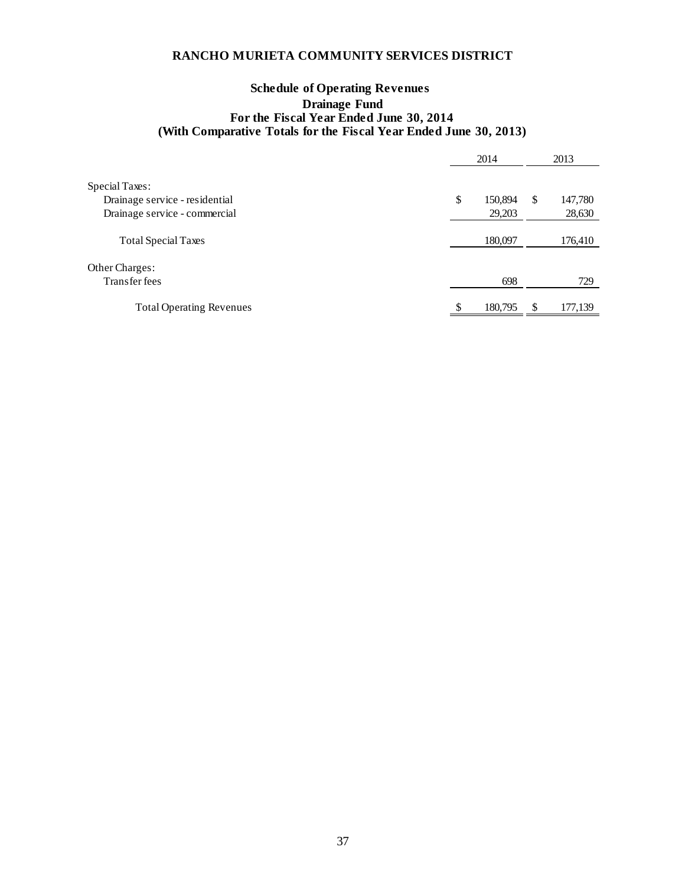# RANCHO MURIETA COMMUNITY SERVICES DISTRICT

## Schedule of Operating Revenues
### Drainage Fund
### For the Fiscal Year Ended June 30, 2014
### (With Comparative Totals for the Fiscal Year Ended June 30, 2013)

| | 2014 | 2013 |
|---|---|---|
| Special Taxes: | | |
| Drainage service - residential | $ 150,894 | $ 147,780 |
| Drainage service - commercial | 29,203 | 28,630 |
| Total Special Taxes | 180,097 | 176,410 |
| Other Charges: | | |
| Transfer fees | 698 | 729 |
| Total Operating Revenues | $ 180,795 | $ 177,139 |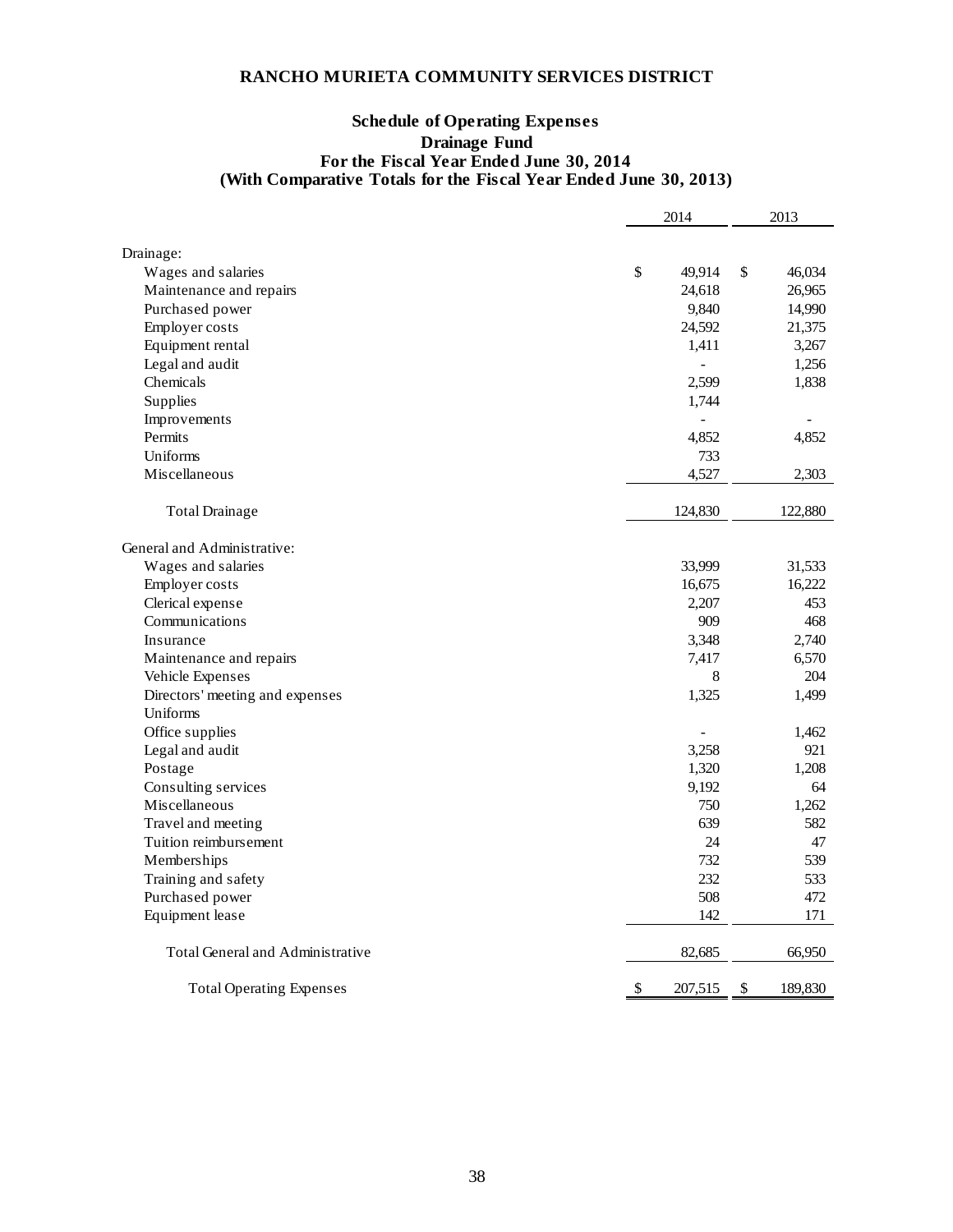# RANCHO MURIETA COMMUNITY SERVICES DISTRICT

## Schedule of Operating Expenses
## Drainage Fund
## For the Fiscal Year Ended June 30, 2014
## (With Comparative Totals for the Fiscal Year Ended June 30, 2013)

| | 2014 | 2013 |
|---|---|---|
| Drainage: | | |
| Wages and salaries | $ 49,914 | $ 46,034 |
| Maintenance and repairs | 24,618 | 26,965 |
| Purchased power | 9,840 | 14,990 |
| Employer costs | 24,592 | 21,375 |
| Equipment rental | 1,411 | 3,267 |
| Legal and audit | - | 1,256 |
| Chemicals | 2,599 | 1,838 |
| Supplies | 1,744 | |
| Improvements | - | - |
| Permits | 4,852 | 4,852 |
| Uniforms | 733 | |
| Miscellaneous | 4,527 | 2,303 |
| Total Drainage | 124,830 | 122,880 |
| General and Administrative: | | |
| Wages and salaries | 33,999 | 31,533 |
| Employer costs | 16,675 | 16,222 |
| Clerical expense | 2,207 | 453 |
| Communications | 909 | 468 |
| Insurance | 3,348 | 2,740 |
| Maintenance and repairs | 7,417 | 6,570 |
| Vehicle Expenses | 8 | 204 |
| Directors' meeting and expenses | 1,325 | 1,499 |
| Uniforms | | |
| Office supplies | - | 1,462 |
| Legal and audit | 3,258 | 921 |
| Postage | 1,320 | 1,208 |
| Consulting services | 9,192 | 64 |
| Miscellaneous | 750 | 1,262 |
| Travel and meeting | 639 | 582 |
| Tuition reimbursement | 24 | 47 |
| Memberships | 732 | 539 |
| Training and safety | 232 | 533 |
| Purchased power | 508 | 472 |
| Equipment lease | 142 | 171 |
| Total General and Administrative | 82,685 | 66,950 |
| Total Operating Expenses | $ 207,515 | $ 189,830 |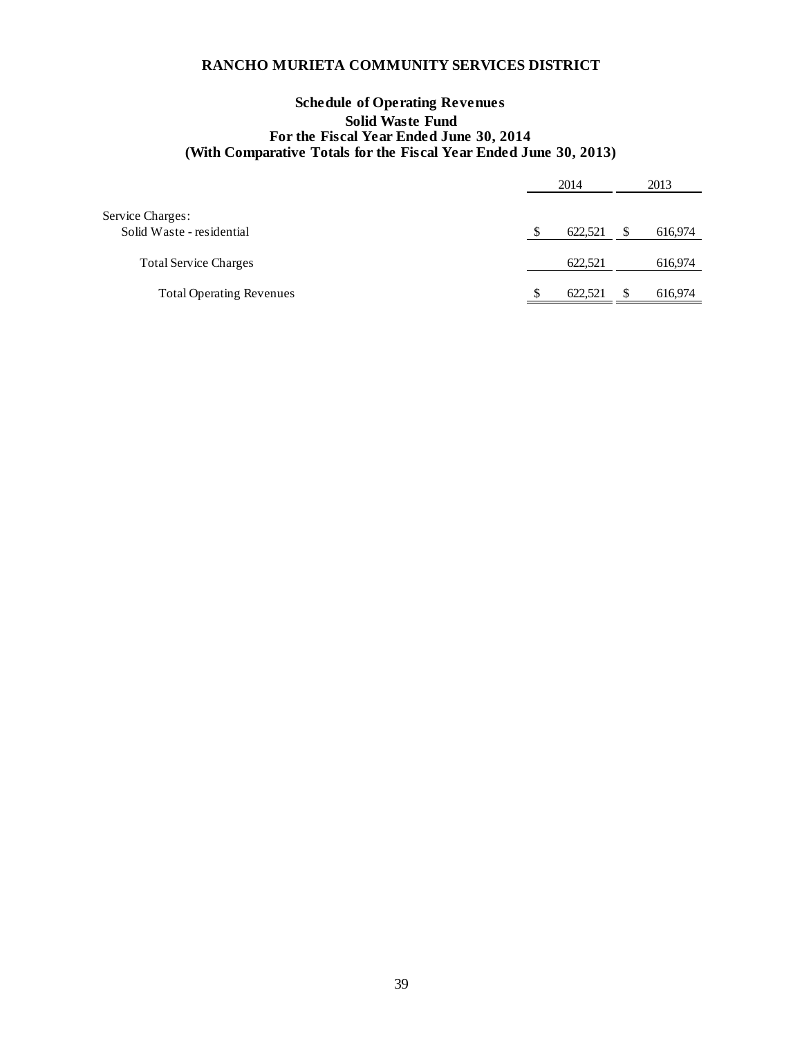# RANCHO MURIETA COMMUNITY SERVICES DISTRICT

## Schedule of Operating Revenues
## Solid Waste Fund
## For the Fiscal Year Ended June 30, 2014
## (With Comparative Totals for the Fiscal Year Ended June 30, 2013)

| | 2014 | 2013 |
|---|---|---|
| Service Charges: | | |
| Solid Waste - residential | $ 622,521 | $ 616,974 |
| Total Service Charges | 622,521 | 616,974 |
| Total Operating Revenues | $ 622,521 | $ 616,974 |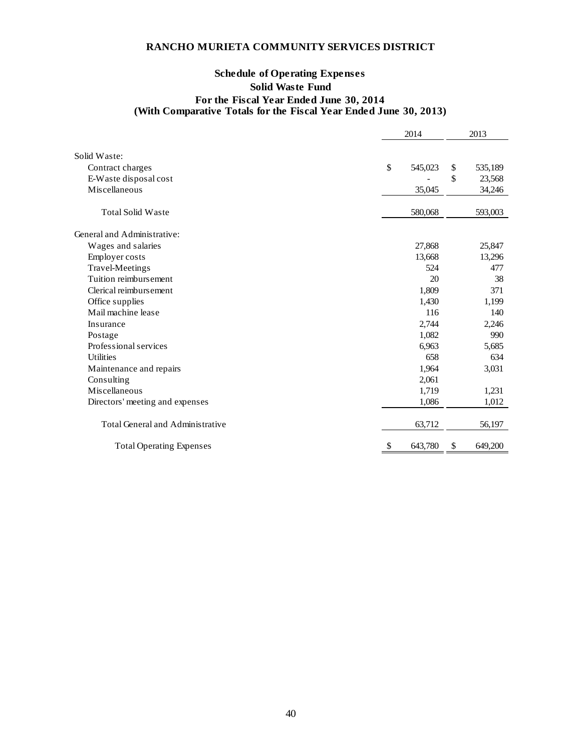# RANCHO MURIETA COMMUNITY SERVICES DISTRICT

## Schedule of Operating Expenses
### Solid Waste Fund
### For the Fiscal Year Ended June 30, 2014
### (With Comparative Totals for the Fiscal Year Ended June 30, 2013)

| | 2014 | 2013 |
|---|---|---|
| Solid Waste: | | |
| Contract charges | $ 545,023 | $ 535,189 |
| E-Waste disposal cost | - | $ 23,568 |
| Miscellaneous | 35,045 | 34,246 |
| Total Solid Waste | 580,068 | 593,003 |
| General and Administrative: | | |
| Wages and salaries | 27,868 | 25,847 |
| Employer costs | 13,668 | 13,296 |
| Travel-Meetings | 524 | 477 |
| Tuition reimbursement | 20 | 38 |
| Clerical reimbursement | 1,809 | 371 |
| Office supplies | 1,430 | 1,199 |
| Mail machine lease | 116 | 140 |
| Insurance | 2,744 | 2,246 |
| Postage | 1,082 | 990 |
| Professional services | 6,963 | 5,685 |
| Utilities | 658 | 634 |
| Maintenance and repairs | 1,964 | 3,031 |
| Consulting | 2,061 | |
| Miscellaneous | 1,719 | 1,231 |
| Directors' meeting and expenses | 1,086 | 1,012 |
| Total General and Administrative | 63,712 | 56,197 |
| Total Operating Expenses | $ 643,780 | $ 649,200 |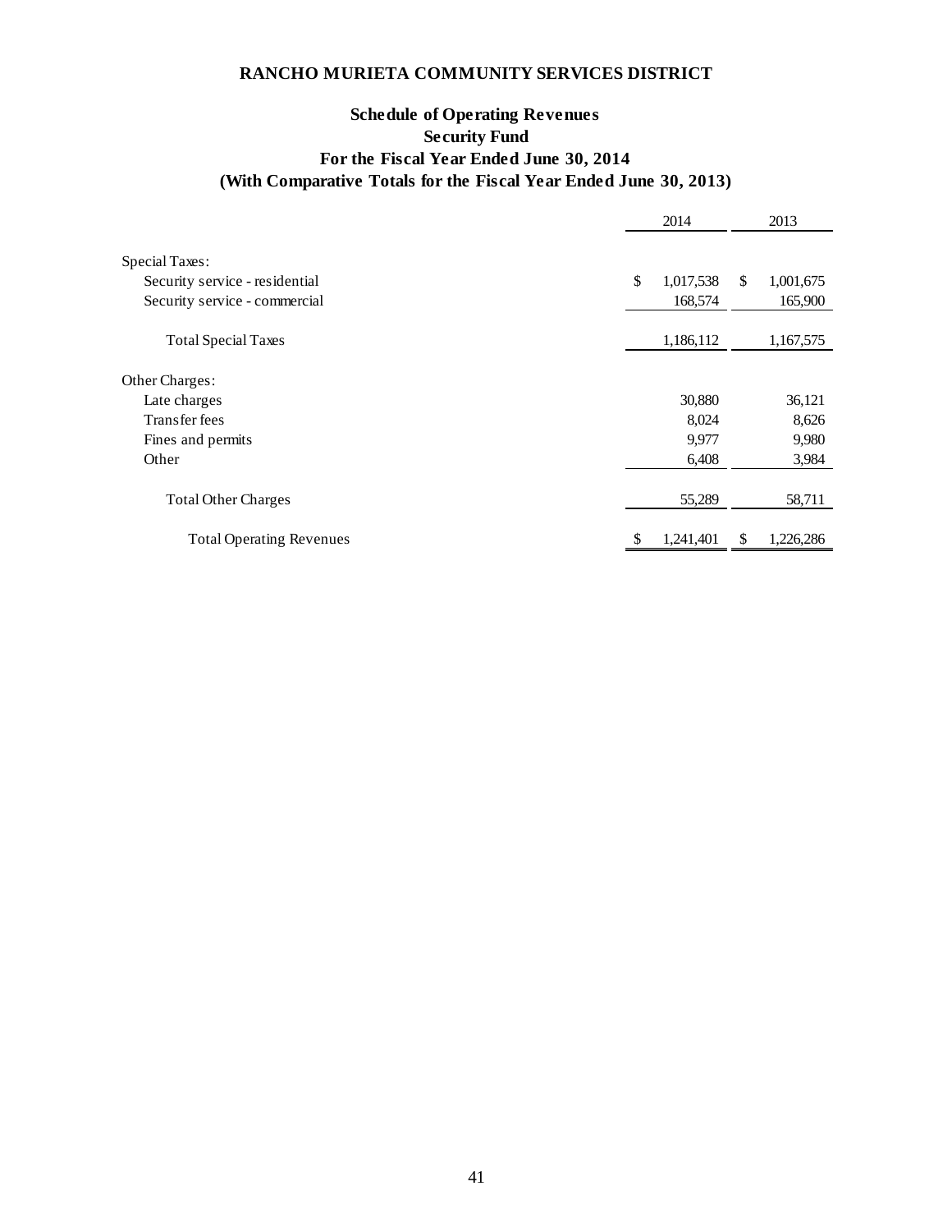# RANCHO MURIETA COMMUNITY SERVICES DISTRICT

## Schedule of Operating Revenues
## Security Fund
## For the Fiscal Year Ended June 30, 2014
## (With Comparative Totals for the Fiscal Year Ended June 30, 2013)

| | 2014 | 2013 |
|---|---|---|
| Special Taxes: | | |
| Security service - residential | $ 1,017,538 | $ 1,001,675 |
| Security service - commercial | 168,574 | 165,900 |
| Total Special Taxes | 1,186,112 | 1,167,575 |
| Other Charges: | | |
| Late charges | 30,880 | 36,121 |
| Transfer fees | 8,024 | 8,626 |
| Fines and permits | 9,977 | 9,980 |
| Other | 6,408 | 3,984 |
| Total Other Charges | 55,289 | 58,711 |
| Total Operating Revenues | $ 1,241,401 | $ 1,226,286 |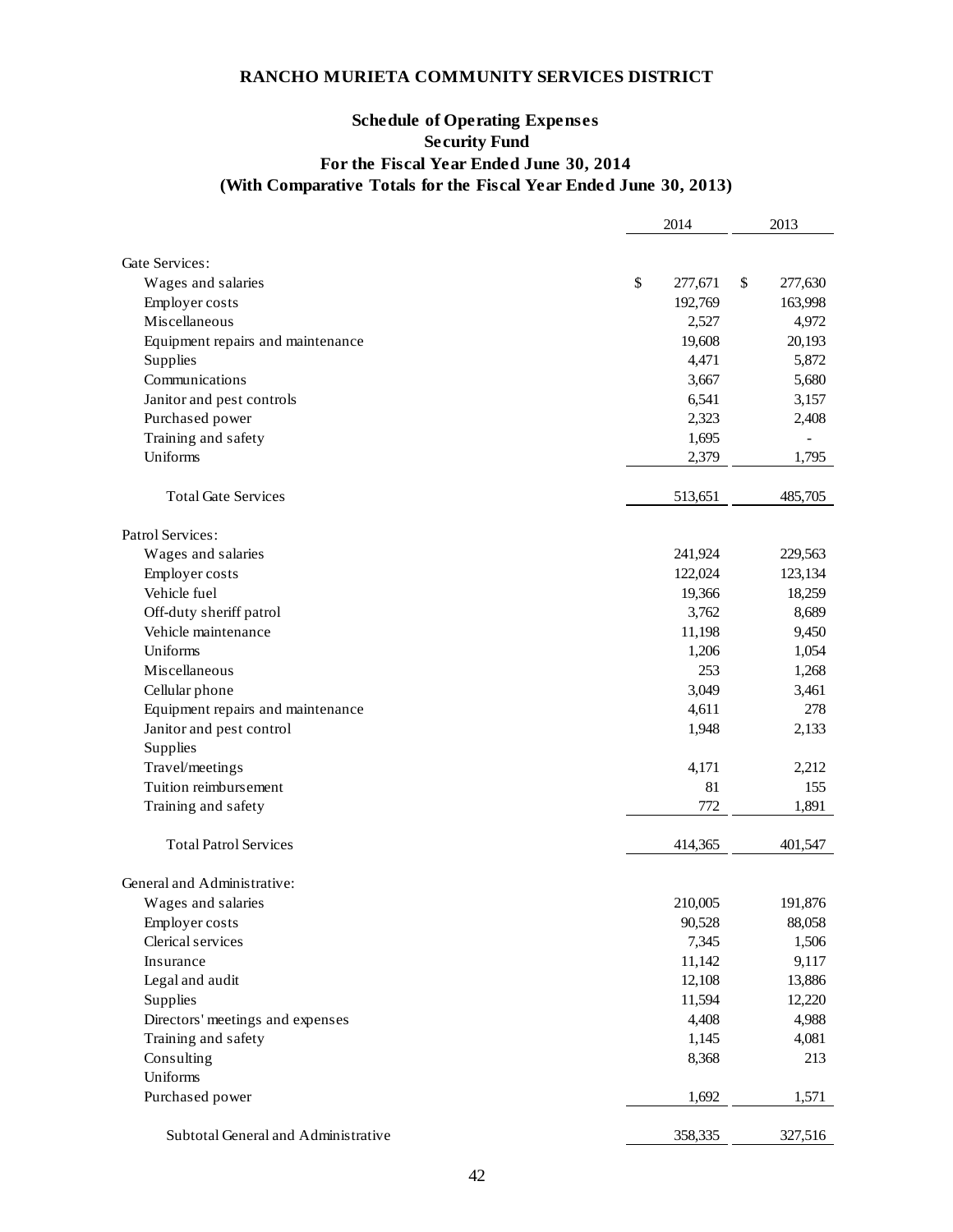# RANCHO MURIETA COMMUNITY SERVICES DISTRICT

## Schedule of Operating Expenses
## Security Fund
## For the Fiscal Year Ended June 30, 2014
## (With Comparative Totals for the Fiscal Year Ended June 30, 2013)

| | 2014 | 2013 |
|---|---|---|
| Gate Services: | | |
| Wages and salaries | $ 277,671 | $ 277,630 |
| Employer costs | 192,769 | 163,998 |
| Miscellaneous | 2,527 | 4,972 |
| Equipment repairs and maintenance | 19,608 | 20,193 |
| Supplies | 4,471 | 5,872 |
| Communications | 3,667 | 5,680 |
| Janitor and pest controls | 6,541 | 3,157 |
| Purchased power | 2,323 | 2,408 |
| Training and safety | 1,695 | - |
| Uniforms | 2,379 | 1,795 |
| Total Gate Services | 513,651 | 485,705 |
| Patrol Services: | | |
| Wages and salaries | 241,924 | 229,563 |
| Employer costs | 122,024 | 123,134 |
| Vehicle fuel | 19,366 | 18,259 |
| Off-duty sheriff patrol | 3,762 | 8,689 |
| Vehicle maintenance | 11,198 | 9,450 |
| Uniforms | 1,206 | 1,054 |
| Miscellaneous | 253 | 1,268 |
| Cellular phone | 3,049 | 3,461 |
| Equipment repairs and maintenance | 4,611 | 278 |
| Janitor and pest control | 1,948 | 2,133 |
| Supplies | | |
| Travel/meetings | 4,171 | 2,212 |
| Tuition reimbursement | 81 | 155 |
| Training and safety | 772 | 1,891 |
| Total Patrol Services | 414,365 | 401,547 |
| General and Administrative: | | |
| Wages and salaries | 210,005 | 191,876 |
| Employer costs | 90,528 | 88,058 |
| Clerical services | 7,345 | 1,506 |
| Insurance | 11,142 | 9,117 |
| Legal and audit | 12,108 | 13,886 |
| Supplies | 11,594 | 12,220 |
| Directors' meetings and expenses | 4,408 | 4,988 |
| Training and safety | 1,145 | 4,081 |
| Consulting | 8,368 | 213 |
| Uniforms | | |
| Purchased power | 1,692 | 1,571 |
| Subtotal General and Administrative | 358,335 | 327,516 |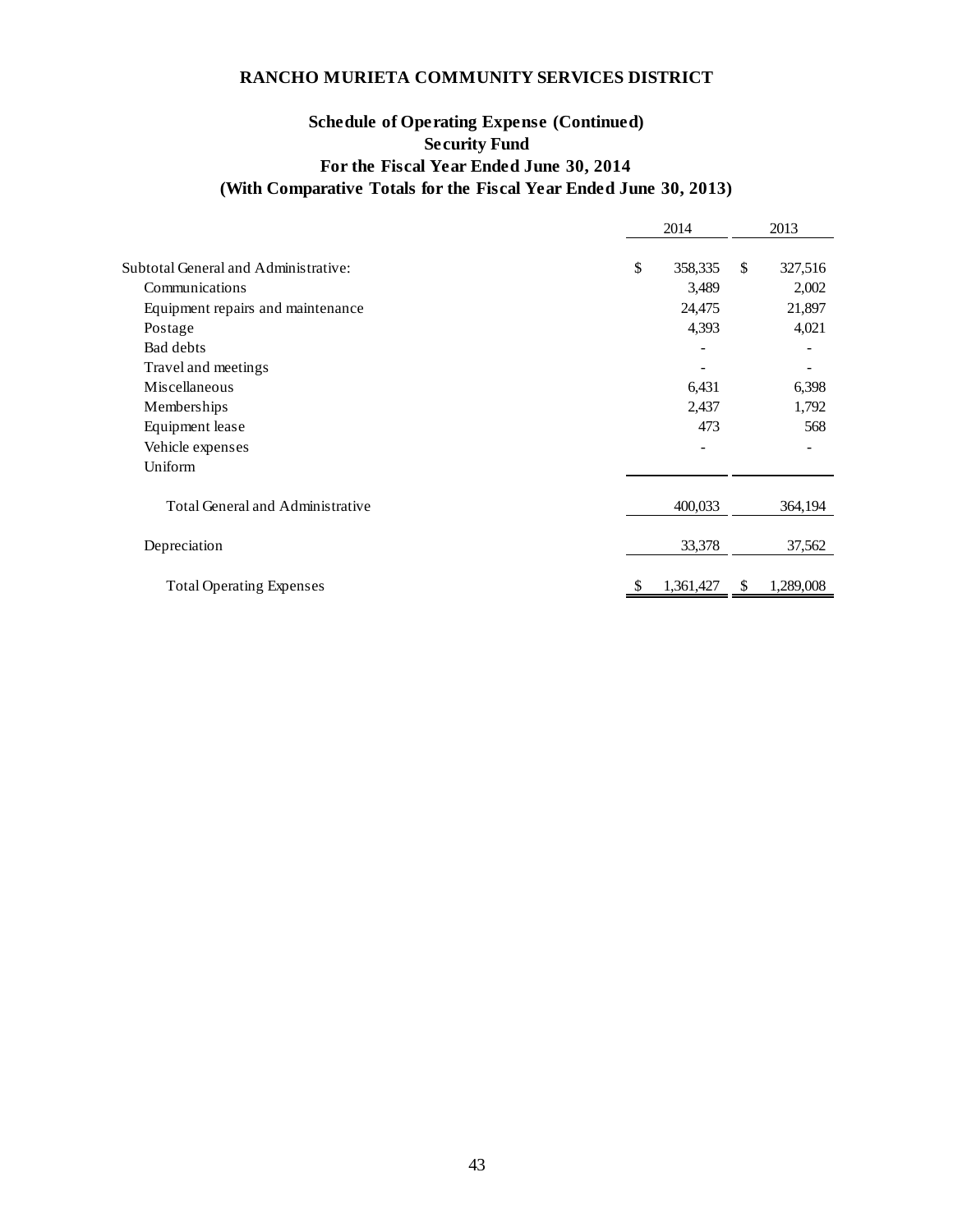# RANCHO MURIETA COMMUNITY SERVICES DISTRICT

## Schedule of Operating Expense (Continued)
## Security Fund
## For the Fiscal Year Ended June 30, 2014
## (With Comparative Totals for the Fiscal Year Ended June 30, 2013)

| | 2014 | 2013 |
|---|---|---|
| Subtotal General and Administrative: | $ 358,335 | $ 327,516 |
| Communications | 3,489 | 2,002 |
| Equipment repairs and maintenance | 24,475 | 21,897 |
| Postage | 4,393 | 4,021 |
| Bad debts | - | - |
| Travel and meetings | - | - |
| Miscellaneous | 6,431 | 6,398 |
| Memberships | 2,437 | 1,792 |
| Equipment lease | 473 | 568 |
| Vehicle expenses | - | - |
| Uniform | | |
| Total General and Administrative | 400,033 | 364,194 |
| Depreciation | 33,378 | 37,562 |
| Total Operating Expenses | $ 1,361,427 | $ 1,289,008 |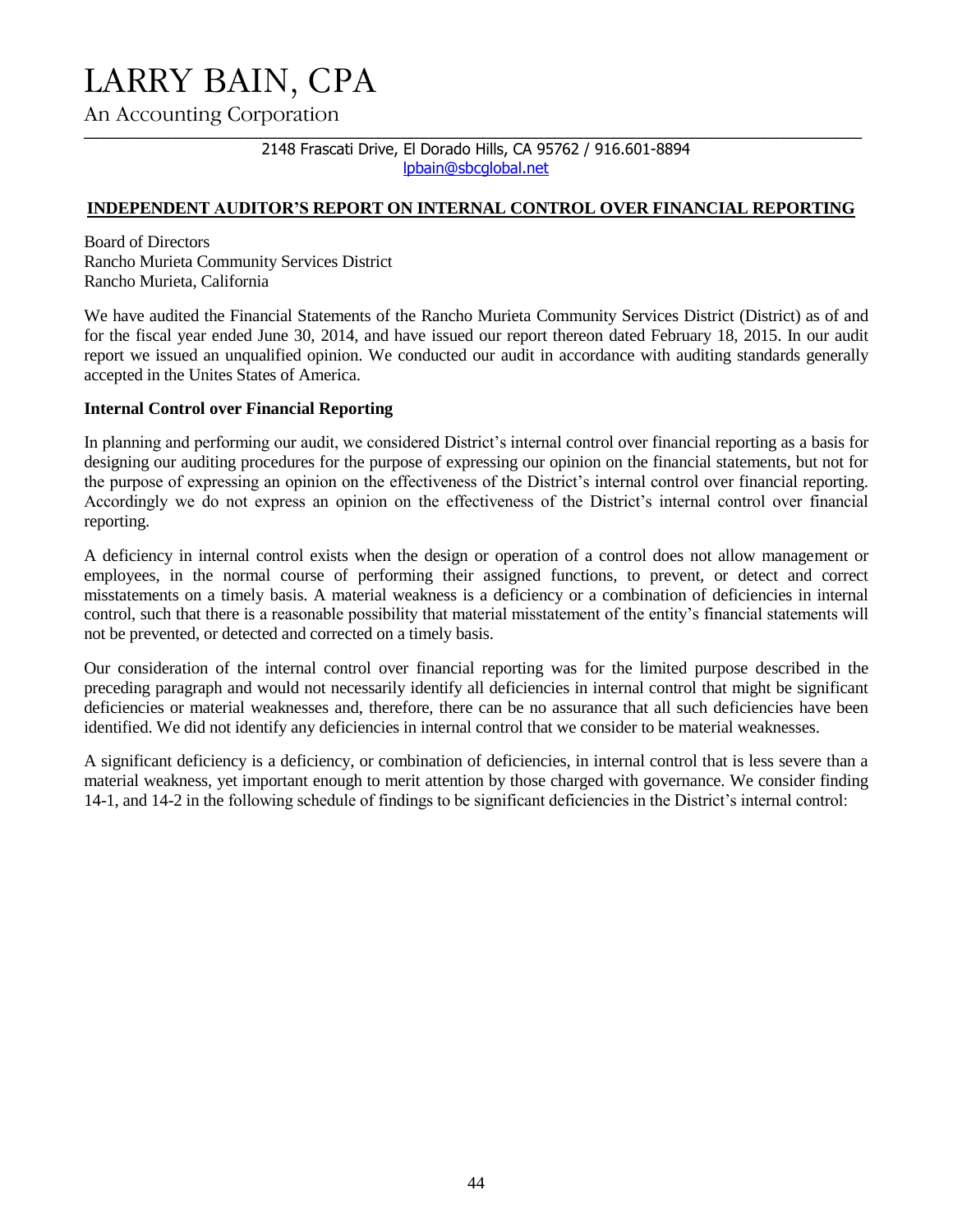# LARRY BAIN, CPA

An Accounting Corporation

2148 Frascati Drive, El Dorado Hills, CA 95762 / 916.601-8894
lpbain@sbcglobal.net

**INDEPENDENT AUDITOR'S REPORT ON INTERNAL CONTROL OVER FINANCIAL REPORTING**

Board of Directors
Rancho Murieta Community Services District
Rancho Murieta, California

We have audited the Financial Statements of the Rancho Murieta Community Services District (District) as of and for the fiscal year ended June 30, 2014, and have issued our report thereon dated February 18, 2015. In our audit report we issued an unqualified opinion. We conducted our audit in accordance with auditing standards generally accepted in the Unites States of America.

**Internal Control over Financial Reporting**

In planning and performing our audit, we considered District's internal control over financial reporting as a basis for designing our auditing procedures for the purpose of expressing our opinion on the financial statements, but not for the purpose of expressing an opinion on the effectiveness of the District's internal control over financial reporting. Accordingly we do not express an opinion on the effectiveness of the District's internal control over financial reporting.

A deficiency in internal control exists when the design or operation of a control does not allow management or employees, in the normal course of performing their assigned functions, to prevent, or detect and correct misstatements on a timely basis. A material weakness is a deficiency or a combination of deficiencies in internal control, such that there is a reasonable possibility that material misstatement of the entity's financial statements will not be prevented, or detected and corrected on a timely basis.

Our consideration of the internal control over financial reporting was for the limited purpose described in the preceding paragraph and would not necessarily identify all deficiencies in internal control that might be significant deficiencies or material weaknesses and, therefore, there can be no assurance that all such deficiencies have been identified. We did not identify any deficiencies in internal control that we consider to be material weaknesses.

A significant deficiency is a deficiency, or combination of deficiencies, in internal control that is less severe than a material weakness, yet important enough to merit attention by those charged with governance. We consider finding 14-1, and 14-2 in the following schedule of findings to be significant deficiencies in the District's internal control: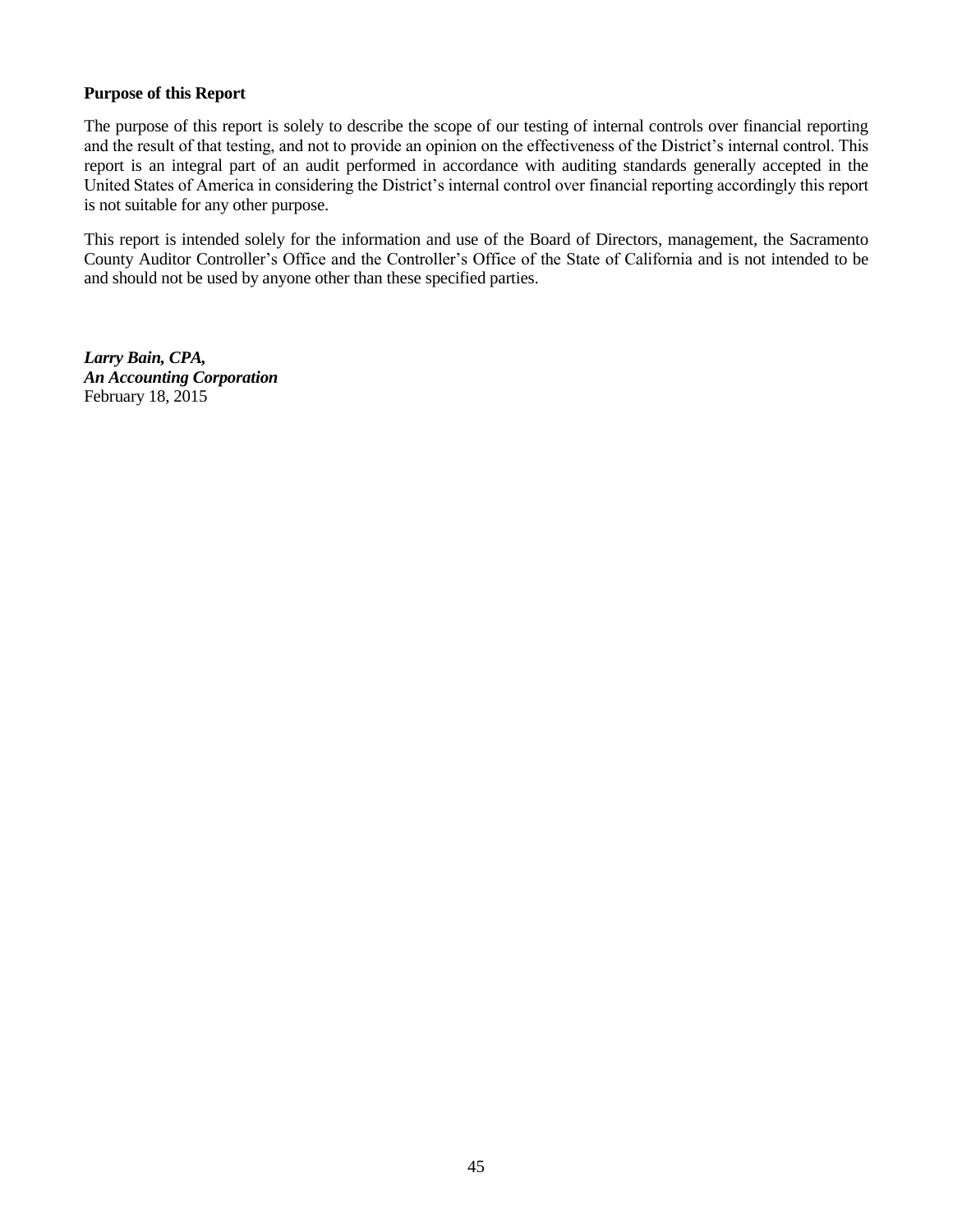**Purpose of this Report**

The purpose of this report is solely to describe the scope of our testing of internal controls over financial reporting and the result of that testing, and not to provide an opinion on the effectiveness of the District's internal control. This report is an integral part of an audit performed in accordance with auditing standards generally accepted in the United States of America in considering the District's internal control over financial reporting accordingly this report is not suitable for any other purpose.

This report is intended solely for the information and use of the Board of Directors, management, the Sacramento County Auditor Controller's Office and the Controller's Office of the State of California and is not intended to be and should not be used by anyone other than these specified parties.

***Larry Bain, CPA,***
***An Accounting Corporation***
February 18, 2015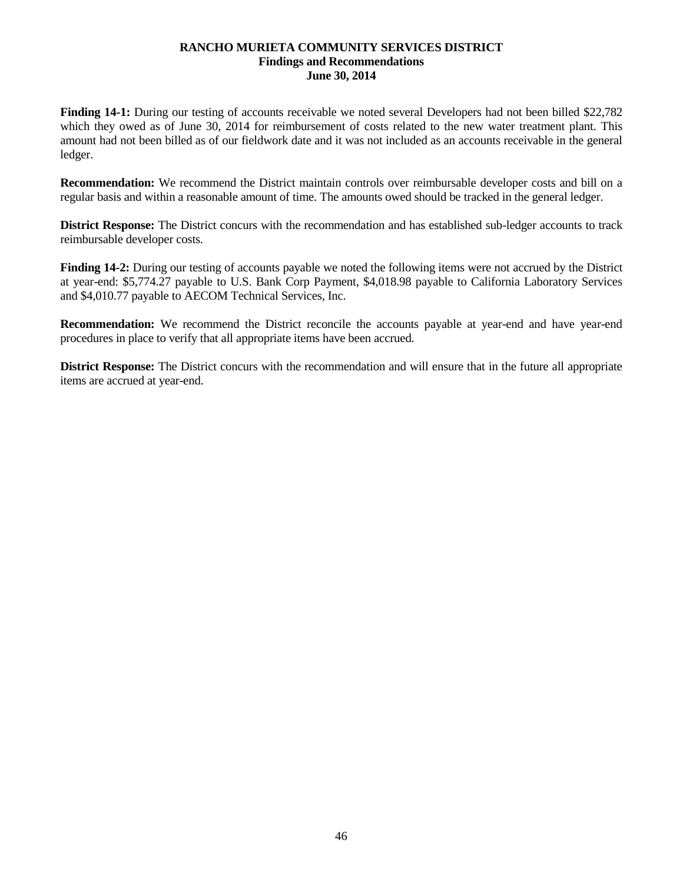**RANCHO MURIETA COMMUNITY SERVICES DISTRICT**
**Findings and Recommendations**
**June 30, 2014**

**Finding 14-1:** During our testing of accounts receivable we noted several Developers had not been billed $22,782 which they owed as of June 30, 2014 for reimbursement of costs related to the new water treatment plant. This amount had not been billed as of our fieldwork date and it was not included as an accounts receivable in the general ledger.

**Recommendation:** We recommend the District maintain controls over reimbursable developer costs and bill on a regular basis and within a reasonable amount of time. The amounts owed should be tracked in the general ledger.

**District Response:** The District concurs with the recommendation and has established sub-ledger accounts to track reimbursable developer costs.

**Finding 14-2:** During our testing of accounts payable we noted the following items were not accrued by the District at year-end: $5,774.27 payable to U.S. Bank Corp Payment, $4,018.98 payable to California Laboratory Services and $4,010.77 payable to AECOM Technical Services, Inc.

**Recommendation:** We recommend the District reconcile the accounts payable at year-end and have year-end procedures in place to verify that all appropriate items have been accrued.

**District Response:** The District concurs with the recommendation and will ensure that in the future all appropriate items are accrued at year-end.